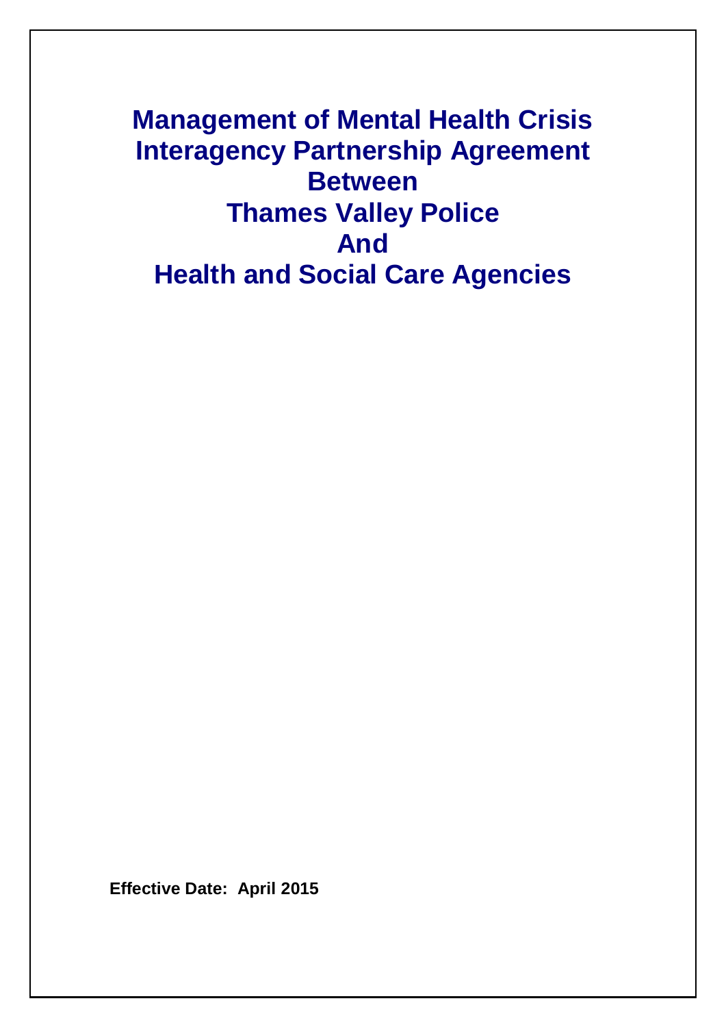# Management of Mental Health Crisis Interagency Partnership Agreement Between Thames Valley Police And Health and Social Care Agencies

**Effective Date: April 2015**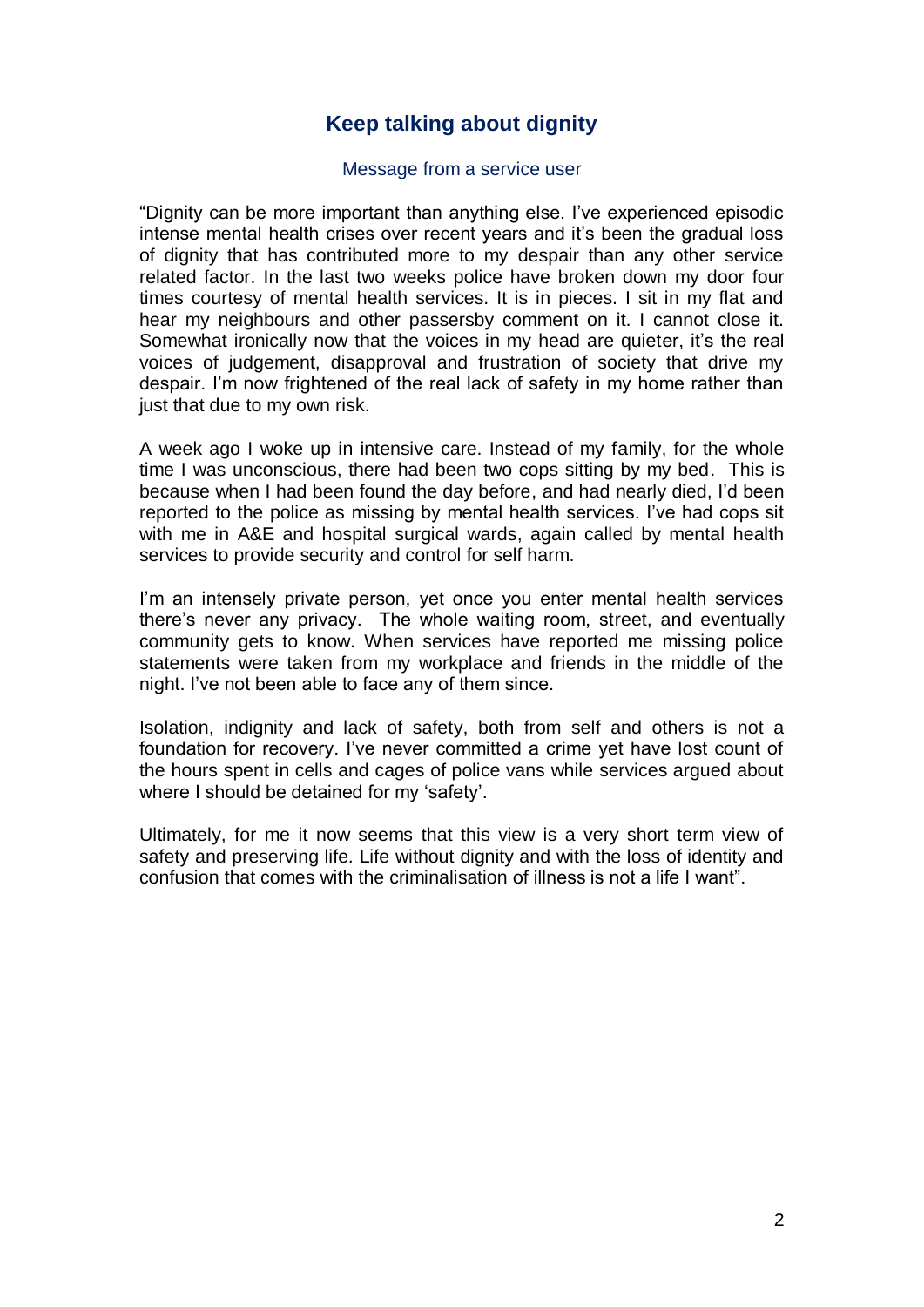## Keep talking about dignity

Message from a service user

"Dignity can be more important than anything else. I've experienced episodic intense mental health crises over recent years and it's been the gradual loss of dignity that has contributed more to my despair than any other service related factor. In the last two weeks police have broken down my door four times courtesy of mental health services. It is in pieces. I sit in my flat and hear my neighbours and other passersby comment on it. I cannot close it. Somewhat ironically now that the voices in my head are quieter, it's the real voices of judgement, disapproval and frustration of society that drive my despair. I'm now frightened of the real lack of safety in my home rather than just that due to my own risk.

A week ago I woke up in intensive care. Instead of my family, for the whole time I was unconscious, there had been two cops sitting by my bed. This is because when I had been found the day before, and had nearly died, I'd been reported to the police as missing by mental health services. I've had cops sit with me in A&E and hospital surgical wards, again called by mental health services to provide security and control for self harm.

I'm an intensely private person, yet once you enter mental health services there's never any privacy. The whole waiting room, street, and eventually community gets to know. When services have reported me missing police statements were taken from my workplace and friends in the middle of the night. I've not been able to face any of them since.

Isolation, indignity and lack of safety, both from self and others is not a foundation for recovery. I've never committed a crime yet have lost count of the hours spent in cells and cages of police vans while services argued about where I should be detained for my 'safety'.

Ultimately, for me it now seems that this view is a very short term view of safety and preserving life. Life without dignity and with the loss of identity and confusion that comes with the criminalisation of illness is not a life I want".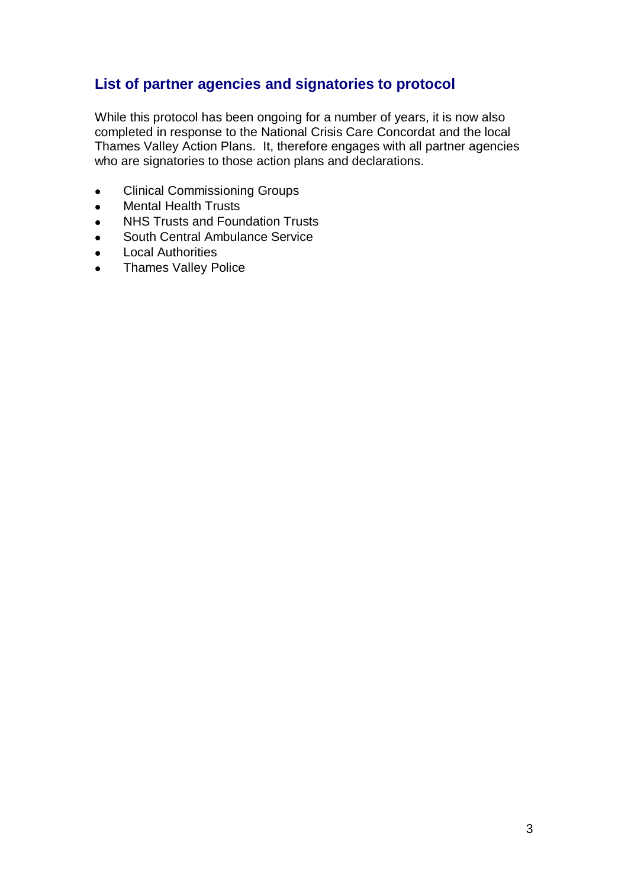## List of partner agencies and signatories to protocol

While this protocol has been ongoing for a number of years, it is now also completed in response to the National Crisis Care Concordat and the local Thames Valley Action Plans. It, therefore engages with all partner agencies who are signatories to those action plans and declarations.

- Clinical Commissioning Groups
- Mental Health Trusts
- NHS Trusts and Foundation Trusts
- South Central Ambulance Service
- Local Authorities
- Thames Valley Police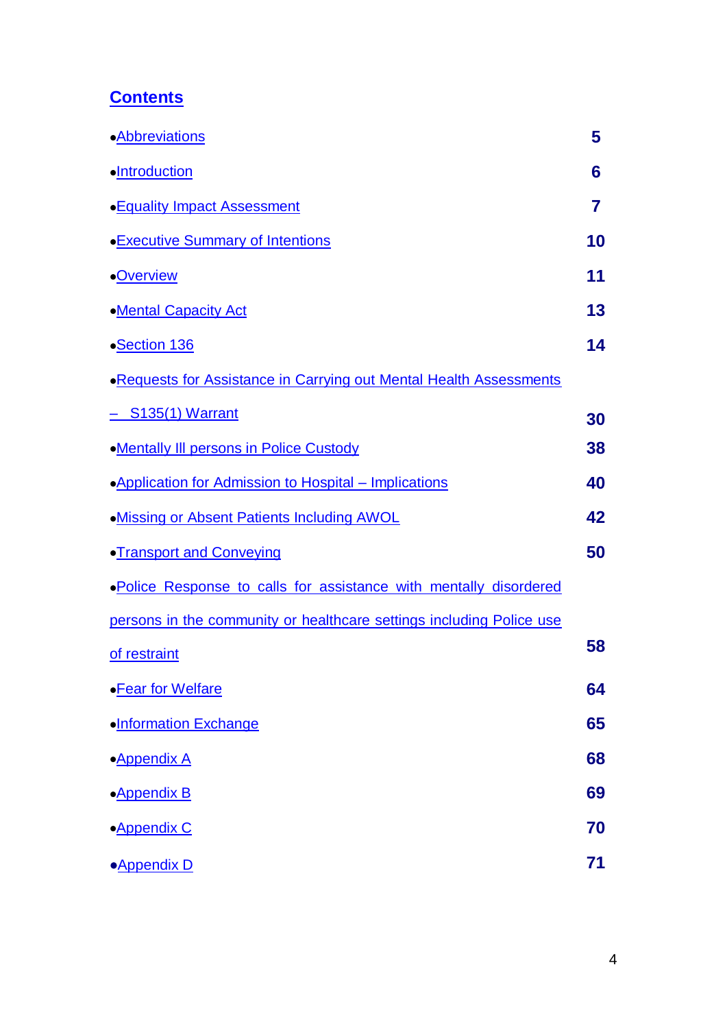# Contents

| | |
|---|---|
| •Abbreviations | 5 |
| •Introduction | 6 |
| •Equality Impact Assessment | 7 |
| •Executive Summary of Intentions | 10 |
| •Overview | 11 |
| •Mental Capacity Act | 13 |
| •Section 136 | 14 |
| •Requests for Assistance in Carrying out Mental Health Assessments – S135(1) Warrant | 30 |
| •Mentally Ill persons in Police Custody | 38 |
| •Application for Admission to Hospital – Implications | 40 |
| •Missing or Absent Patients Including AWOL | 42 |
| •Transport and Conveying | 50 |
| •Police Response to calls for assistance with mentally disordered persons in the community or healthcare settings including Police use of restraint | 58 |
| •Fear for Welfare | 64 |
| •Information Exchange | 65 |
| •Appendix A | 68 |
| •Appendix B | 69 |
| •Appendix C | 70 |
| •Appendix D | 71 |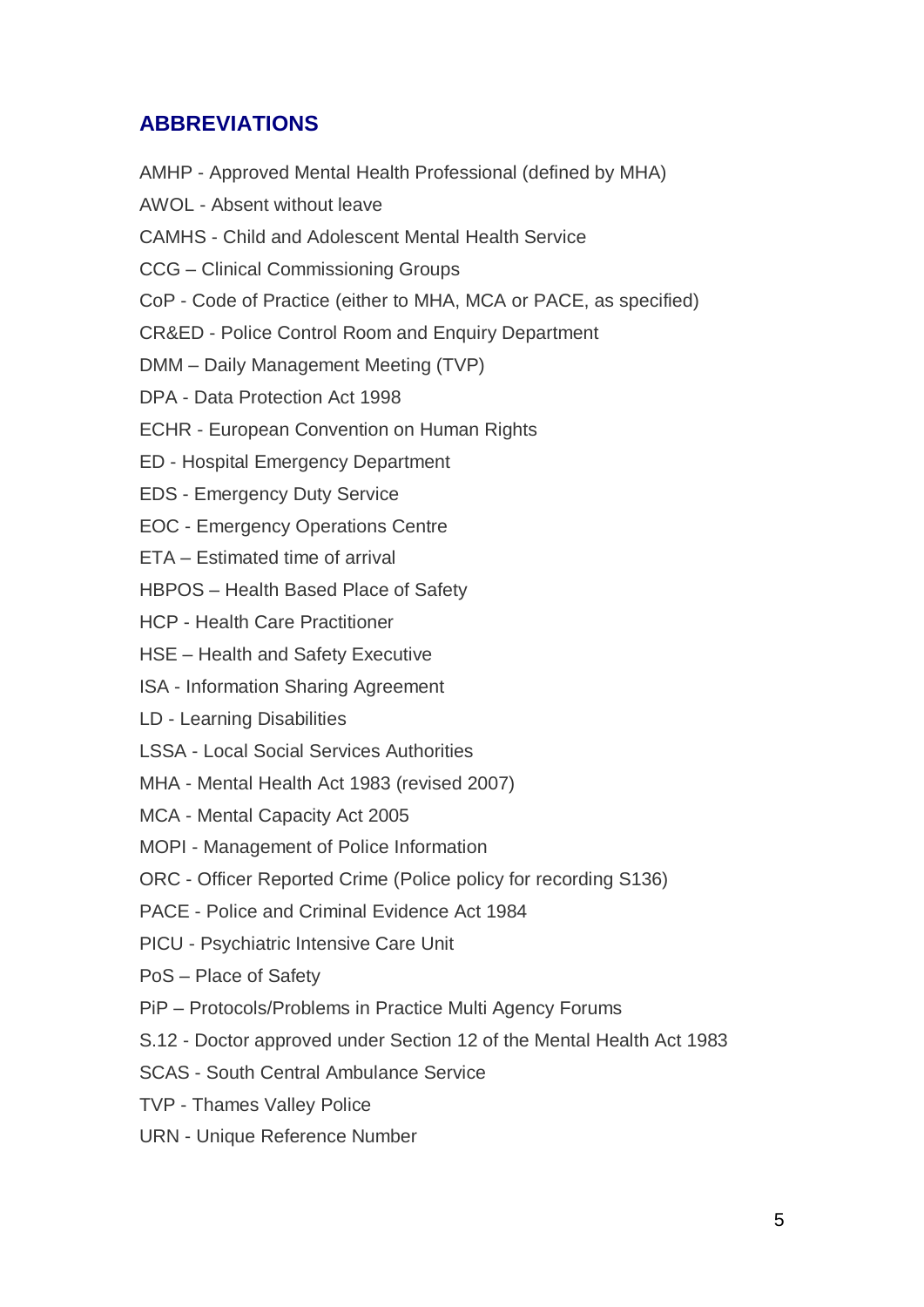## ABBREVIATIONS

AMHP - Approved Mental Health Professional (defined by MHA)

AWOL - Absent without leave

CAMHS - Child and Adolescent Mental Health Service

CCG – Clinical Commissioning Groups

CoP - Code of Practice (either to MHA, MCA or PACE, as specified)

CR&ED - Police Control Room and Enquiry Department

DMM – Daily Management Meeting (TVP)

DPA - Data Protection Act 1998

ECHR - European Convention on Human Rights

ED - Hospital Emergency Department

EDS - Emergency Duty Service

EOC - Emergency Operations Centre

ETA – Estimated time of arrival

HBPOS – Health Based Place of Safety

HCP - Health Care Practitioner

HSE – Health and Safety Executive

ISA - Information Sharing Agreement

LD - Learning Disabilities

LSSA - Local Social Services Authorities

MHA - Mental Health Act 1983 (revised 2007)

MCA - Mental Capacity Act 2005

MOPI - Management of Police Information

ORC - Officer Reported Crime (Police policy for recording S136)

PACE - Police and Criminal Evidence Act 1984

PICU - Psychiatric Intensive Care Unit

PoS – Place of Safety

PiP – Protocols/Problems in Practice Multi Agency Forums

S.12 - Doctor approved under Section 12 of the Mental Health Act 1983

SCAS - South Central Ambulance Service

TVP - Thames Valley Police

URN - Unique Reference Number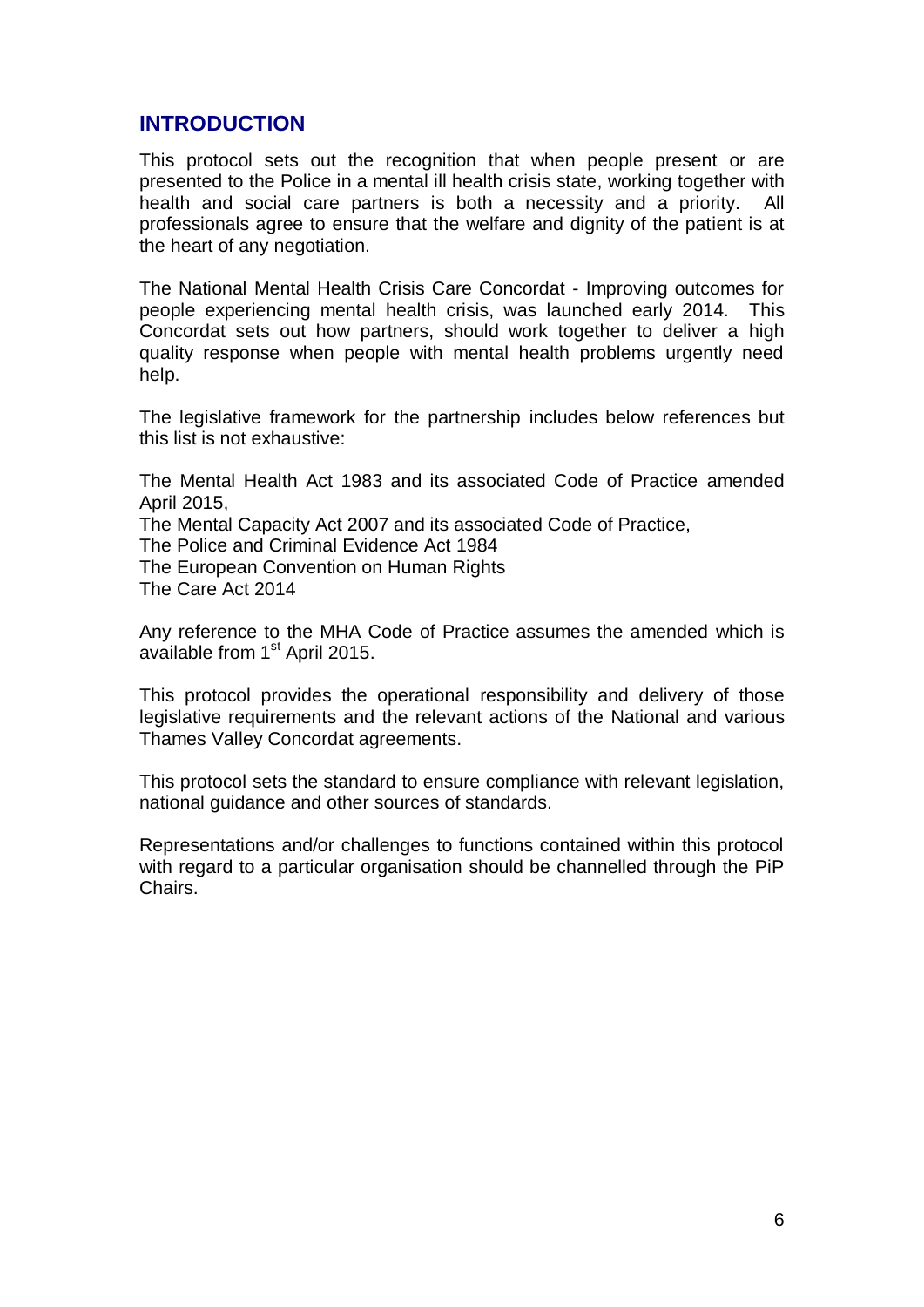## INTRODUCTION

This protocol sets out the recognition that when people present or are presented to the Police in a mental ill health crisis state, working together with health and social care partners is both a necessity and a priority. All professionals agree to ensure that the welfare and dignity of the patient is at the heart of any negotiation.

The National Mental Health Crisis Care Concordat - Improving outcomes for people experiencing mental health crisis, was launched early 2014. This Concordat sets out how partners, should work together to deliver a high quality response when people with mental health problems urgently need help.

The legislative framework for the partnership includes below references but this list is not exhaustive:

The Mental Health Act 1983 and its associated Code of Practice amended April 2015,
The Mental Capacity Act 2007 and its associated Code of Practice,
The Police and Criminal Evidence Act 1984
The European Convention on Human Rights
The Care Act 2014

Any reference to the MHA Code of Practice assumes the amended which is available from 1st April 2015.

This protocol provides the operational responsibility and delivery of those legislative requirements and the relevant actions of the National and various Thames Valley Concordat agreements.

This protocol sets the standard to ensure compliance with relevant legislation, national guidance and other sources of standards.

Representations and/or challenges to functions contained within this protocol with regard to a particular organisation should be channelled through the PiP Chairs.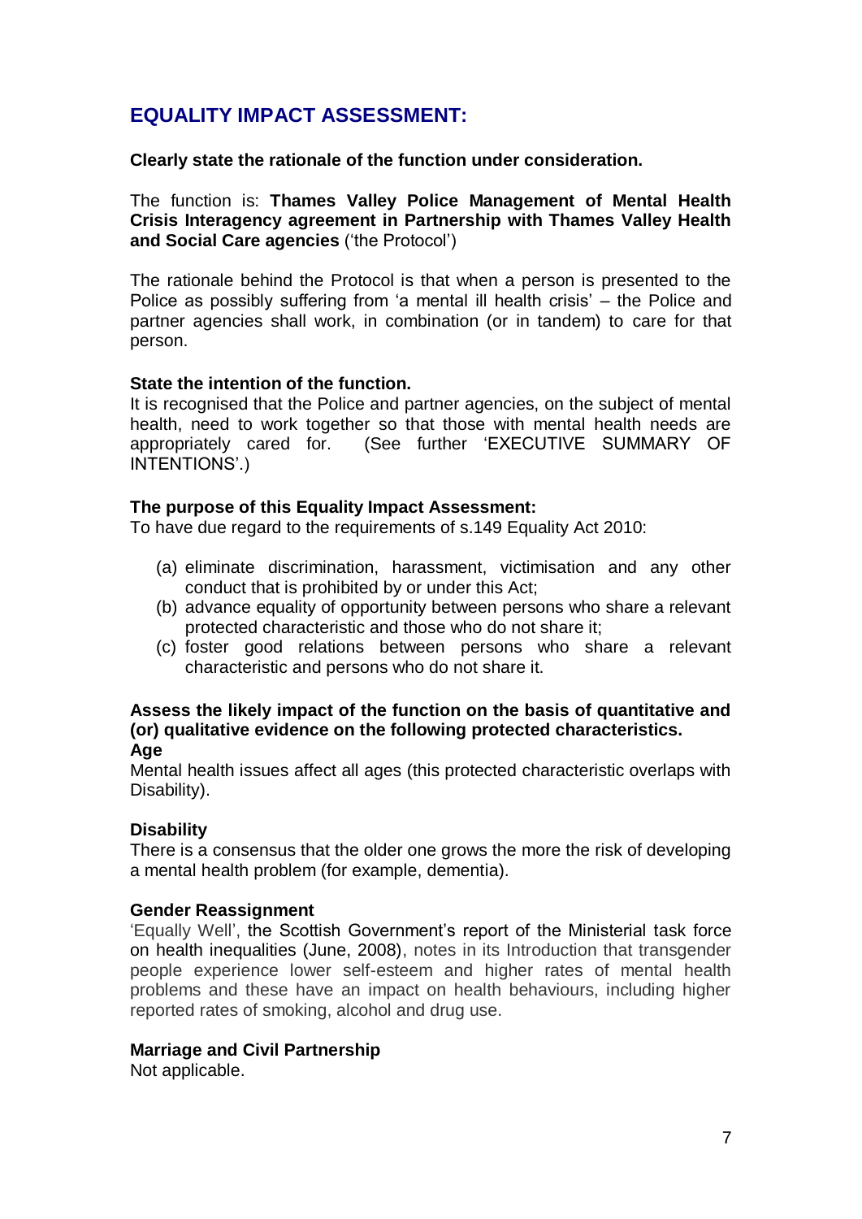## EQUALITY IMPACT ASSESSMENT:

**Clearly state the rationale of the function under consideration.**

The function is: **Thames Valley Police Management of Mental Health Crisis Interagency agreement in Partnership with Thames Valley Health and Social Care agencies** ('the Protocol')

The rationale behind the Protocol is that when a person is presented to the Police as possibly suffering from 'a mental ill health crisis' – the Police and partner agencies shall work, in combination (or in tandem) to care for that person.

**State the intention of the function.**
It is recognised that the Police and partner agencies, on the subject of mental health, need to work together so that those with mental health needs are appropriately cared for. (See further 'EXECUTIVE SUMMARY OF INTENTIONS'.)

**The purpose of this Equality Impact Assessment:**
To have due regard to the requirements of s.149 Equality Act 2010:

(a) eliminate discrimination, harassment, victimisation and any other conduct that is prohibited by or under this Act;
(b) advance equality of opportunity between persons who share a relevant protected characteristic and those who do not share it;
(c) foster good relations between persons who share a relevant characteristic and persons who do not share it.

**Assess the likely impact of the function on the basis of quantitative and (or) qualitative evidence on the following protected characteristics.**

**Age**
Mental health issues affect all ages (this protected characteristic overlaps with Disability).

**Disability**
There is a consensus that the older one grows the more the risk of developing a mental health problem (for example, dementia).

**Gender Reassignment**
'Equally Well', the Scottish Government's report of the Ministerial task force on health inequalities (June, 2008), notes in its Introduction that transgender people experience lower self-esteem and higher rates of mental health problems and these have an impact on health behaviours, including higher reported rates of smoking, alcohol and drug use.

**Marriage and Civil Partnership**
Not applicable.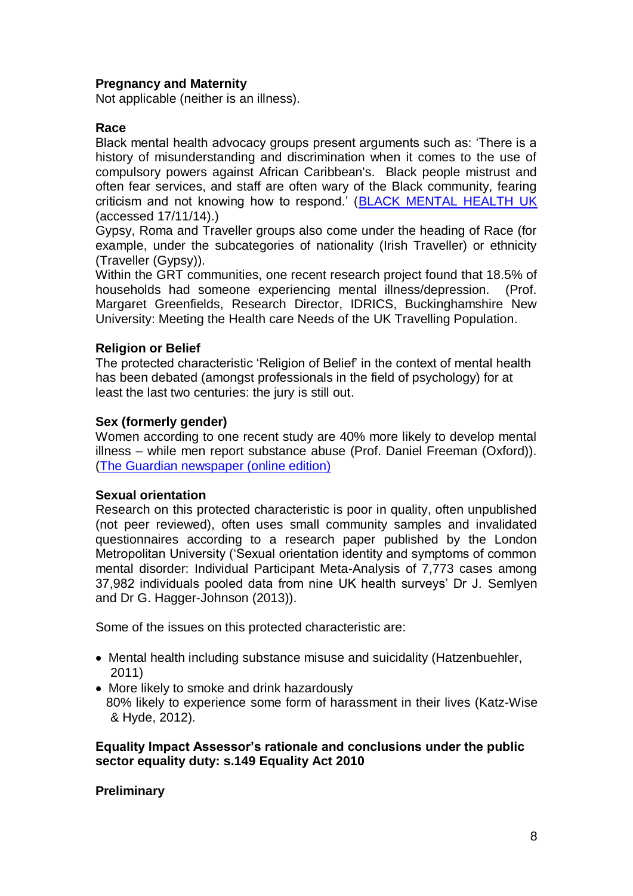**Pregnancy and Maternity**
Not applicable (neither is an illness).

**Race**
Black mental health advocacy groups present arguments such as: 'There is a history of misunderstanding and discrimination when it comes to the use of compulsory powers against African Caribbean's. Black people mistrust and often fear services, and staff are often wary of the Black community, fearing criticism and not knowing how to respond.' (BLACK MENTAL HEALTH UK (accessed 17/11/14).)
Gypsy, Roma and Traveller groups also come under the heading of Race (for example, under the subcategories of nationality (Irish Traveller) or ethnicity (Traveller (Gypsy)).
Within the GRT communities, one recent research project found that 18.5% of households had someone experiencing mental illness/depression. (Prof. Margaret Greenfields, Research Director, IDRICS, Buckinghamshire New University: Meeting the Health care Needs of the UK Travelling Population.

**Religion or Belief**
The protected characteristic 'Religion of Belief' in the context of mental health has been debated (amongst professionals in the field of psychology) for at least the last two centuries: the jury is still out.

**Sex (formerly gender)**
Women according to one recent study are 40% more likely to develop mental illness – while men report substance abuse (Prof. Daniel Freeman (Oxford)). (The Guardian newspaper (online edition)

**Sexual orientation**
Research on this protected characteristic is poor in quality, often unpublished (not peer reviewed), often uses small community samples and invalidated questionnaires according to a research paper published by the London Metropolitan University ('Sexual orientation identity and symptoms of common mental disorder: Individual Participant Meta-Analysis of 7,773 cases among 37,982 individuals pooled data from nine UK health surveys' Dr J. Semlyen and Dr G. Hagger-Johnson (2013)).

Some of the issues on this protected characteristic are:

- Mental health including substance misuse and suicidality (Hatzenbuehler, 2011)
- More likely to smoke and drink hazardously
  80% likely to experience some form of harassment in their lives (Katz-Wise & Hyde, 2012).

**Equality Impact Assessor's rationale and conclusions under the public sector equality duty: s.149 Equality Act 2010**

**Preliminary**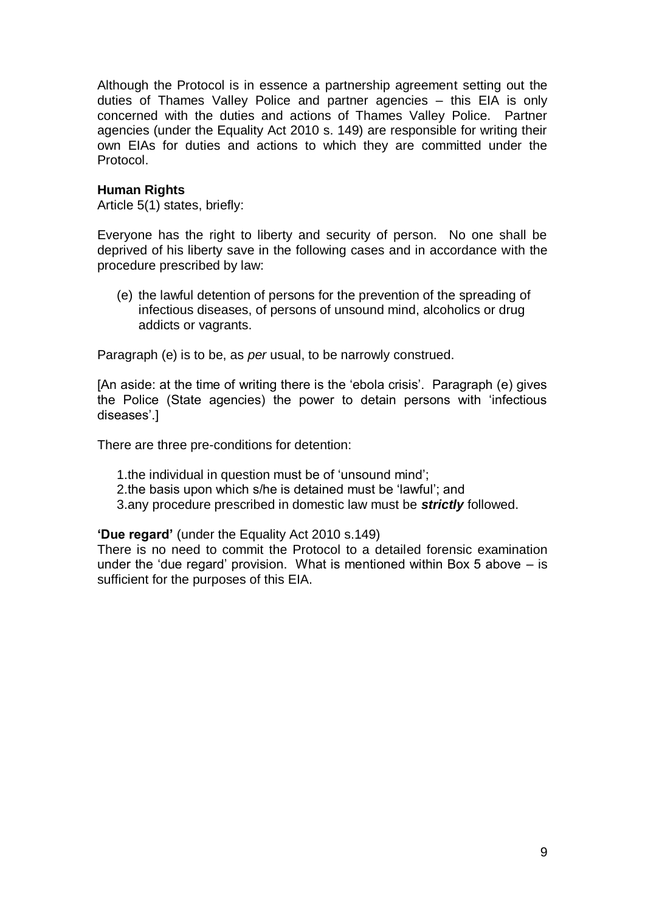Although the Protocol is in essence a partnership agreement setting out the duties of Thames Valley Police and partner agencies – this EIA is only concerned with the duties and actions of Thames Valley Police. Partner agencies (under the Equality Act 2010 s. 149) are responsible for writing their own EIAs for duties and actions to which they are committed under the Protocol.

**Human Rights**

Article 5(1) states, briefly:

Everyone has the right to liberty and security of person. No one shall be deprived of his liberty save in the following cases and in accordance with the procedure prescribed by law:

(e) the lawful detention of persons for the prevention of the spreading of infectious diseases, of persons of unsound mind, alcoholics or drug addicts or vagrants.

Paragraph (e) is to be, as *per* usual, to be narrowly construed.

[An aside: at the time of writing there is the 'ebola crisis'. Paragraph (e) gives the Police (State agencies) the power to detain persons with 'infectious diseases'.]

There are three pre-conditions for detention:

1. the individual in question must be of 'unsound mind';
2. the basis upon which s/he is detained must be 'lawful'; and
3. any procedure prescribed in domestic law must be ***strictly*** followed.

**'Due regard'** (under the Equality Act 2010 s.149)

There is no need to commit the Protocol to a detailed forensic examination under the 'due regard' provision. What is mentioned within Box 5 above – is sufficient for the purposes of this EIA.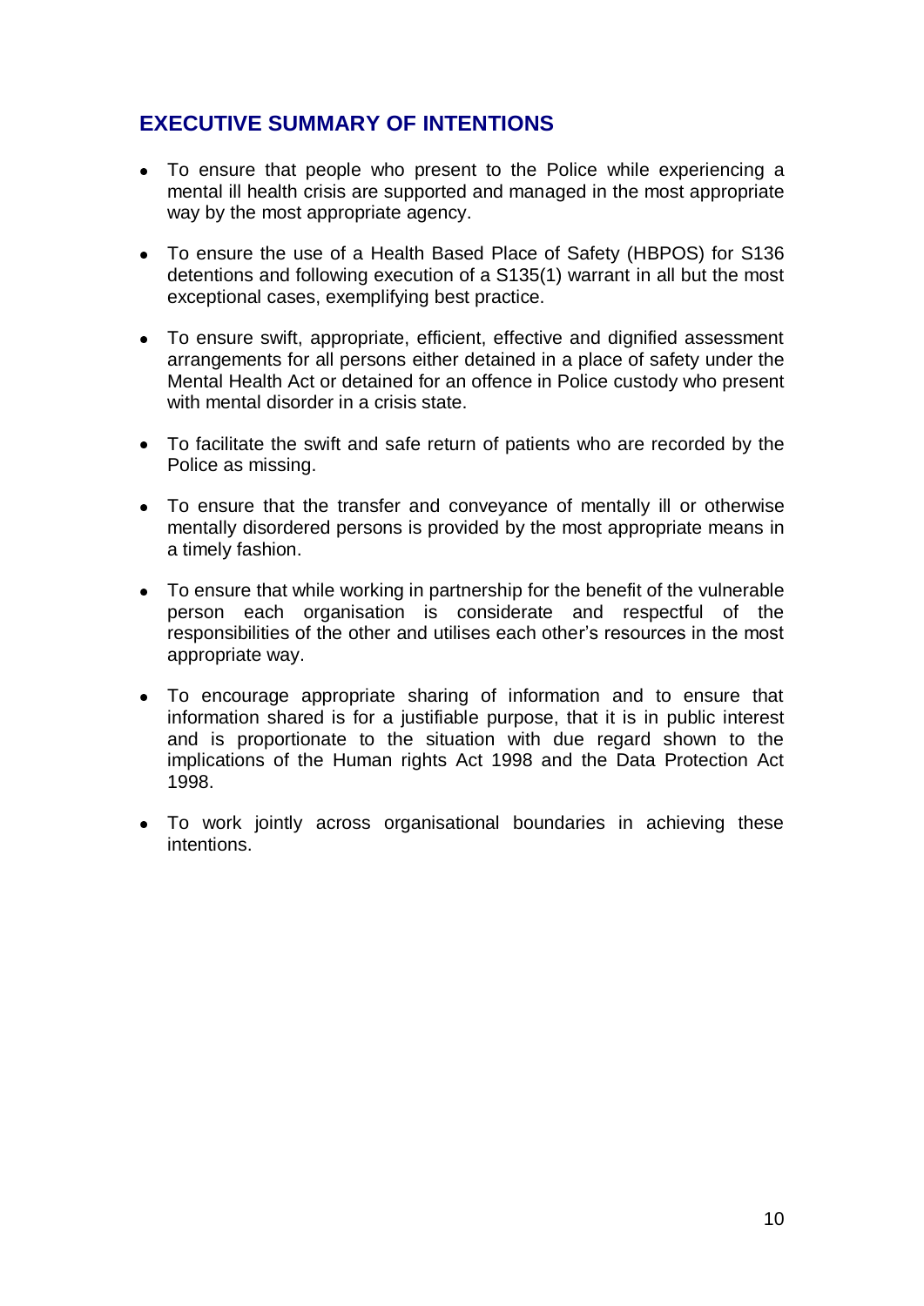## EXECUTIVE SUMMARY OF INTENTIONS

- To ensure that people who present to the Police while experiencing a mental ill health crisis are supported and managed in the most appropriate way by the most appropriate agency.
- To ensure the use of a Health Based Place of Safety (HBPOS) for S136 detentions and following execution of a S135(1) warrant in all but the most exceptional cases, exemplifying best practice.
- To ensure swift, appropriate, efficient, effective and dignified assessment arrangements for all persons either detained in a place of safety under the Mental Health Act or detained for an offence in Police custody who present with mental disorder in a crisis state.
- To facilitate the swift and safe return of patients who are recorded by the Police as missing.
- To ensure that the transfer and conveyance of mentally ill or otherwise mentally disordered persons is provided by the most appropriate means in a timely fashion.
- To ensure that while working in partnership for the benefit of the vulnerable person each organisation is considerate and respectful of the responsibilities of the other and utilises each other's resources in the most appropriate way.
- To encourage appropriate sharing of information and to ensure that information shared is for a justifiable purpose, that it is in public interest and is proportionate to the situation with due regard shown to the implications of the Human rights Act 1998 and the Data Protection Act 1998.
- To work jointly across organisational boundaries in achieving these intentions.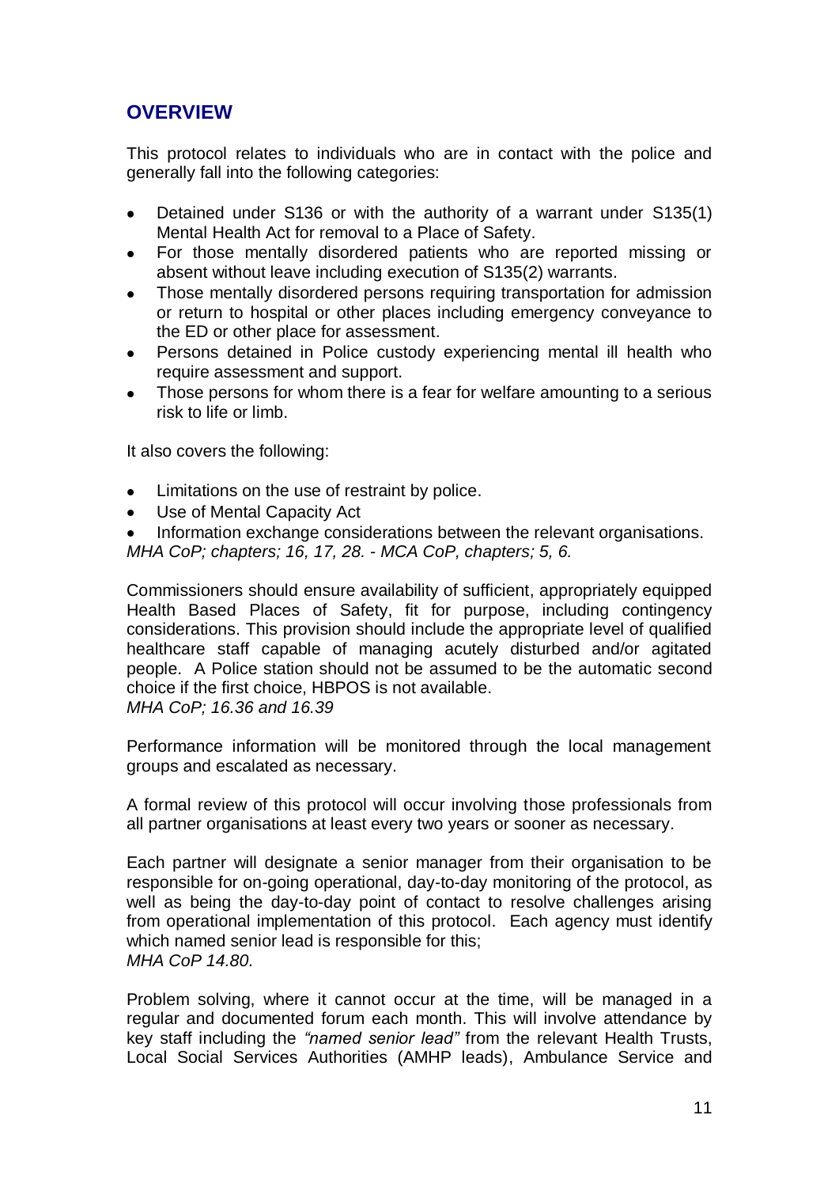## OVERVIEW

This protocol relates to individuals who are in contact with the police and generally fall into the following categories:

- Detained under S136 or with the authority of a warrant under S135(1) Mental Health Act for removal to a Place of Safety.
- For those mentally disordered patients who are reported missing or absent without leave including execution of S135(2) warrants.
- Those mentally disordered persons requiring transportation for admission or return to hospital or other places including emergency conveyance to the ED or other place for assessment.
- Persons detained in Police custody experiencing mental ill health who require assessment and support.
- Those persons for whom there is a fear for welfare amounting to a serious risk to life or limb.

It also covers the following:

- Limitations on the use of restraint by police.
- Use of Mental Capacity Act
- Information exchange considerations between the relevant organisations.

*MHA CoP; chapters; 16, 17, 28. - MCA CoP, chapters; 5, 6.*

Commissioners should ensure availability of sufficient, appropriately equipped Health Based Places of Safety, fit for purpose, including contingency considerations. This provision should include the appropriate level of qualified healthcare staff capable of managing acutely disturbed and/or agitated people. A Police station should not be assumed to be the automatic second choice if the first choice, HBPOS is not available.
*MHA CoP; 16.36 and 16.39*

Performance information will be monitored through the local management groups and escalated as necessary.

A formal review of this protocol will occur involving those professionals from all partner organisations at least every two years or sooner as necessary.

Each partner will designate a senior manager from their organisation to be responsible for on-going operational, day-to-day monitoring of the protocol, as well as being the day-to-day point of contact to resolve challenges arising from operational implementation of this protocol. Each agency must identify which named senior lead is responsible for this;
*MHA CoP 14.80.*

Problem solving, where it cannot occur at the time, will be managed in a regular and documented forum each month. This will involve attendance by key staff including the *"named senior lead"* from the relevant Health Trusts, Local Social Services Authorities (AMHP leads), Ambulance Service and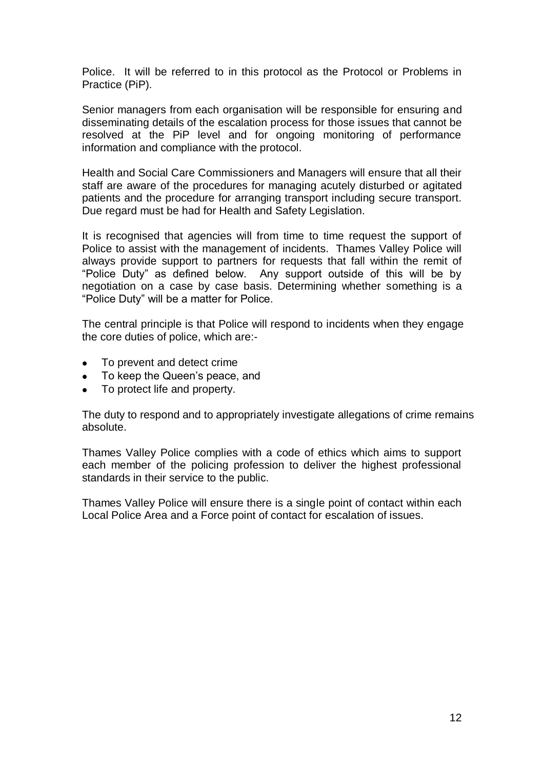Police. It will be referred to in this protocol as the Protocol or Problems in Practice (PiP).

Senior managers from each organisation will be responsible for ensuring and disseminating details of the escalation process for those issues that cannot be resolved at the PiP level and for ongoing monitoring of performance information and compliance with the protocol.

Health and Social Care Commissioners and Managers will ensure that all their staff are aware of the procedures for managing acutely disturbed or agitated patients and the procedure for arranging transport including secure transport. Due regard must be had for Health and Safety Legislation.

It is recognised that agencies will from time to time request the support of Police to assist with the management of incidents. Thames Valley Police will always provide support to partners for requests that fall within the remit of "Police Duty" as defined below. Any support outside of this will be by negotiation on a case by case basis. Determining whether something is a "Police Duty" will be a matter for Police.

The central principle is that Police will respond to incidents when they engage the core duties of police, which are:-

- To prevent and detect crime
- To keep the Queen's peace, and
- To protect life and property.

The duty to respond and to appropriately investigate allegations of crime remains absolute.

Thames Valley Police complies with a code of ethics which aims to support each member of the policing profession to deliver the highest professional standards in their service to the public.

Thames Valley Police will ensure there is a single point of contact within each Local Police Area and a Force point of contact for escalation of issues.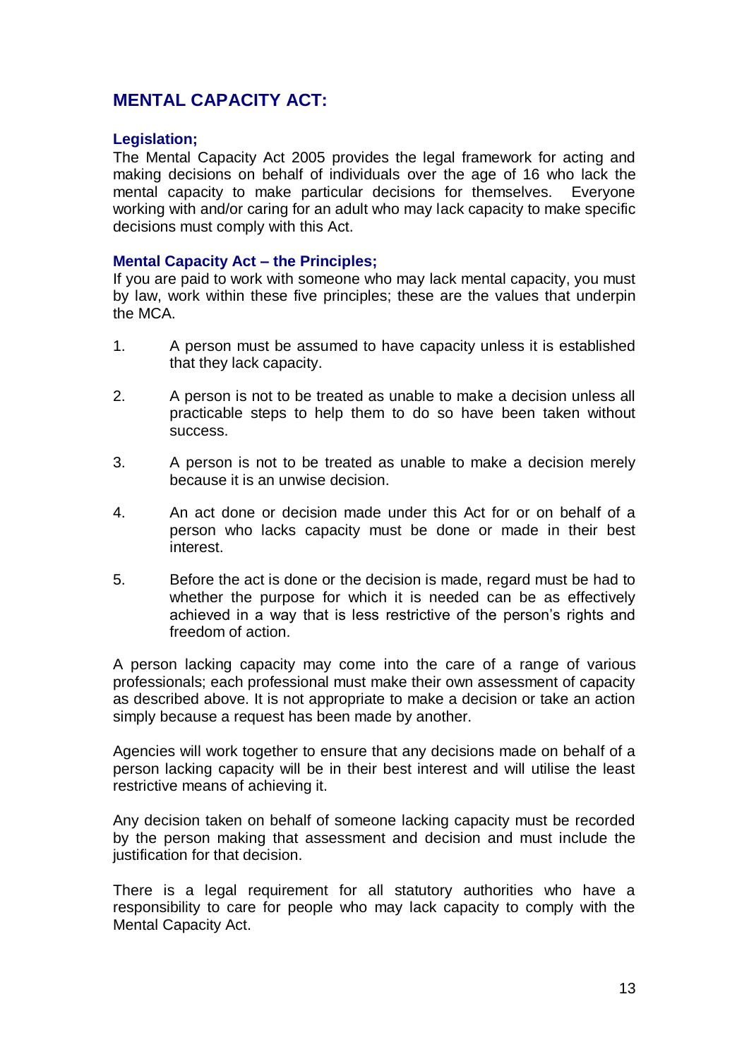## MENTAL CAPACITY ACT:

### Legislation;

The Mental Capacity Act 2005 provides the legal framework for acting and making decisions on behalf of individuals over the age of 16 who lack the mental capacity to make particular decisions for themselves. Everyone working with and/or caring for an adult who may lack capacity to make specific decisions must comply with this Act.

### Mental Capacity Act – the Principles;

If you are paid to work with someone who may lack mental capacity, you must by law, work within these five principles; these are the values that underpin the MCA.

1. A person must be assumed to have capacity unless it is established that they lack capacity.
2. A person is not to be treated as unable to make a decision unless all practicable steps to help them to do so have been taken without success.
3. A person is not to be treated as unable to make a decision merely because it is an unwise decision.
4. An act done or decision made under this Act for or on behalf of a person who lacks capacity must be done or made in their best interest.
5. Before the act is done or the decision is made, regard must be had to whether the purpose for which it is needed can be as effectively achieved in a way that is less restrictive of the person's rights and freedom of action.

A person lacking capacity may come into the care of a range of various professionals; each professional must make their own assessment of capacity as described above. It is not appropriate to make a decision or take an action simply because a request has been made by another.

Agencies will work together to ensure that any decisions made on behalf of a person lacking capacity will be in their best interest and will utilise the least restrictive means of achieving it.

Any decision taken on behalf of someone lacking capacity must be recorded by the person making that assessment and decision and must include the justification for that decision.

There is a legal requirement for all statutory authorities who have a responsibility to care for people who may lack capacity to comply with the Mental Capacity Act.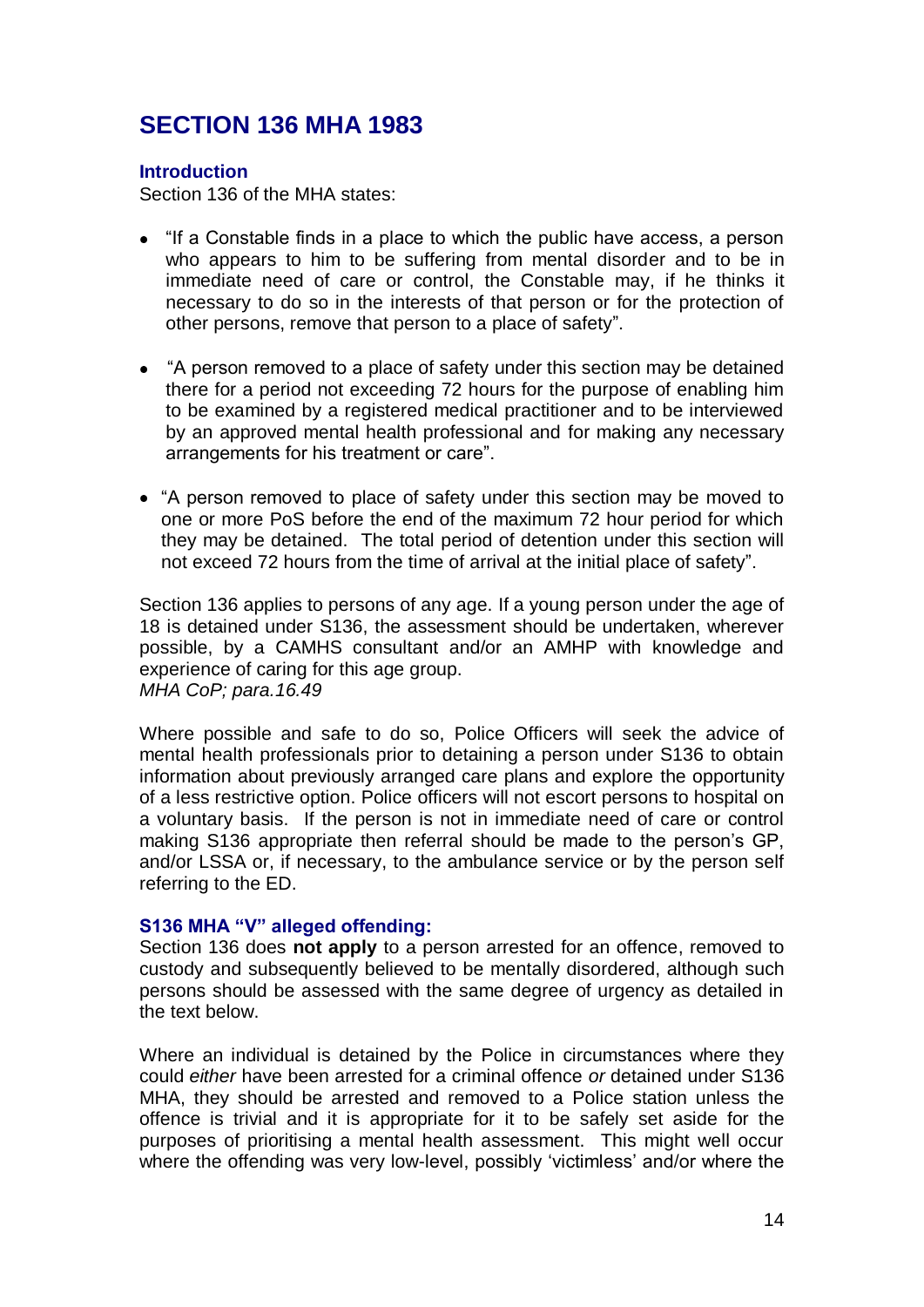## SECTION 136 MHA 1983

### Introduction

Section 136 of the MHA states:

- "If a Constable finds in a place to which the public have access, a person who appears to him to be suffering from mental disorder and to be in immediate need of care or control, the Constable may, if he thinks it necessary to do so in the interests of that person or for the protection of other persons, remove that person to a place of safety".

- "A person removed to a place of safety under this section may be detained there for a period not exceeding 72 hours for the purpose of enabling him to be examined by a registered medical practitioner and to be interviewed by an approved mental health professional and for making any necessary arrangements for his treatment or care".

- "A person removed to place of safety under this section may be moved to one or more PoS before the end of the maximum 72 hour period for which they may be detained. The total period of detention under this section will not exceed 72 hours from the time of arrival at the initial place of safety".

Section 136 applies to persons of any age. If a young person under the age of 18 is detained under S136, the assessment should be undertaken, wherever possible, by a CAMHS consultant and/or an AMHP with knowledge and experience of caring for this age group.
*MHA CoP; para.16.49*

Where possible and safe to do so, Police Officers will seek the advice of mental health professionals prior to detaining a person under S136 to obtain information about previously arranged care plans and explore the opportunity of a less restrictive option. Police officers will not escort persons to hospital on a voluntary basis. If the person is not in immediate need of care or control making S136 appropriate then referral should be made to the person's GP, and/or LSSA or, if necessary, to the ambulance service or by the person self referring to the ED.

### S136 MHA "V" alleged offending:

Section 136 does **not apply** to a person arrested for an offence, removed to custody and subsequently believed to be mentally disordered, although such persons should be assessed with the same degree of urgency as detailed in the text below.

Where an individual is detained by the Police in circumstances where they could *either* have been arrested for a criminal offence *or* detained under S136 MHA, they should be arrested and removed to a Police station unless the offence is trivial and it is appropriate for it to be safely set aside for the purposes of prioritising a mental health assessment. This might well occur where the offending was very low-level, possibly 'victimless' and/or where the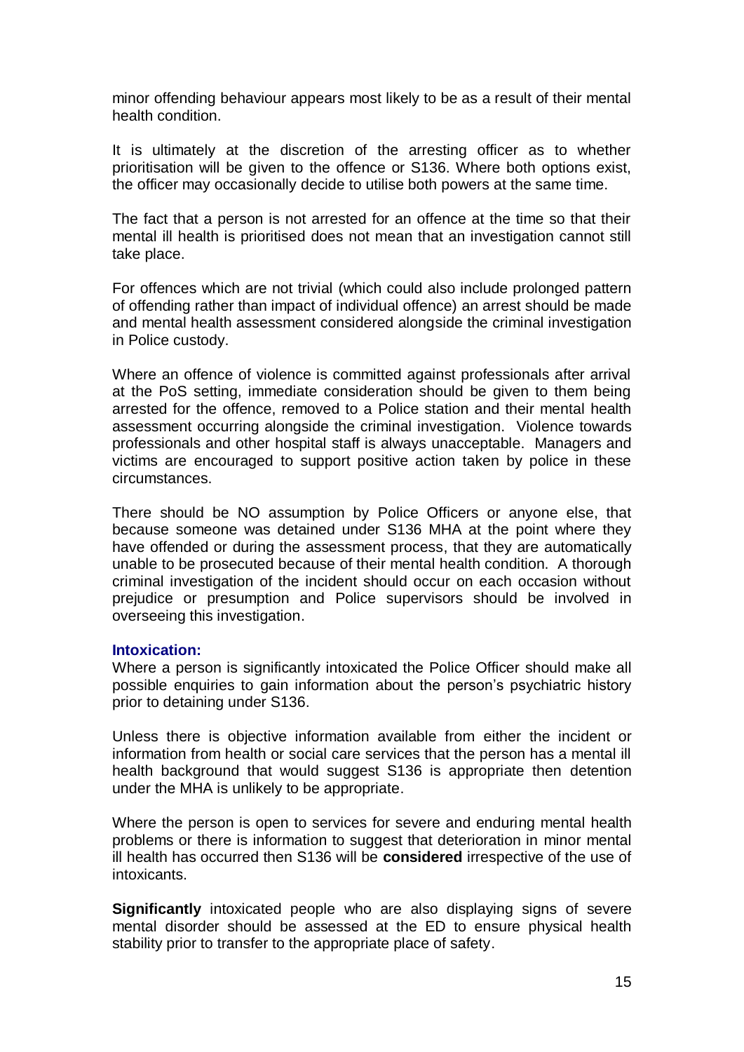minor offending behaviour appears most likely to be as a result of their mental health condition.

It is ultimately at the discretion of the arresting officer as to whether prioritisation will be given to the offence or S136. Where both options exist, the officer may occasionally decide to utilise both powers at the same time.

The fact that a person is not arrested for an offence at the time so that their mental ill health is prioritised does not mean that an investigation cannot still take place.

For offences which are not trivial (which could also include prolonged pattern of offending rather than impact of individual offence) an arrest should be made and mental health assessment considered alongside the criminal investigation in Police custody.

Where an offence of violence is committed against professionals after arrival at the PoS setting, immediate consideration should be given to them being arrested for the offence, removed to a Police station and their mental health assessment occurring alongside the criminal investigation. Violence towards professionals and other hospital staff is always unacceptable. Managers and victims are encouraged to support positive action taken by police in these circumstances.

There should be NO assumption by Police Officers or anyone else, that because someone was detained under S136 MHA at the point where they have offended or during the assessment process, that they are automatically unable to be prosecuted because of their mental health condition. A thorough criminal investigation of the incident should occur on each occasion without prejudice or presumption and Police supervisors should be involved in overseeing this investigation.

### Intoxication:

Where a person is significantly intoxicated the Police Officer should make all possible enquiries to gain information about the person's psychiatric history prior to detaining under S136.

Unless there is objective information available from either the incident or information from health or social care services that the person has a mental ill health background that would suggest S136 is appropriate then detention under the MHA is unlikely to be appropriate.

Where the person is open to services for severe and enduring mental health problems or there is information to suggest that deterioration in minor mental ill health has occurred then S136 will be **considered** irrespective of the use of intoxicants.

**Significantly** intoxicated people who are also displaying signs of severe mental disorder should be assessed at the ED to ensure physical health stability prior to transfer to the appropriate place of safety.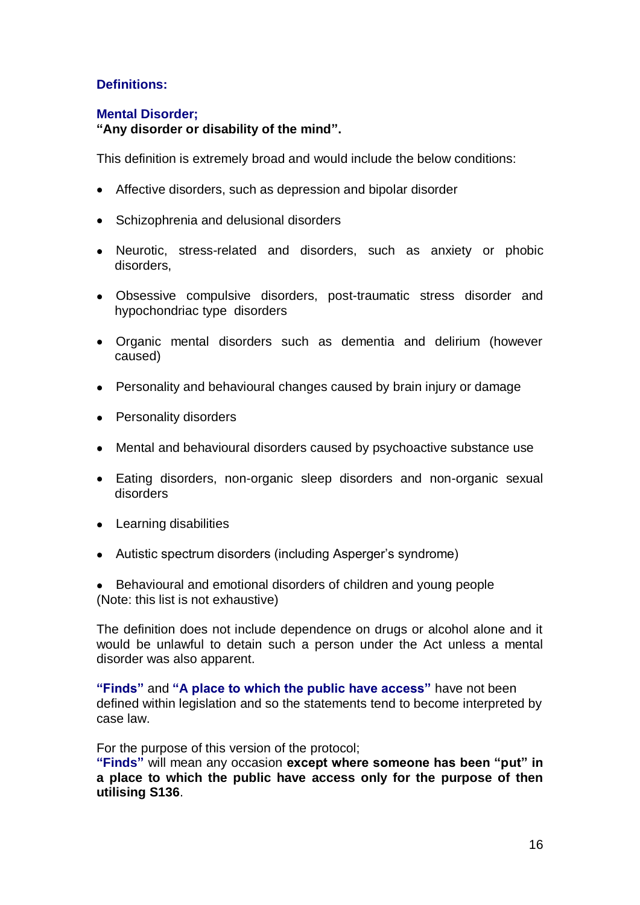## Definitions:

### Mental Disorder;

**"Any disorder or disability of the mind".**

This definition is extremely broad and would include the below conditions:

- Affective disorders, such as depression and bipolar disorder
- Schizophrenia and delusional disorders
- Neurotic, stress-related and disorders, such as anxiety or phobic disorders,
- Obsessive compulsive disorders, post-traumatic stress disorder and hypochondriac type disorders
- Organic mental disorders such as dementia and delirium (however caused)
- Personality and behavioural changes caused by brain injury or damage
- Personality disorders
- Mental and behavioural disorders caused by psychoactive substance use
- Eating disorders, non-organic sleep disorders and non-organic sexual disorders
- Learning disabilities
- Autistic spectrum disorders (including Asperger's syndrome)
- Behavioural and emotional disorders of children and young people

(Note: this list is not exhaustive)

The definition does not include dependence on drugs or alcohol alone and it would be unlawful to detain such a person under the Act unless a mental disorder was also apparent.

**"Finds"** and **"A place to which the public have access"** have not been defined within legislation and so the statements tend to become interpreted by case law.

For the purpose of this version of the protocol;
**"Finds"** will mean any occasion **except where someone has been "put" in a place to which the public have access only for the purpose of then utilising S136**.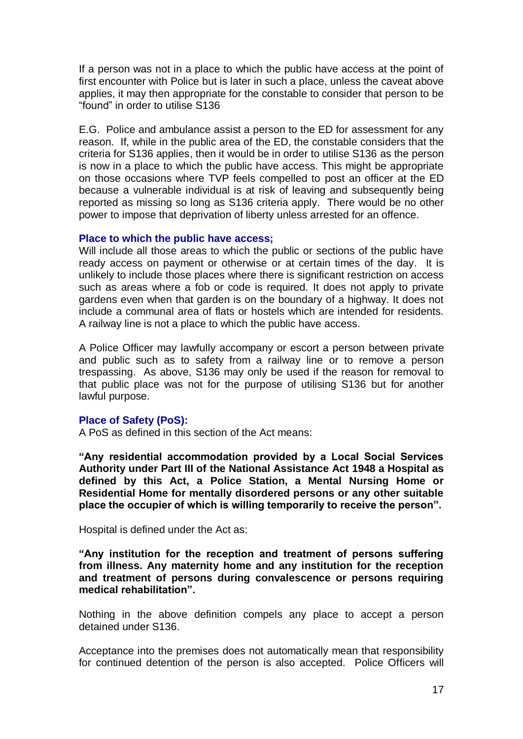If a person was not in a place to which the public have access at the point of first encounter with Police but is later in such a place, unless the caveat above applies, it may then appropriate for the constable to consider that person to be "found" in order to utilise S136

E.G. Police and ambulance assist a person to the ED for assessment for any reason. If, while in the public area of the ED, the constable considers that the criteria for S136 applies, then it would be in order to utilise S136 as the person is now in a place to which the public have access. This might be appropriate on those occasions where TVP feels compelled to post an officer at the ED because a vulnerable individual is at risk of leaving and subsequently being reported as missing so long as S136 criteria apply. There would be no other power to impose that deprivation of liberty unless arrested for an offence.

**Place to which the public have access;**

Will include all those areas to which the public or sections of the public have ready access on payment or otherwise or at certain times of the day. It is unlikely to include those places where there is significant restriction on access such as areas where a fob or code is required. It does not apply to private gardens even when that garden is on the boundary of a highway. It does not include a communal area of flats or hostels which are intended for residents. A railway line is not a place to which the public have access.

A Police Officer may lawfully accompany or escort a person between private and public such as to safety from a railway line or to remove a person trespassing. As above, S136 may only be used if the reason for removal to that public place was not for the purpose of utilising S136 but for another lawful purpose.

**Place of Safety (PoS):**

A PoS as defined in this section of the Act means:

**"Any residential accommodation provided by a Local Social Services Authority under Part III of the National Assistance Act 1948 a Hospital as defined by this Act, a Police Station, a Mental Nursing Home or Residential Home for mentally disordered persons or any other suitable place the occupier of which is willing temporarily to receive the person".**

Hospital is defined under the Act as:

**"Any institution for the reception and treatment of persons suffering from illness. Any maternity home and any institution for the reception and treatment of persons during convalescence or persons requiring medical rehabilitation".**

Nothing in the above definition compels any place to accept a person detained under S136.

Acceptance into the premises does not automatically mean that responsibility for continued detention of the person is also accepted. Police Officers will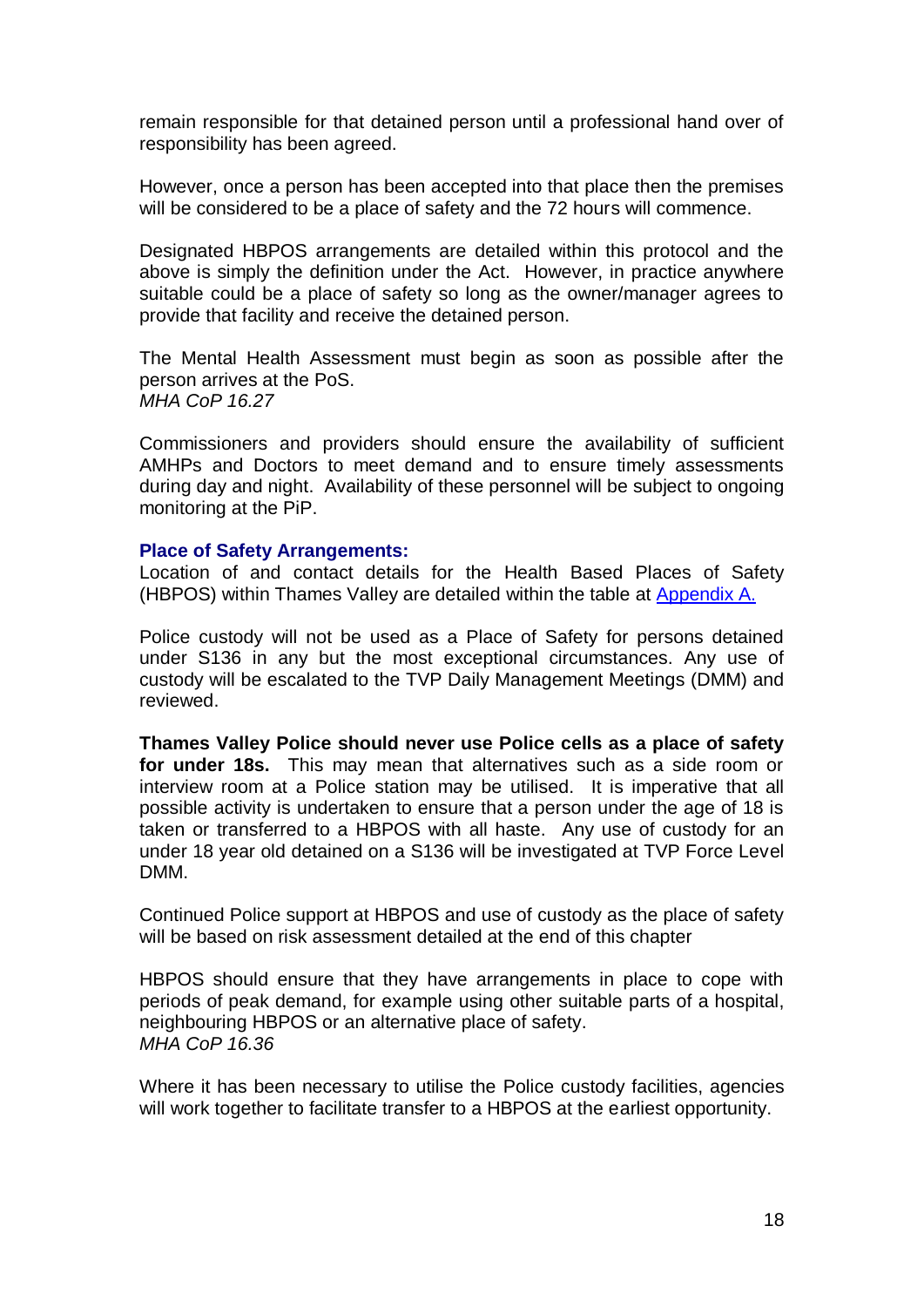remain responsible for that detained person until a professional hand over of responsibility has been agreed.

However, once a person has been accepted into that place then the premises will be considered to be a place of safety and the 72 hours will commence.

Designated HBPOS arrangements are detailed within this protocol and the above is simply the definition under the Act. However, in practice anywhere suitable could be a place of safety so long as the owner/manager agrees to provide that facility and receive the detained person.

The Mental Health Assessment must begin as soon as possible after the person arrives at the PoS.
*MHA CoP 16.27*

Commissioners and providers should ensure the availability of sufficient AMHPs and Doctors to meet demand and to ensure timely assessments during day and night. Availability of these personnel will be subject to ongoing monitoring at the PiP.

**Place of Safety Arrangements:**
Location of and contact details for the Health Based Places of Safety (HBPOS) within Thames Valley are detailed within the table at Appendix A.

Police custody will not be used as a Place of Safety for persons detained under S136 in any but the most exceptional circumstances. Any use of custody will be escalated to the TVP Daily Management Meetings (DMM) and reviewed.

**Thames Valley Police should never use Police cells as a place of safety for under 18s.** This may mean that alternatives such as a side room or interview room at a Police station may be utilised. It is imperative that all possible activity is undertaken to ensure that a person under the age of 18 is taken or transferred to a HBPOS with all haste. Any use of custody for an under 18 year old detained on a S136 will be investigated at TVP Force Level DMM.

Continued Police support at HBPOS and use of custody as the place of safety will be based on risk assessment detailed at the end of this chapter

HBPOS should ensure that they have arrangements in place to cope with periods of peak demand, for example using other suitable parts of a hospital, neighbouring HBPOS or an alternative place of safety.
*MHA CoP 16.36*

Where it has been necessary to utilise the Police custody facilities, agencies will work together to facilitate transfer to a HBPOS at the earliest opportunity.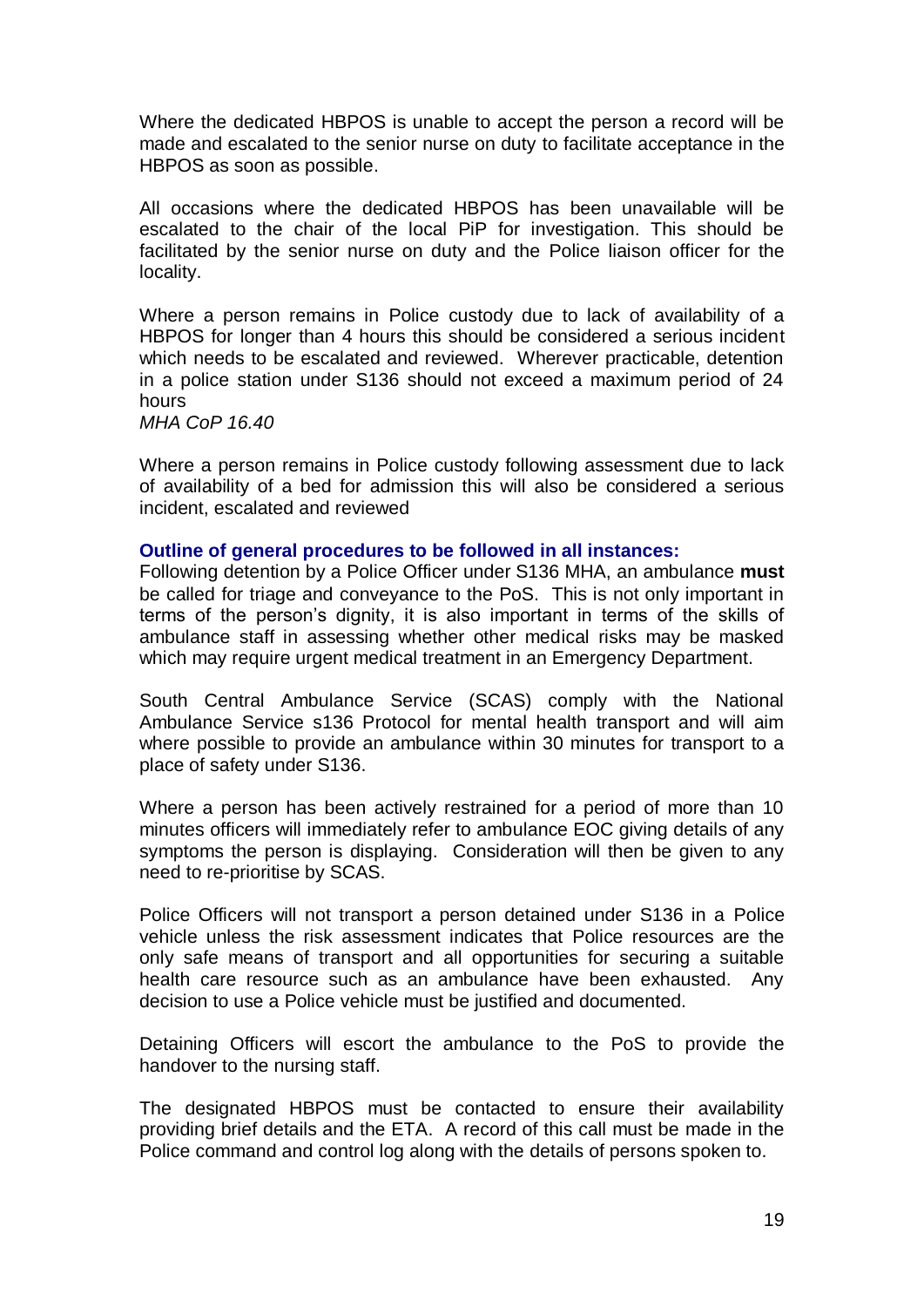Where the dedicated HBPOS is unable to accept the person a record will be made and escalated to the senior nurse on duty to facilitate acceptance in the HBPOS as soon as possible.

All occasions where the dedicated HBPOS has been unavailable will be escalated to the chair of the local PiP for investigation. This should be facilitated by the senior nurse on duty and the Police liaison officer for the locality.

Where a person remains in Police custody due to lack of availability of a HBPOS for longer than 4 hours this should be considered a serious incident which needs to be escalated and reviewed. Wherever practicable, detention in a police station under S136 should not exceed a maximum period of 24 hours
*MHA CoP 16.40*

Where a person remains in Police custody following assessment due to lack of availability of a bed for admission this will also be considered a serious incident, escalated and reviewed

**Outline of general procedures to be followed in all instances:**

Following detention by a Police Officer under S136 MHA, an ambulance **must** be called for triage and conveyance to the PoS. This is not only important in terms of the person's dignity, it is also important in terms of the skills of ambulance staff in assessing whether other medical risks may be masked which may require urgent medical treatment in an Emergency Department.

South Central Ambulance Service (SCAS) comply with the National Ambulance Service s136 Protocol for mental health transport and will aim where possible to provide an ambulance within 30 minutes for transport to a place of safety under S136.

Where a person has been actively restrained for a period of more than 10 minutes officers will immediately refer to ambulance EOC giving details of any symptoms the person is displaying. Consideration will then be given to any need to re-prioritise by SCAS.

Police Officers will not transport a person detained under S136 in a Police vehicle unless the risk assessment indicates that Police resources are the only safe means of transport and all opportunities for securing a suitable health care resource such as an ambulance have been exhausted. Any decision to use a Police vehicle must be justified and documented.

Detaining Officers will escort the ambulance to the PoS to provide the handover to the nursing staff.

The designated HBPOS must be contacted to ensure their availability providing brief details and the ETA. A record of this call must be made in the Police command and control log along with the details of persons spoken to.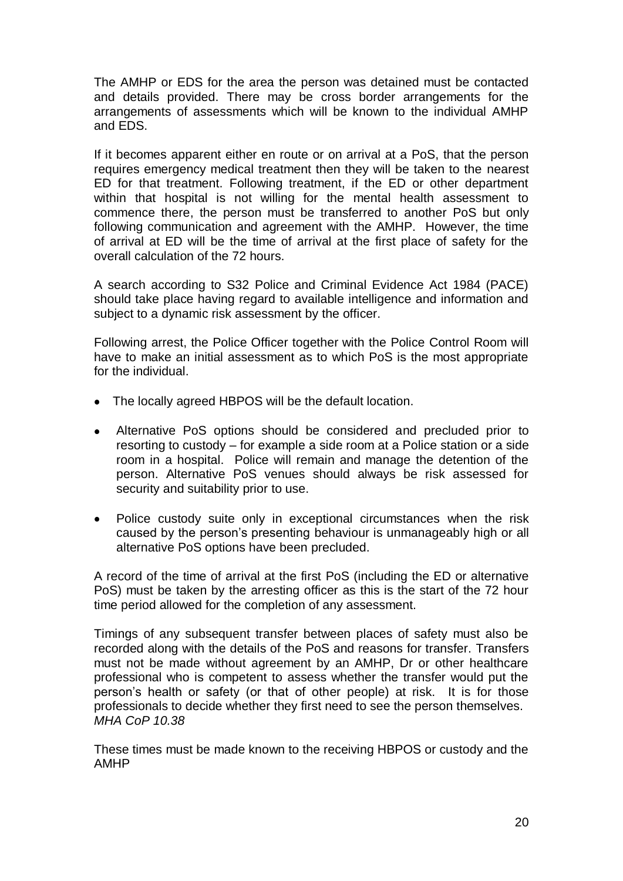The AMHP or EDS for the area the person was detained must be contacted and details provided. There may be cross border arrangements for the arrangements of assessments which will be known to the individual AMHP and EDS.

If it becomes apparent either en route or on arrival at a PoS, that the person requires emergency medical treatment then they will be taken to the nearest ED for that treatment. Following treatment, if the ED or other department within that hospital is not willing for the mental health assessment to commence there, the person must be transferred to another PoS but only following communication and agreement with the AMHP. However, the time of arrival at ED will be the time of arrival at the first place of safety for the overall calculation of the 72 hours.

A search according to S32 Police and Criminal Evidence Act 1984 (PACE) should take place having regard to available intelligence and information and subject to a dynamic risk assessment by the officer.

Following arrest, the Police Officer together with the Police Control Room will have to make an initial assessment as to which PoS is the most appropriate for the individual.

- The locally agreed HBPOS will be the default location.
- Alternative PoS options should be considered and precluded prior to resorting to custody – for example a side room at a Police station or a side room in a hospital. Police will remain and manage the detention of the person. Alternative PoS venues should always be risk assessed for security and suitability prior to use.
- Police custody suite only in exceptional circumstances when the risk caused by the person's presenting behaviour is unmanageably high or all alternative PoS options have been precluded.

A record of the time of arrival at the first PoS (including the ED or alternative PoS) must be taken by the arresting officer as this is the start of the 72 hour time period allowed for the completion of any assessment.

Timings of any subsequent transfer between places of safety must also be recorded along with the details of the PoS and reasons for transfer. Transfers must not be made without agreement by an AMHP, Dr or other healthcare professional who is competent to assess whether the transfer would put the person's health or safety (or that of other people) at risk. It is for those professionals to decide whether they first need to see the person themselves. *MHA CoP 10.38*

These times must be made known to the receiving HBPOS or custody and the AMHP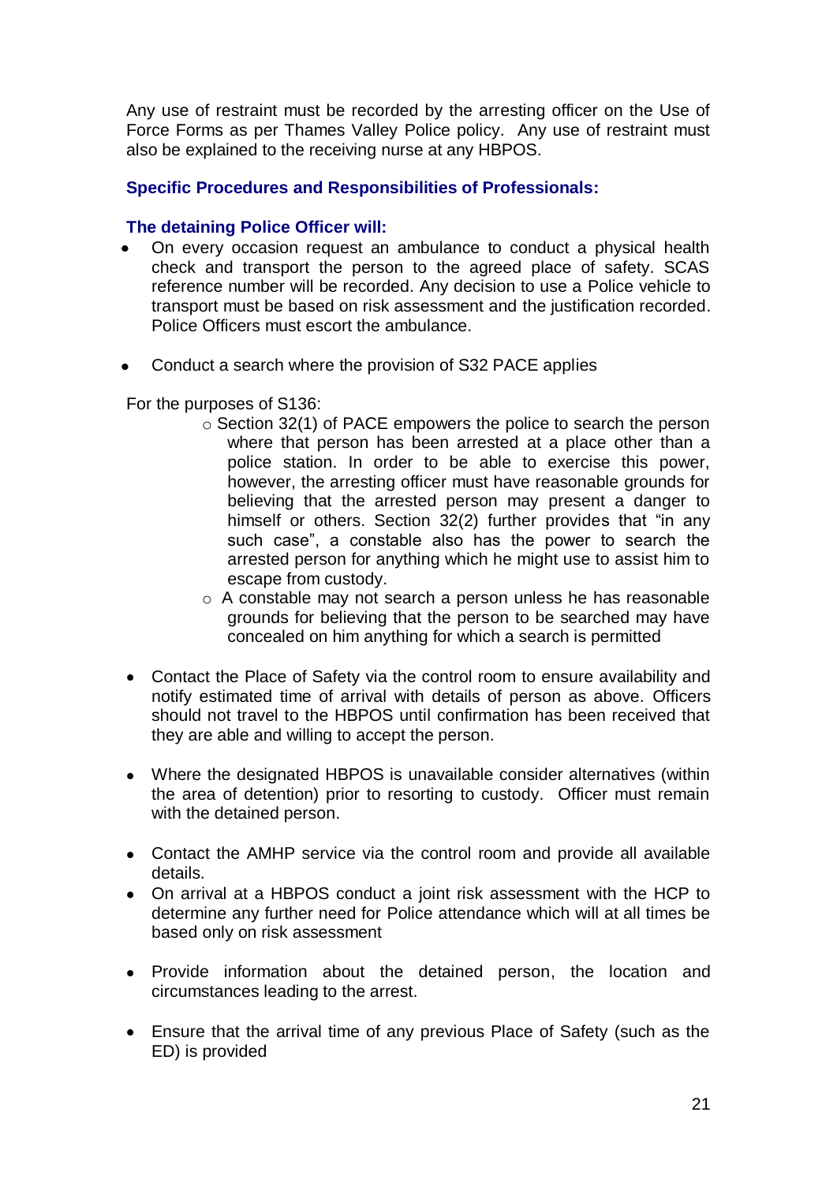Any use of restraint must be recorded by the arresting officer on the Use of Force Forms as per Thames Valley Police policy. Any use of restraint must also be explained to the receiving nurse at any HBPOS.

**Specific Procedures and Responsibilities of Professionals:**

**The detaining Police Officer will:**

- On every occasion request an ambulance to conduct a physical health check and transport the person to the agreed place of safety. SCAS reference number will be recorded. Any decision to use a Police vehicle to transport must be based on risk assessment and the justification recorded. Police Officers must escort the ambulance.

- Conduct a search where the provision of S32 PACE applies

For the purposes of S136:

  - Section 32(1) of PACE empowers the police to search the person where that person has been arrested at a place other than a police station. In order to be able to exercise this power, however, the arresting officer must have reasonable grounds for believing that the arrested person may present a danger to himself or others. Section 32(2) further provides that "in any such case", a constable also has the power to search the arrested person for anything which he might use to assist him to escape from custody.
  - A constable may not search a person unless he has reasonable grounds for believing that the person to be searched may have concealed on him anything for which a search is permitted

- Contact the Place of Safety via the control room to ensure availability and notify estimated time of arrival with details of person as above. Officers should not travel to the HBPOS until confirmation has been received that they are able and willing to accept the person.

- Where the designated HBPOS is unavailable consider alternatives (within the area of detention) prior to resorting to custody. Officer must remain with the detained person.

- Contact the AMHP service via the control room and provide all available details.
- On arrival at a HBPOS conduct a joint risk assessment with the HCP to determine any further need for Police attendance which will at all times be based only on risk assessment

- Provide information about the detained person, the location and circumstances leading to the arrest.

- Ensure that the arrival time of any previous Place of Safety (such as the ED) is provided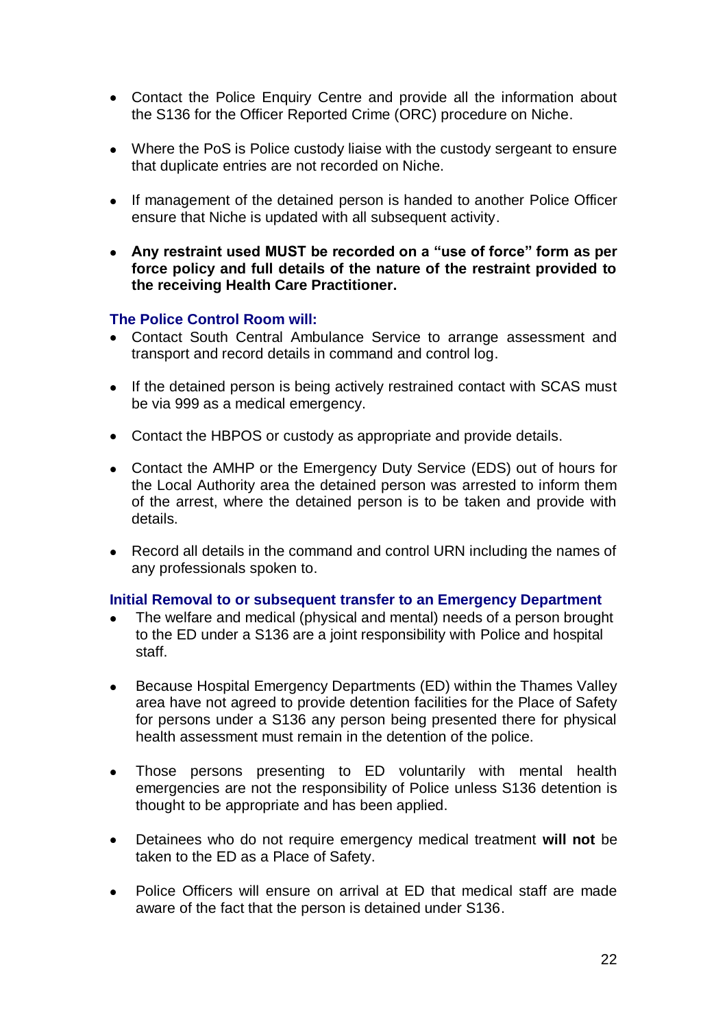- Contact the Police Enquiry Centre and provide all the information about the S136 for the Officer Reported Crime (ORC) procedure on Niche.

- Where the PoS is Police custody liaise with the custody sergeant to ensure that duplicate entries are not recorded on Niche.

- If management of the detained person is handed to another Police Officer ensure that Niche is updated with all subsequent activity.

- **Any restraint used MUST be recorded on a "use of force" form as per force policy and full details of the nature of the restraint provided to the receiving Health Care Practitioner.**

### The Police Control Room will:

- Contact South Central Ambulance Service to arrange assessment and transport and record details in command and control log.

- If the detained person is being actively restrained contact with SCAS must be via 999 as a medical emergency.

- Contact the HBPOS or custody as appropriate and provide details.

- Contact the AMHP or the Emergency Duty Service (EDS) out of hours for the Local Authority area the detained person was arrested to inform them of the arrest, where the detained person is to be taken and provide with details.

- Record all details in the command and control URN including the names of any professionals spoken to.

### Initial Removal to or subsequent transfer to an Emergency Department

- The welfare and medical (physical and mental) needs of a person brought to the ED under a S136 are a joint responsibility with Police and hospital staff.

- Because Hospital Emergency Departments (ED) within the Thames Valley area have not agreed to provide detention facilities for the Place of Safety for persons under a S136 any person being presented there for physical health assessment must remain in the detention of the police.

- Those persons presenting to ED voluntarily with mental health emergencies are not the responsibility of Police unless S136 detention is thought to be appropriate and has been applied.

- Detainees who do not require emergency medical treatment **will not** be taken to the ED as a Place of Safety.

- Police Officers will ensure on arrival at ED that medical staff are made aware of the fact that the person is detained under S136.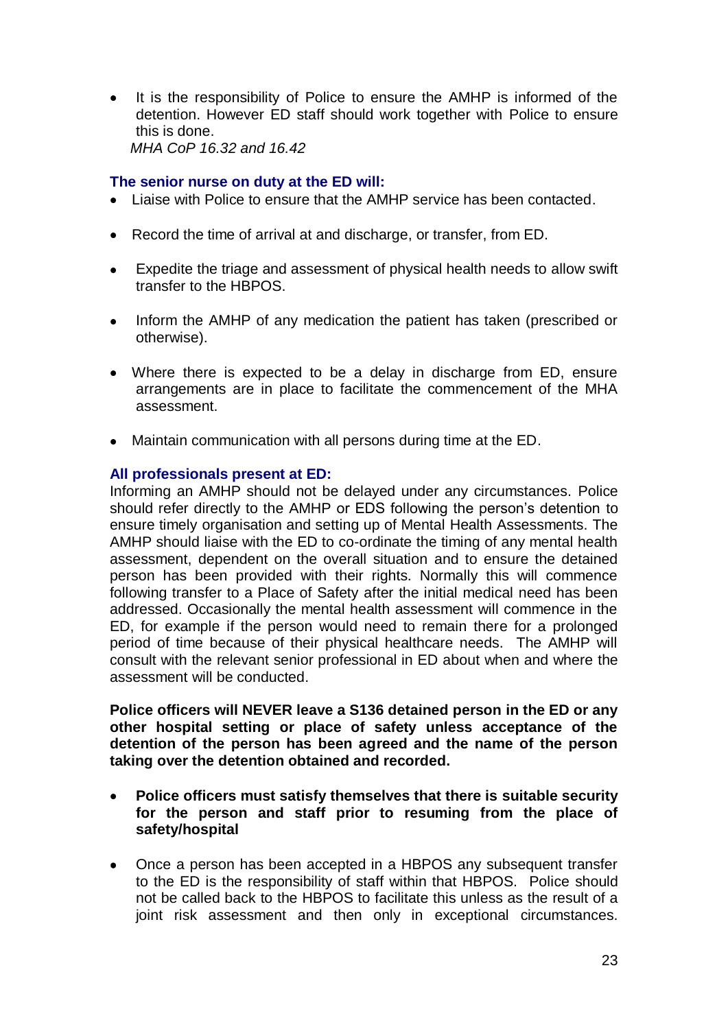- It is the responsibility of Police to ensure the AMHP is informed of the detention. However ED staff should work together with Police to ensure this is done.
  *MHA CoP 16.32 and 16.42*

### The senior nurse on duty at the ED will:

- Liaise with Police to ensure that the AMHP service has been contacted.
- Record the time of arrival at and discharge, or transfer, from ED.
- Expedite the triage and assessment of physical health needs to allow swift transfer to the HBPOS.
- Inform the AMHP of any medication the patient has taken (prescribed or otherwise).
- Where there is expected to be a delay in discharge from ED, ensure arrangements are in place to facilitate the commencement of the MHA assessment.
- Maintain communication with all persons during time at the ED.

### All professionals present at ED:

Informing an AMHP should not be delayed under any circumstances. Police should refer directly to the AMHP or EDS following the person's detention to ensure timely organisation and setting up of Mental Health Assessments. The AMHP should liaise with the ED to co-ordinate the timing of any mental health assessment, dependent on the overall situation and to ensure the detained person has been provided with their rights. Normally this will commence following transfer to a Place of Safety after the initial medical need has been addressed. Occasionally the mental health assessment will commence in the ED, for example if the person would need to remain there for a prolonged period of time because of their physical healthcare needs. The AMHP will consult with the relevant senior professional in ED about when and where the assessment will be conducted.

**Police officers will NEVER leave a S136 detained person in the ED or any other hospital setting or place of safety unless acceptance of the detention of the person has been agreed and the name of the person taking over the detention obtained and recorded.**

- **Police officers must satisfy themselves that there is suitable security for the person and staff prior to resuming from the place of safety/hospital**
- Once a person has been accepted in a HBPOS any subsequent transfer to the ED is the responsibility of staff within that HBPOS. Police should not be called back to the HBPOS to facilitate this unless as the result of a joint risk assessment and then only in exceptional circumstances.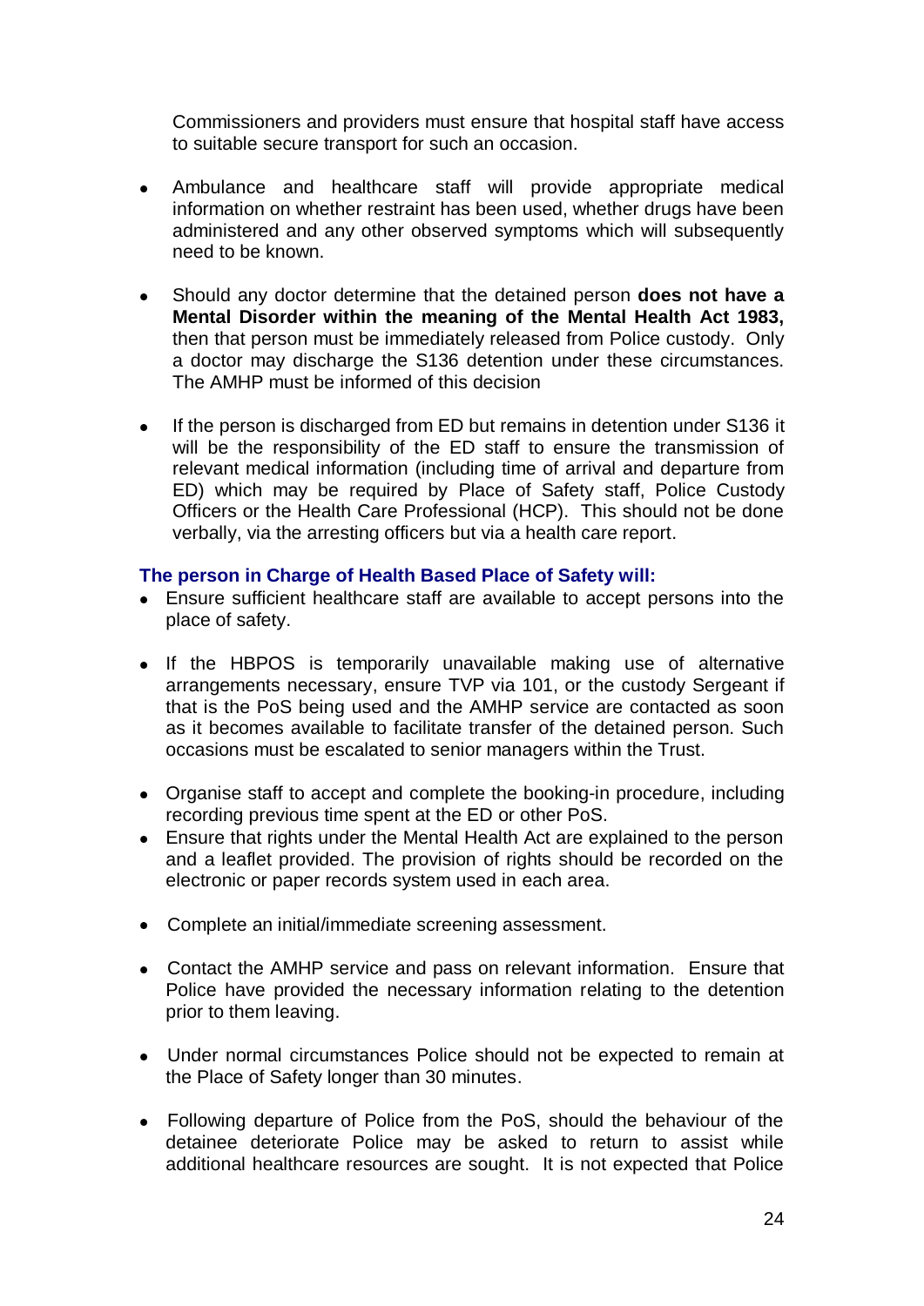Commissioners and providers must ensure that hospital staff have access to suitable secure transport for such an occasion.

- Ambulance and healthcare staff will provide appropriate medical information on whether restraint has been used, whether drugs have been administered and any other observed symptoms which will subsequently need to be known.

- Should any doctor determine that the detained person **does not have a Mental Disorder within the meaning of the Mental Health Act 1983,** then that person must be immediately released from Police custody. Only a doctor may discharge the S136 detention under these circumstances. The AMHP must be informed of this decision

- If the person is discharged from ED but remains in detention under S136 it will be the responsibility of the ED staff to ensure the transmission of relevant medical information (including time of arrival and departure from ED) which may be required by Place of Safety staff, Police Custody Officers or the Health Care Professional (HCP). This should not be done verbally, via the arresting officers but via a health care report.

**The person in Charge of Health Based Place of Safety will:**

- Ensure sufficient healthcare staff are available to accept persons into the place of safety.

- If the HBPOS is temporarily unavailable making use of alternative arrangements necessary, ensure TVP via 101, or the custody Sergeant if that is the PoS being used and the AMHP service are contacted as soon as it becomes available to facilitate transfer of the detained person. Such occasions must be escalated to senior managers within the Trust.

- Organise staff to accept and complete the booking-in procedure, including recording previous time spent at the ED or other PoS.
- Ensure that rights under the Mental Health Act are explained to the person and a leaflet provided. The provision of rights should be recorded on the electronic or paper records system used in each area.

- Complete an initial/immediate screening assessment.

- Contact the AMHP service and pass on relevant information. Ensure that Police have provided the necessary information relating to the detention prior to them leaving.

- Under normal circumstances Police should not be expected to remain at the Place of Safety longer than 30 minutes.

- Following departure of Police from the PoS, should the behaviour of the detainee deteriorate Police may be asked to return to assist while additional healthcare resources are sought. It is not expected that Police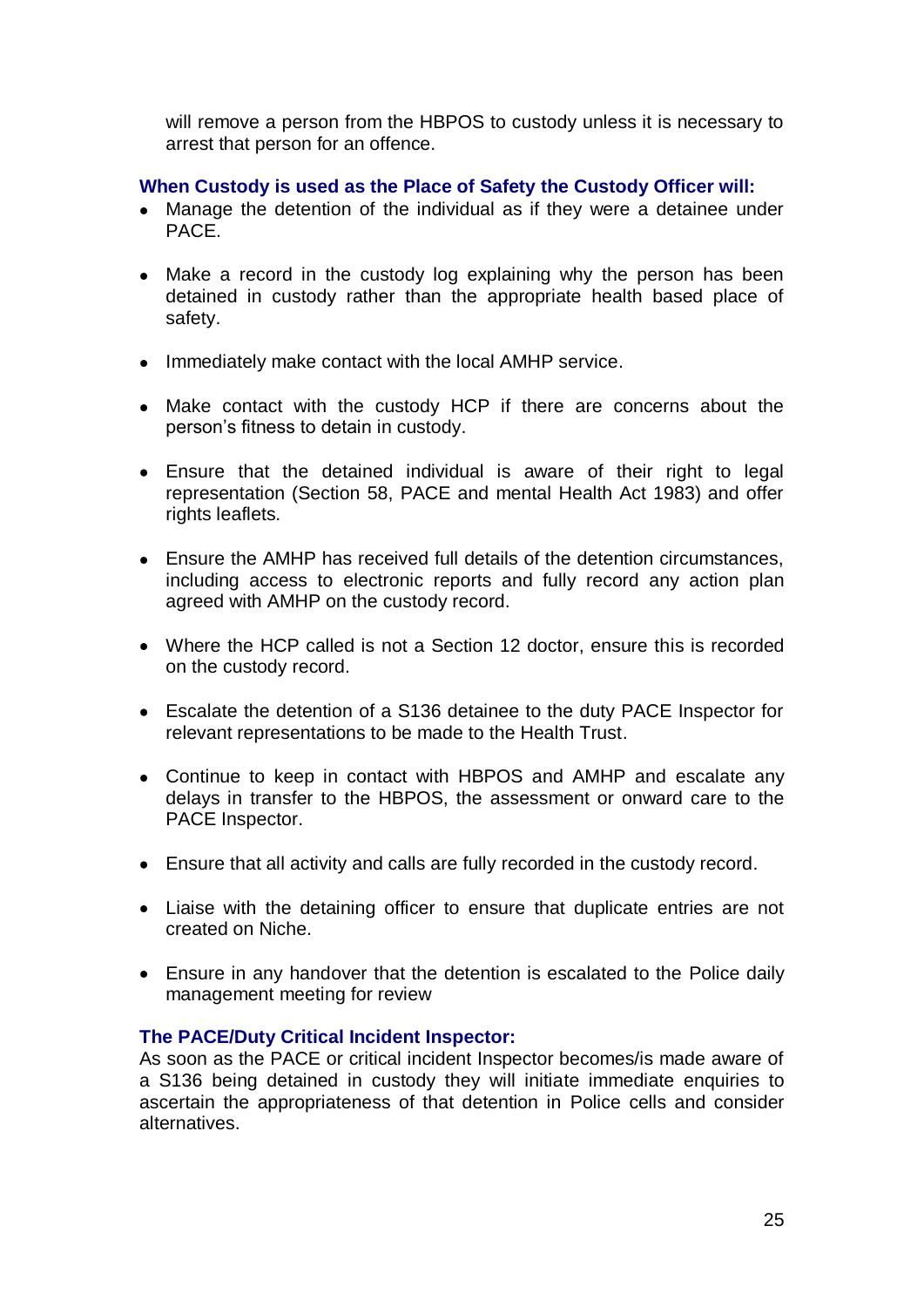will remove a person from the HBPOS to custody unless it is necessary to arrest that person for an offence.

### When Custody is used as the Place of Safety the Custody Officer will:

- Manage the detention of the individual as if they were a detainee under PACE.
- Make a record in the custody log explaining why the person has been detained in custody rather than the appropriate health based place of safety.
- Immediately make contact with the local AMHP service.
- Make contact with the custody HCP if there are concerns about the person's fitness to detain in custody.
- Ensure that the detained individual is aware of their right to legal representation (Section 58, PACE and mental Health Act 1983) and offer rights leaflets.
- Ensure the AMHP has received full details of the detention circumstances, including access to electronic reports and fully record any action plan agreed with AMHP on the custody record.
- Where the HCP called is not a Section 12 doctor, ensure this is recorded on the custody record.
- Escalate the detention of a S136 detainee to the duty PACE Inspector for relevant representations to be made to the Health Trust.
- Continue to keep in contact with HBPOS and AMHP and escalate any delays in transfer to the HBPOS, the assessment or onward care to the PACE Inspector.
- Ensure that all activity and calls are fully recorded in the custody record.
- Liaise with the detaining officer to ensure that duplicate entries are not created on Niche.
- Ensure in any handover that the detention is escalated to the Police daily management meeting for review

### The PACE/Duty Critical Incident Inspector:

As soon as the PACE or critical incident Inspector becomes/is made aware of a S136 being detained in custody they will initiate immediate enquiries to ascertain the appropriateness of that detention in Police cells and consider alternatives.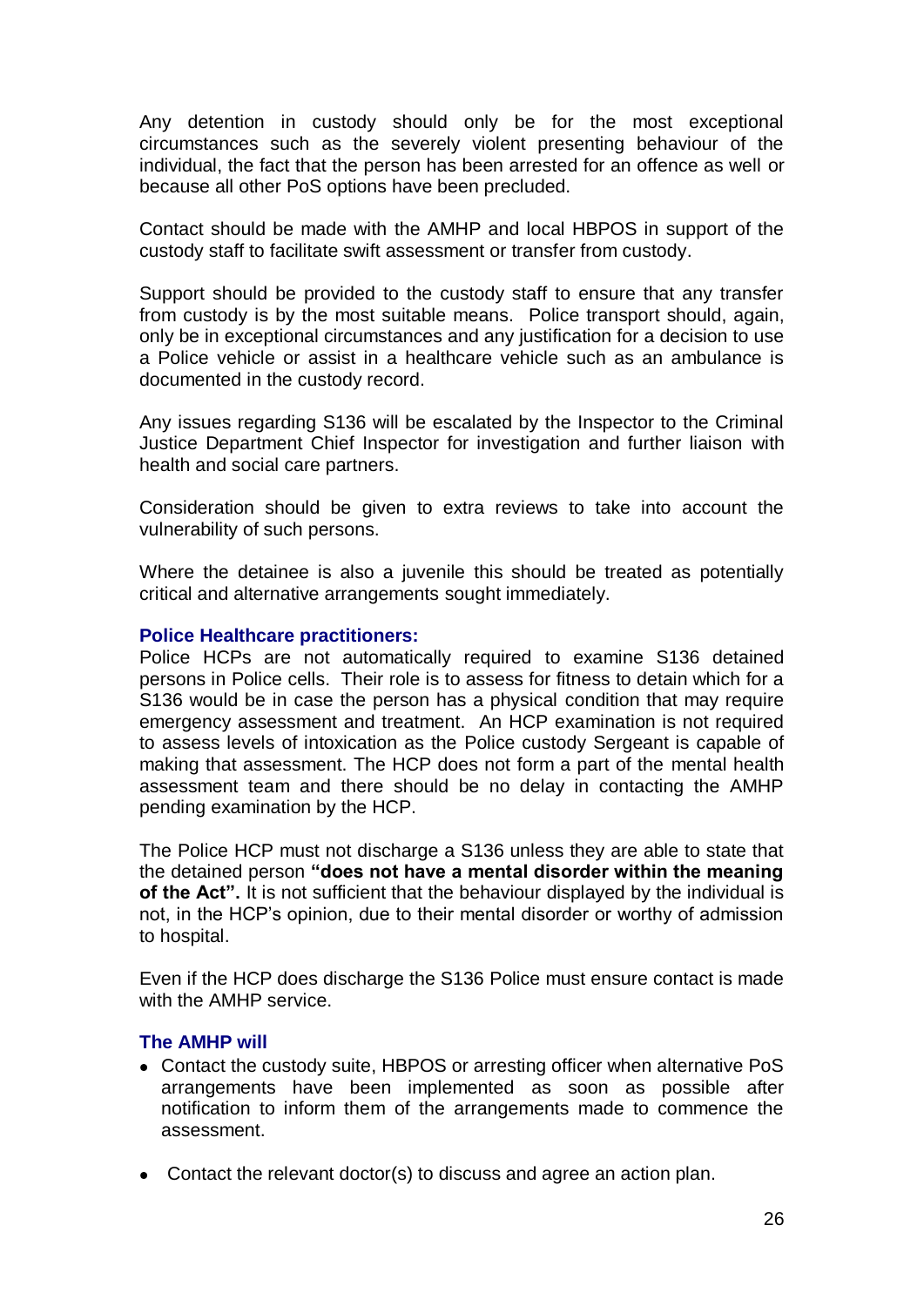Any detention in custody should only be for the most exceptional circumstances such as the severely violent presenting behaviour of the individual, the fact that the person has been arrested for an offence as well or because all other PoS options have been precluded.

Contact should be made with the AMHP and local HBPOS in support of the custody staff to facilitate swift assessment or transfer from custody.

Support should be provided to the custody staff to ensure that any transfer from custody is by the most suitable means. Police transport should, again, only be in exceptional circumstances and any justification for a decision to use a Police vehicle or assist in a healthcare vehicle such as an ambulance is documented in the custody record.

Any issues regarding S136 will be escalated by the Inspector to the Criminal Justice Department Chief Inspector for investigation and further liaison with health and social care partners.

Consideration should be given to extra reviews to take into account the vulnerability of such persons.

Where the detainee is also a juvenile this should be treated as potentially critical and alternative arrangements sought immediately.

#### Police Healthcare practitioners:

Police HCPs are not automatically required to examine S136 detained persons in Police cells. Their role is to assess for fitness to detain which for a S136 would be in case the person has a physical condition that may require emergency assessment and treatment. An HCP examination is not required to assess levels of intoxication as the Police custody Sergeant is capable of making that assessment. The HCP does not form a part of the mental health assessment team and there should be no delay in contacting the AMHP pending examination by the HCP.

The Police HCP must not discharge a S136 unless they are able to state that the detained person **"does not have a mental disorder within the meaning of the Act".** It is not sufficient that the behaviour displayed by the individual is not, in the HCP's opinion, due to their mental disorder or worthy of admission to hospital.

Even if the HCP does discharge the S136 Police must ensure contact is made with the AMHP service.

#### The AMHP will

- Contact the custody suite, HBPOS or arresting officer when alternative PoS arrangements have been implemented as soon as possible after notification to inform them of the arrangements made to commence the assessment.
- Contact the relevant doctor(s) to discuss and agree an action plan.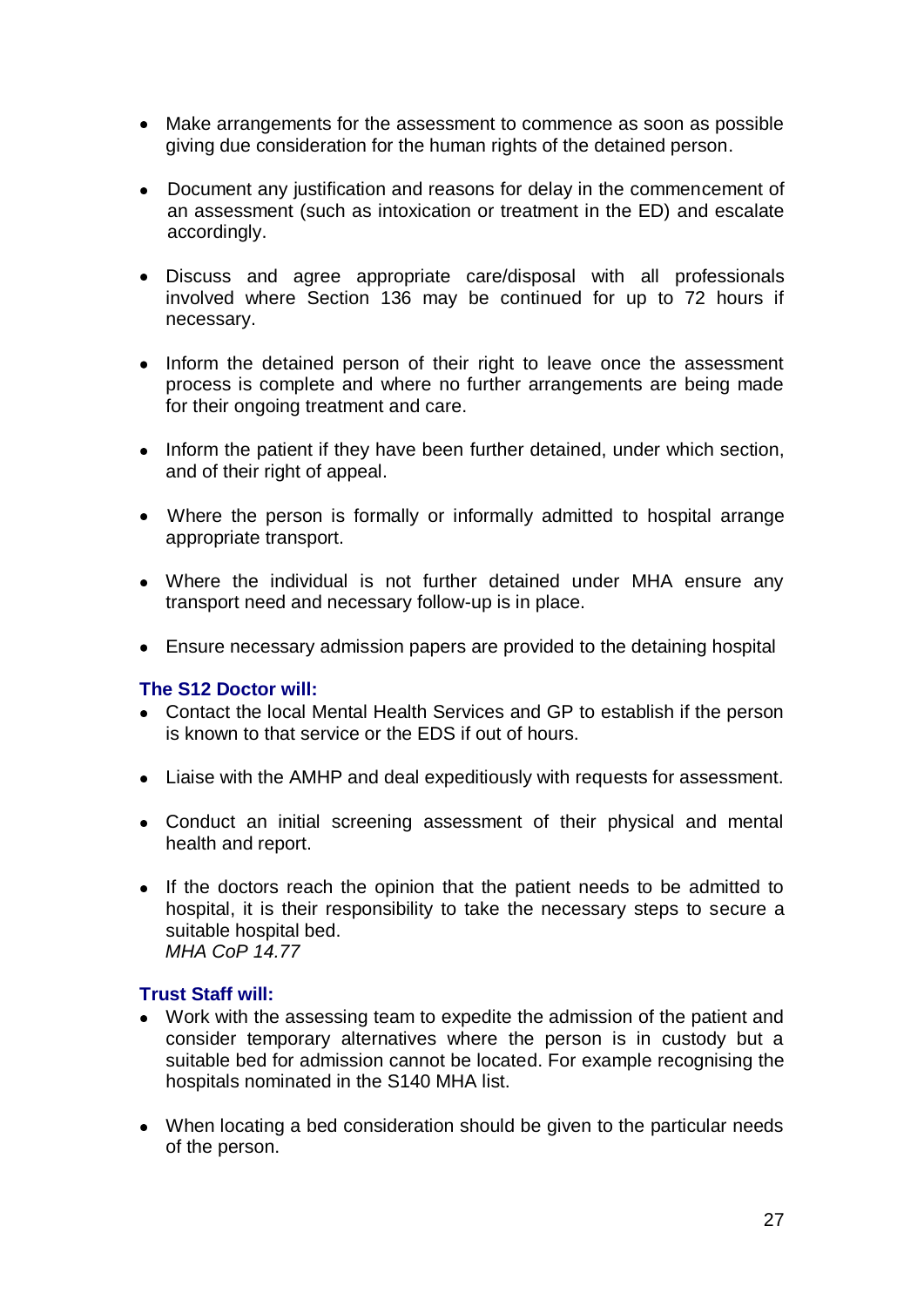- Make arrangements for the assessment to commence as soon as possible giving due consideration for the human rights of the detained person.

- Document any justification and reasons for delay in the commencement of an assessment (such as intoxication or treatment in the ED) and escalate accordingly.

- Discuss and agree appropriate care/disposal with all professionals involved where Section 136 may be continued for up to 72 hours if necessary.

- Inform the detained person of their right to leave once the assessment process is complete and where no further arrangements are being made for their ongoing treatment and care.

- Inform the patient if they have been further detained, under which section, and of their right of appeal.

- Where the person is formally or informally admitted to hospital arrange appropriate transport.

- Where the individual is not further detained under MHA ensure any transport need and necessary follow-up is in place.

- Ensure necessary admission papers are provided to the detaining hospital

**The S12 Doctor will:**

- Contact the local Mental Health Services and GP to establish if the person is known to that service or the EDS if out of hours.

- Liaise with the AMHP and deal expeditiously with requests for assessment.

- Conduct an initial screening assessment of their physical and mental health and report.

- If the doctors reach the opinion that the patient needs to be admitted to hospital, it is their responsibility to take the necessary steps to secure a suitable hospital bed.
  *MHA CoP 14.77*

**Trust Staff will:**

- Work with the assessing team to expedite the admission of the patient and consider temporary alternatives where the person is in custody but a suitable bed for admission cannot be located. For example recognising the hospitals nominated in the S140 MHA list.

- When locating a bed consideration should be given to the particular needs of the person.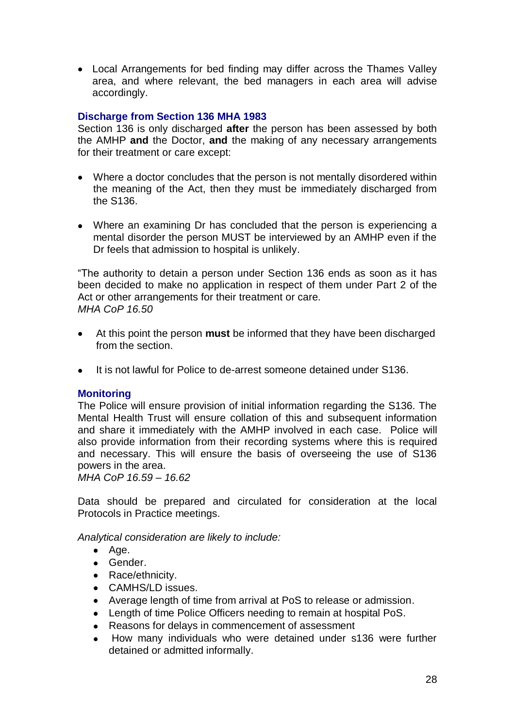- Local Arrangements for bed finding may differ across the Thames Valley area, and where relevant, the bed managers in each area will advise accordingly.

### Discharge from Section 136 MHA 1983

Section 136 is only discharged **after** the person has been assessed by both the AMHP **and** the Doctor, **and** the making of any necessary arrangements for their treatment or care except:

- Where a doctor concludes that the person is not mentally disordered within the meaning of the Act, then they must be immediately discharged from the S136.
- Where an examining Dr has concluded that the person is experiencing a mental disorder the person MUST be interviewed by an AMHP even if the Dr feels that admission to hospital is unlikely.

"The authority to detain a person under Section 136 ends as soon as it has been decided to make no application in respect of them under Part 2 of the Act or other arrangements for their treatment or care.
*MHA CoP 16.50*

- At this point the person **must** be informed that they have been discharged from the section.
- It is not lawful for Police to de-arrest someone detained under S136.

### Monitoring

The Police will ensure provision of initial information regarding the S136. The Mental Health Trust will ensure collation of this and subsequent information and share it immediately with the AMHP involved in each case. Police will also provide information from their recording systems where this is required and necessary. This will ensure the basis of overseeing the use of S136 powers in the area.
*MHA CoP 16.59 – 16.62*

Data should be prepared and circulated for consideration at the local Protocols in Practice meetings.

*Analytical consideration are likely to include:*

- Age.
- Gender.
- Race/ethnicity.
- CAMHS/LD issues.
- Average length of time from arrival at PoS to release or admission.
- Length of time Police Officers needing to remain at hospital PoS.
- Reasons for delays in commencement of assessment
- How many individuals who were detained under s136 were further detained or admitted informally.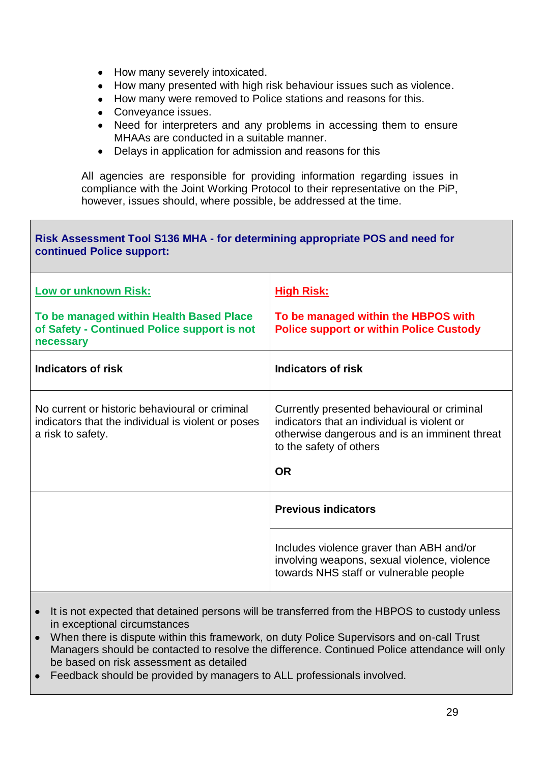- How many severely intoxicated.
- How many presented with high risk behaviour issues such as violence.
- How many were removed to Police stations and reasons for this.
- Conveyance issues.
- Need for interpreters and any problems in accessing them to ensure MHAAs are conducted in a suitable manner.
- Delays in application for admission and reasons for this

All agencies are responsible for providing information regarding issues in compliance with the Joint Working Protocol to their representative on the PiP, however, issues should, where possible, be addressed at the time.

**Risk Assessment Tool S136 MHA - for determining appropriate POS and need for continued Police support:**

| **Low or unknown Risk:**<br><br>**To be managed within Health Based Place of Safety - Continued Police support is not necessary** | **High Risk:**<br><br>**To be managed within the HBPOS with Police support or within Police Custody** |
|---|---|
| **Indicators of risk** | **Indicators of risk** |
| No current or historic behavioural or criminal indicators that the individual is violent or poses a risk to safety. | Currently presented behavioural or criminal indicators that an individual is violent or otherwise dangerous and is an imminent threat to the safety of others<br><br>**OR** |
| | **Previous indicators** |
| | Includes violence graver than ABH and/or involving weapons, sexual violence, violence towards NHS staff or vulnerable people |

- It is not expected that detained persons will be transferred from the HBPOS to custody unless in exceptional circumstances
- When there is dispute within this framework, on duty Police Supervisors and on-call Trust Managers should be contacted to resolve the difference. Continued Police attendance will only be based on risk assessment as detailed
- Feedback should be provided by managers to ALL professionals involved.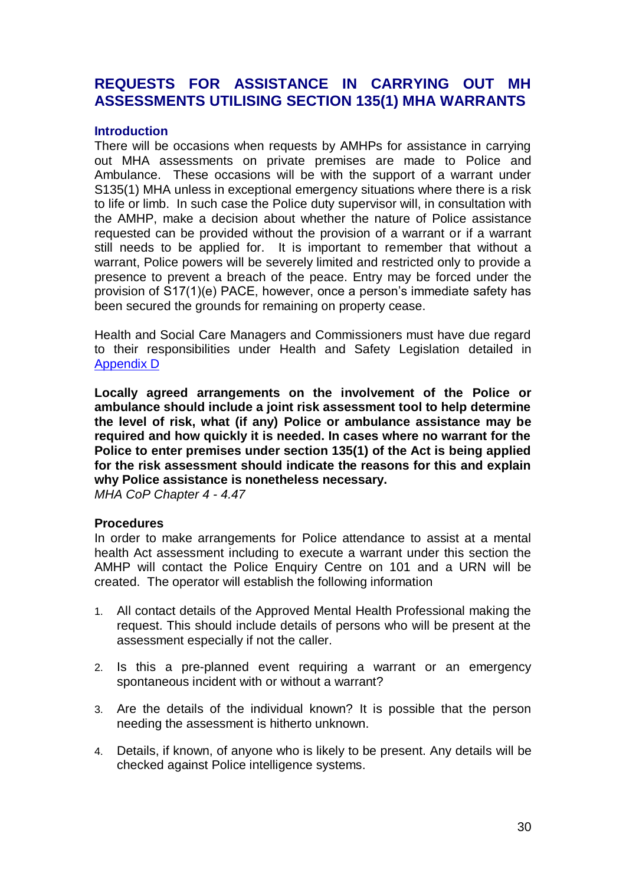## REQUESTS FOR ASSISTANCE IN CARRYING OUT MH ASSESSMENTS UTILISING SECTION 135(1) MHA WARRANTS

### Introduction

There will be occasions when requests by AMHPs for assistance in carrying out MHA assessments on private premises are made to Police and Ambulance. These occasions will be with the support of a warrant under S135(1) MHA unless in exceptional emergency situations where there is a risk to life or limb. In such case the Police duty supervisor will, in consultation with the AMHP, make a decision about whether the nature of Police assistance requested can be provided without the provision of a warrant or if a warrant still needs to be applied for. It is important to remember that without a warrant, Police powers will be severely limited and restricted only to provide a presence to prevent a breach of the peace. Entry may be forced under the provision of S17(1)(e) PACE, however, once a person's immediate safety has been secured the grounds for remaining on property cease.

Health and Social Care Managers and Commissioners must have due regard to their responsibilities under Health and Safety Legislation detailed in [Appendix D]

**Locally agreed arrangements on the involvement of the Police or ambulance should include a joint risk assessment tool to help determine the level of risk, what (if any) Police or ambulance assistance may be required and how quickly it is needed. In cases where no warrant for the Police to enter premises under section 135(1) of the Act is being applied for the risk assessment should indicate the reasons for this and explain why Police assistance is nonetheless necessary.**
*MHA CoP Chapter 4 - 4.47*

### Procedures

In order to make arrangements for Police attendance to assist at a mental health Act assessment including to execute a warrant under this section the AMHP will contact the Police Enquiry Centre on 101 and a URN will be created. The operator will establish the following information

1. All contact details of the Approved Mental Health Professional making the request. This should include details of persons who will be present at the assessment especially if not the caller.
2. Is this a pre-planned event requiring a warrant or an emergency spontaneous incident with or without a warrant?
3. Are the details of the individual known? It is possible that the person needing the assessment is hitherto unknown.
4. Details, if known, of anyone who is likely to be present. Any details will be checked against Police intelligence systems.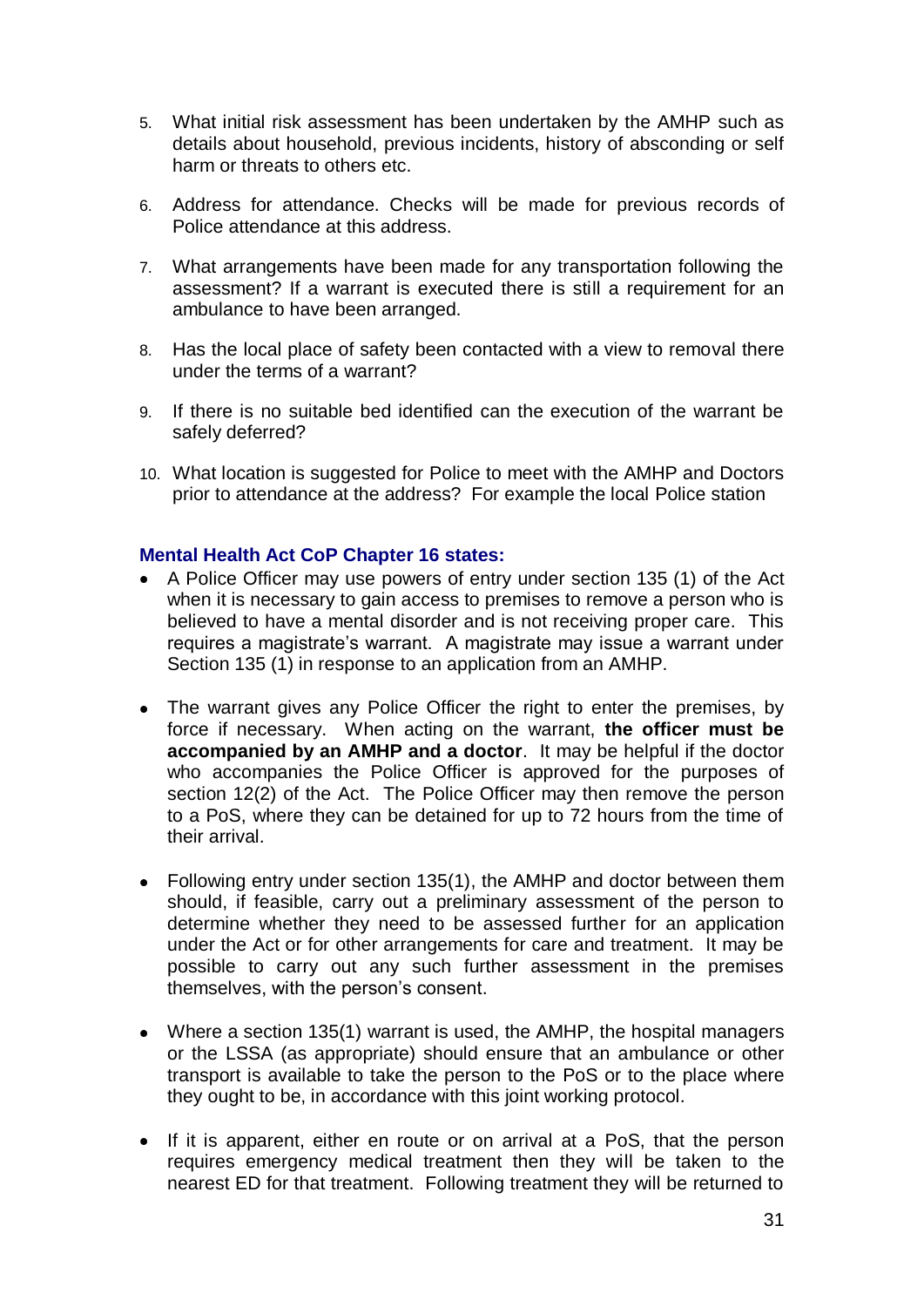5. What initial risk assessment has been undertaken by the AMHP such as details about household, previous incidents, history of absconding or self harm or threats to others etc.

6. Address for attendance. Checks will be made for previous records of Police attendance at this address.

7. What arrangements have been made for any transportation following the assessment? If a warrant is executed there is still a requirement for an ambulance to have been arranged.

8. Has the local place of safety been contacted with a view to removal there under the terms of a warrant?

9. If there is no suitable bed identified can the execution of the warrant be safely deferred?

10. What location is suggested for Police to meet with the AMHP and Doctors prior to attendance at the address? For example the local Police station

**Mental Health Act CoP Chapter 16 states:**

- A Police Officer may use powers of entry under section 135 (1) of the Act when it is necessary to gain access to premises to remove a person who is believed to have a mental disorder and is not receiving proper care. This requires a magistrate's warrant. A magistrate may issue a warrant under Section 135 (1) in response to an application from an AMHP.

- The warrant gives any Police Officer the right to enter the premises, by force if necessary. When acting on the warrant, **the officer must be accompanied by an AMHP and a doctor**. It may be helpful if the doctor who accompanies the Police Officer is approved for the purposes of section 12(2) of the Act. The Police Officer may then remove the person to a PoS, where they can be detained for up to 72 hours from the time of their arrival.

- Following entry under section 135(1), the AMHP and doctor between them should, if feasible, carry out a preliminary assessment of the person to determine whether they need to be assessed further for an application under the Act or for other arrangements for care and treatment. It may be possible to carry out any such further assessment in the premises themselves, with the person's consent.

- Where a section 135(1) warrant is used, the AMHP, the hospital managers or the LSSA (as appropriate) should ensure that an ambulance or other transport is available to take the person to the PoS or to the place where they ought to be, in accordance with this joint working protocol.

- If it is apparent, either en route or on arrival at a PoS, that the person requires emergency medical treatment then they will be taken to the nearest ED for that treatment. Following treatment they will be returned to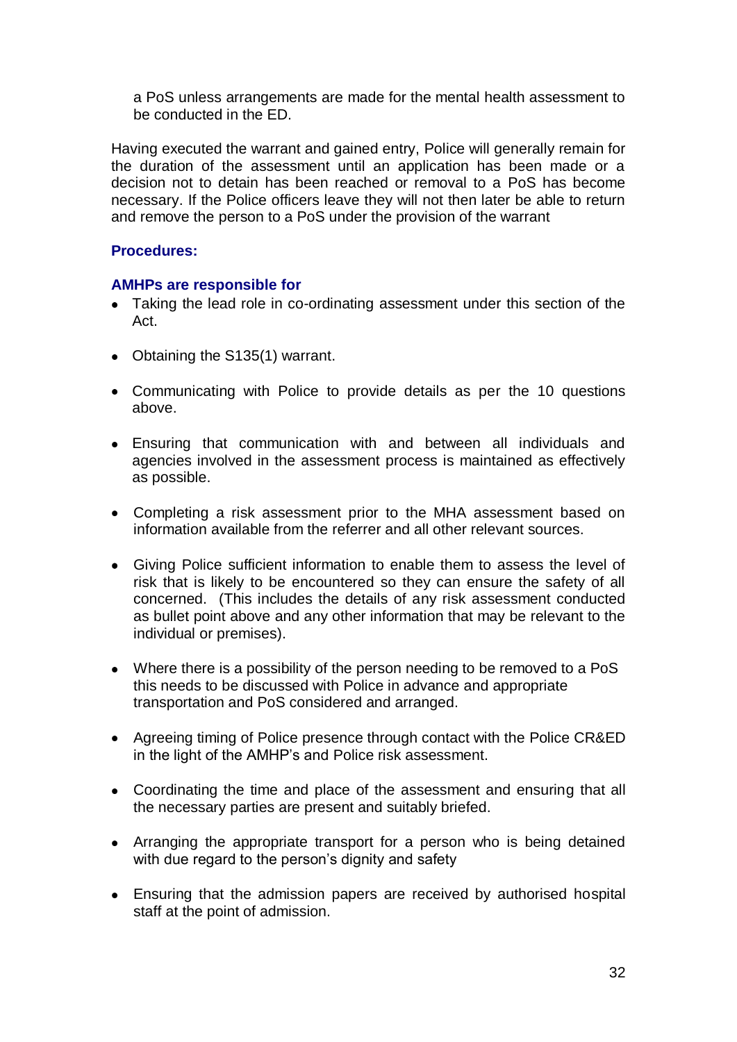a PoS unless arrangements are made for the mental health assessment to be conducted in the ED.

Having executed the warrant and gained entry, Police will generally remain for the duration of the assessment until an application has been made or a decision not to detain has been reached or removal to a PoS has become necessary. If the Police officers leave they will not then later be able to return and remove the person to a PoS under the provision of the warrant

**Procedures:**

**AMHPs are responsible for**

- Taking the lead role in co-ordinating assessment under this section of the Act.
- Obtaining the S135(1) warrant.
- Communicating with Police to provide details as per the 10 questions above.
- Ensuring that communication with and between all individuals and agencies involved in the assessment process is maintained as effectively as possible.
- Completing a risk assessment prior to the MHA assessment based on information available from the referrer and all other relevant sources.
- Giving Police sufficient information to enable them to assess the level of risk that is likely to be encountered so they can ensure the safety of all concerned. (This includes the details of any risk assessment conducted as bullet point above and any other information that may be relevant to the individual or premises).
- Where there is a possibility of the person needing to be removed to a PoS this needs to be discussed with Police in advance and appropriate transportation and PoS considered and arranged.
- Agreeing timing of Police presence through contact with the Police CR&ED in the light of the AMHP's and Police risk assessment.
- Coordinating the time and place of the assessment and ensuring that all the necessary parties are present and suitably briefed.
- Arranging the appropriate transport for a person who is being detained with due regard to the person's dignity and safety
- Ensuring that the admission papers are received by authorised hospital staff at the point of admission.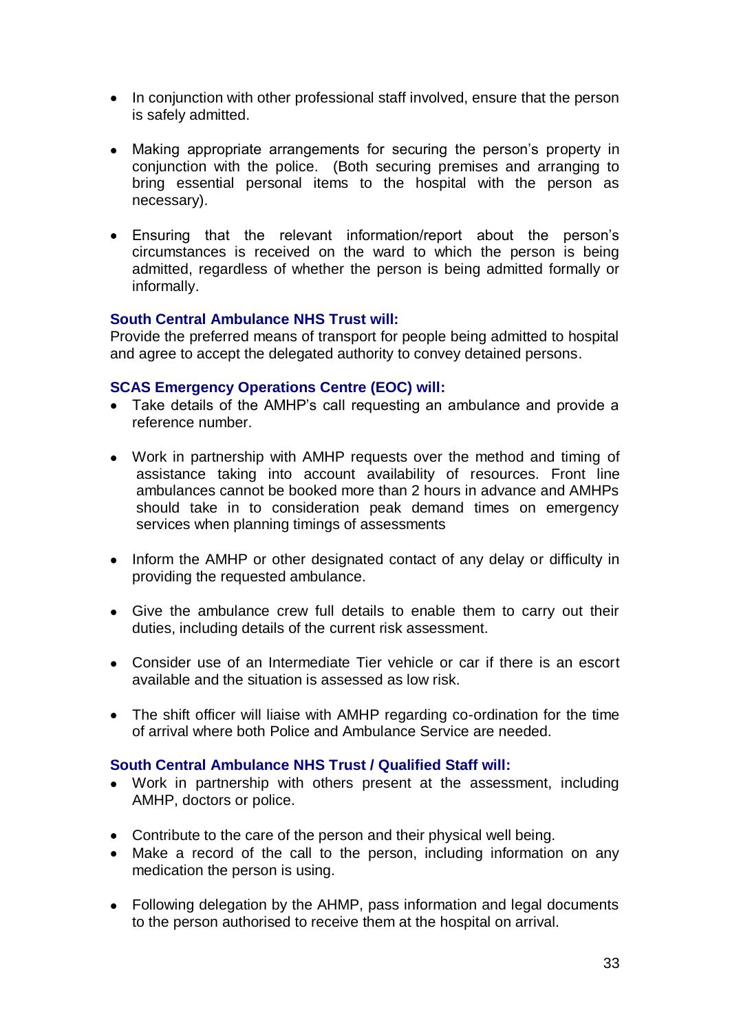- In conjunction with other professional staff involved, ensure that the person is safely admitted.

- Making appropriate arrangements for securing the person's property in conjunction with the police. (Both securing premises and arranging to bring essential personal items to the hospital with the person as necessary).

- Ensuring that the relevant information/report about the person's circumstances is received on the ward to which the person is being admitted, regardless of whether the person is being admitted formally or informally.

**South Central Ambulance NHS Trust will:**
Provide the preferred means of transport for people being admitted to hospital and agree to accept the delegated authority to convey detained persons.

**SCAS Emergency Operations Centre (EOC) will:**

- Take details of the AMHP's call requesting an ambulance and provide a reference number.

- Work in partnership with AMHP requests over the method and timing of assistance taking into account availability of resources. Front line ambulances cannot be booked more than 2 hours in advance and AMHPs should take in to consideration peak demand times on emergency services when planning timings of assessments

- Inform the AMHP or other designated contact of any delay or difficulty in providing the requested ambulance.

- Give the ambulance crew full details to enable them to carry out their duties, including details of the current risk assessment.

- Consider use of an Intermediate Tier vehicle or car if there is an escort available and the situation is assessed as low risk.

- The shift officer will liaise with AMHP regarding co-ordination for the time of arrival where both Police and Ambulance Service are needed.

**South Central Ambulance NHS Trust / Qualified Staff will:**

- Work in partnership with others present at the assessment, including AMHP, doctors or police.

- Contribute to the care of the person and their physical well being.
- Make a record of the call to the person, including information on any medication the person is using.

- Following delegation by the AHMP, pass information and legal documents to the person authorised to receive them at the hospital on arrival.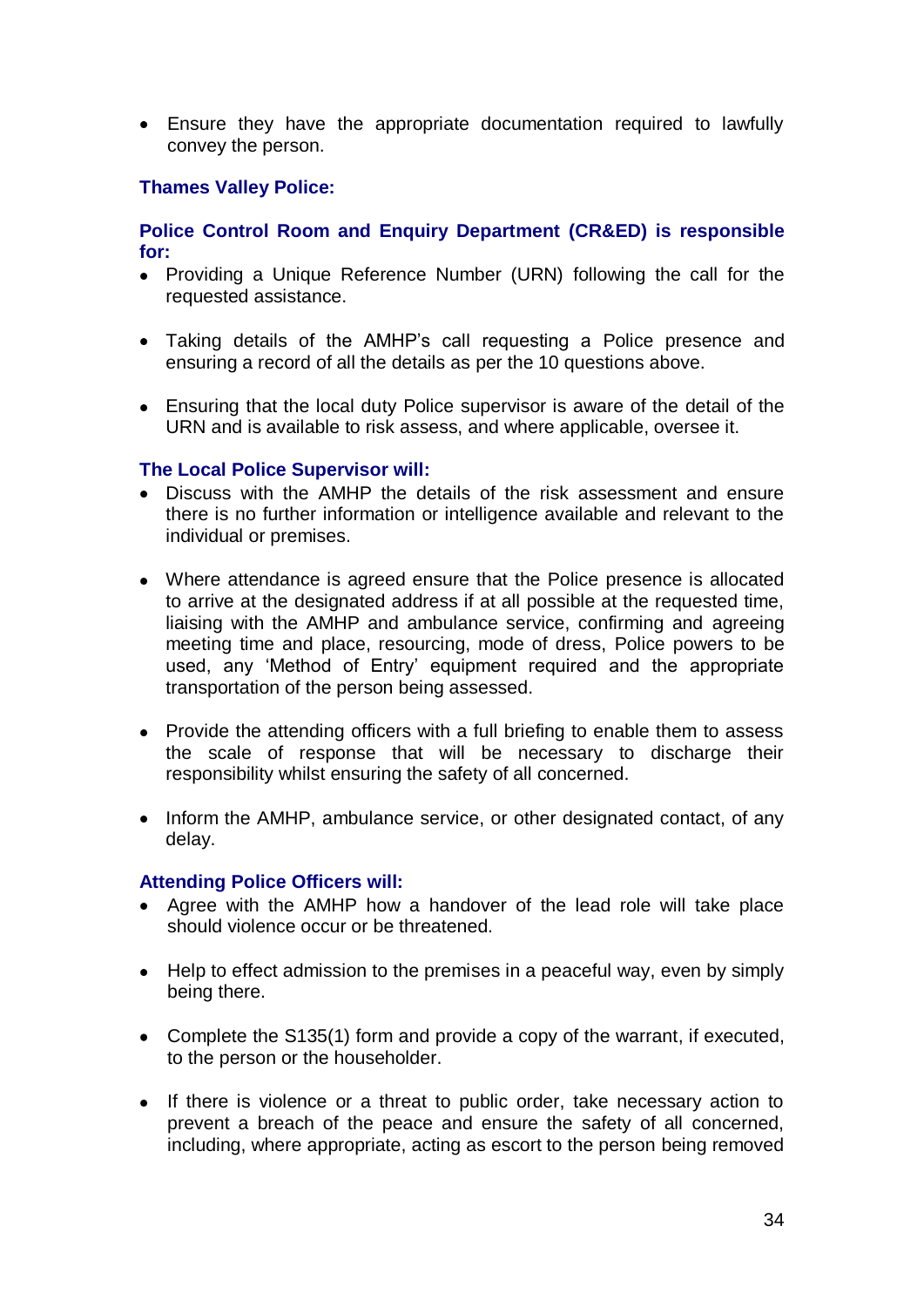- Ensure they have the appropriate documentation required to lawfully convey the person.

### Thames Valley Police:

#### Police Control Room and Enquiry Department (CR&ED) is responsible for:

- Providing a Unique Reference Number (URN) following the call for the requested assistance.
- Taking details of the AMHP's call requesting a Police presence and ensuring a record of all the details as per the 10 questions above.
- Ensuring that the local duty Police supervisor is aware of the detail of the URN and is available to risk assess, and where applicable, oversee it.

#### The Local Police Supervisor will:

- Discuss with the AMHP the details of the risk assessment and ensure there is no further information or intelligence available and relevant to the individual or premises.
- Where attendance is agreed ensure that the Police presence is allocated to arrive at the designated address if at all possible at the requested time, liaising with the AMHP and ambulance service, confirming and agreeing meeting time and place, resourcing, mode of dress, Police powers to be used, any 'Method of Entry' equipment required and the appropriate transportation of the person being assessed.
- Provide the attending officers with a full briefing to enable them to assess the scale of response that will be necessary to discharge their responsibility whilst ensuring the safety of all concerned.
- Inform the AMHP, ambulance service, or other designated contact, of any delay.

#### Attending Police Officers will:

- Agree with the AMHP how a handover of the lead role will take place should violence occur or be threatened.
- Help to effect admission to the premises in a peaceful way, even by simply being there.
- Complete the S135(1) form and provide a copy of the warrant, if executed, to the person or the householder.
- If there is violence or a threat to public order, take necessary action to prevent a breach of the peace and ensure the safety of all concerned, including, where appropriate, acting as escort to the person being removed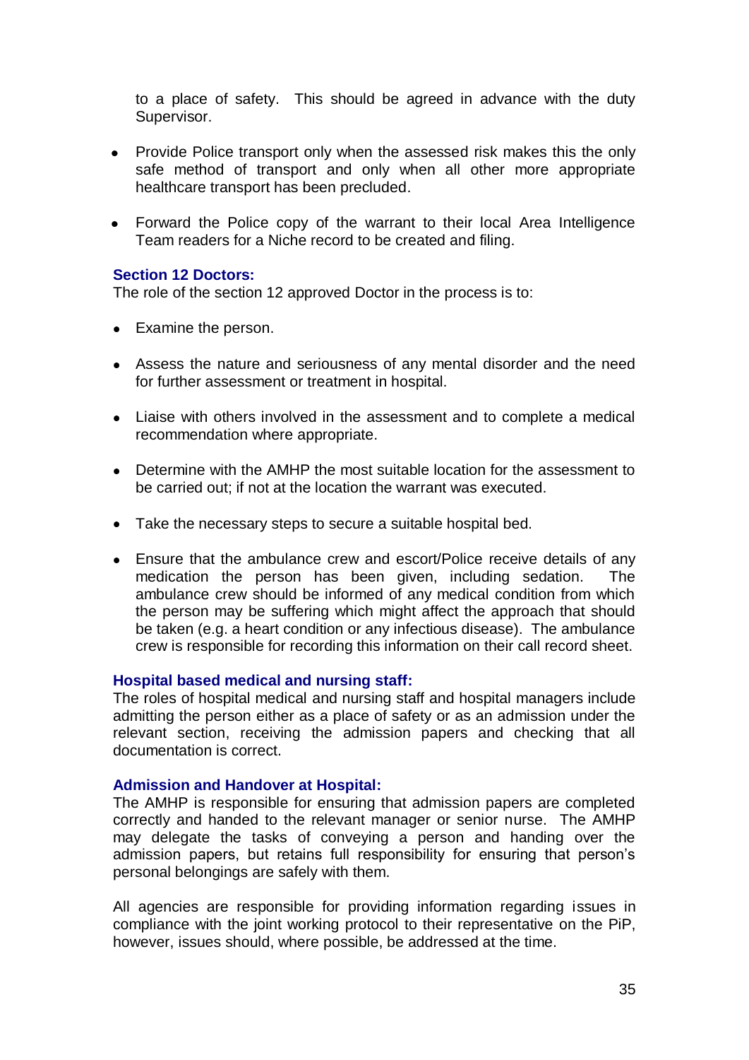to a place of safety. This should be agreed in advance with the duty Supervisor.

- Provide Police transport only when the assessed risk makes this the only safe method of transport and only when all other more appropriate healthcare transport has been precluded.

- Forward the Police copy of the warrant to their local Area Intelligence Team readers for a Niche record to be created and filing.

**Section 12 Doctors:**
The role of the section 12 approved Doctor in the process is to:

- Examine the person.

- Assess the nature and seriousness of any mental disorder and the need for further assessment or treatment in hospital.

- Liaise with others involved in the assessment and to complete a medical recommendation where appropriate.

- Determine with the AMHP the most suitable location for the assessment to be carried out; if not at the location the warrant was executed.

- Take the necessary steps to secure a suitable hospital bed.

- Ensure that the ambulance crew and escort/Police receive details of any medication the person has been given, including sedation. The ambulance crew should be informed of any medical condition from which the person may be suffering which might affect the approach that should be taken (e.g. a heart condition or any infectious disease). The ambulance crew is responsible for recording this information on their call record sheet.

**Hospital based medical and nursing staff:**
The roles of hospital medical and nursing staff and hospital managers include admitting the person either as a place of safety or as an admission under the relevant section, receiving the admission papers and checking that all documentation is correct.

**Admission and Handover at Hospital:**
The AMHP is responsible for ensuring that admission papers are completed correctly and handed to the relevant manager or senior nurse. The AMHP may delegate the tasks of conveying a person and handing over the admission papers, but retains full responsibility for ensuring that person's personal belongings are safely with them.

All agencies are responsible for providing information regarding issues in compliance with the joint working protocol to their representative on the PiP, however, issues should, where possible, be addressed at the time.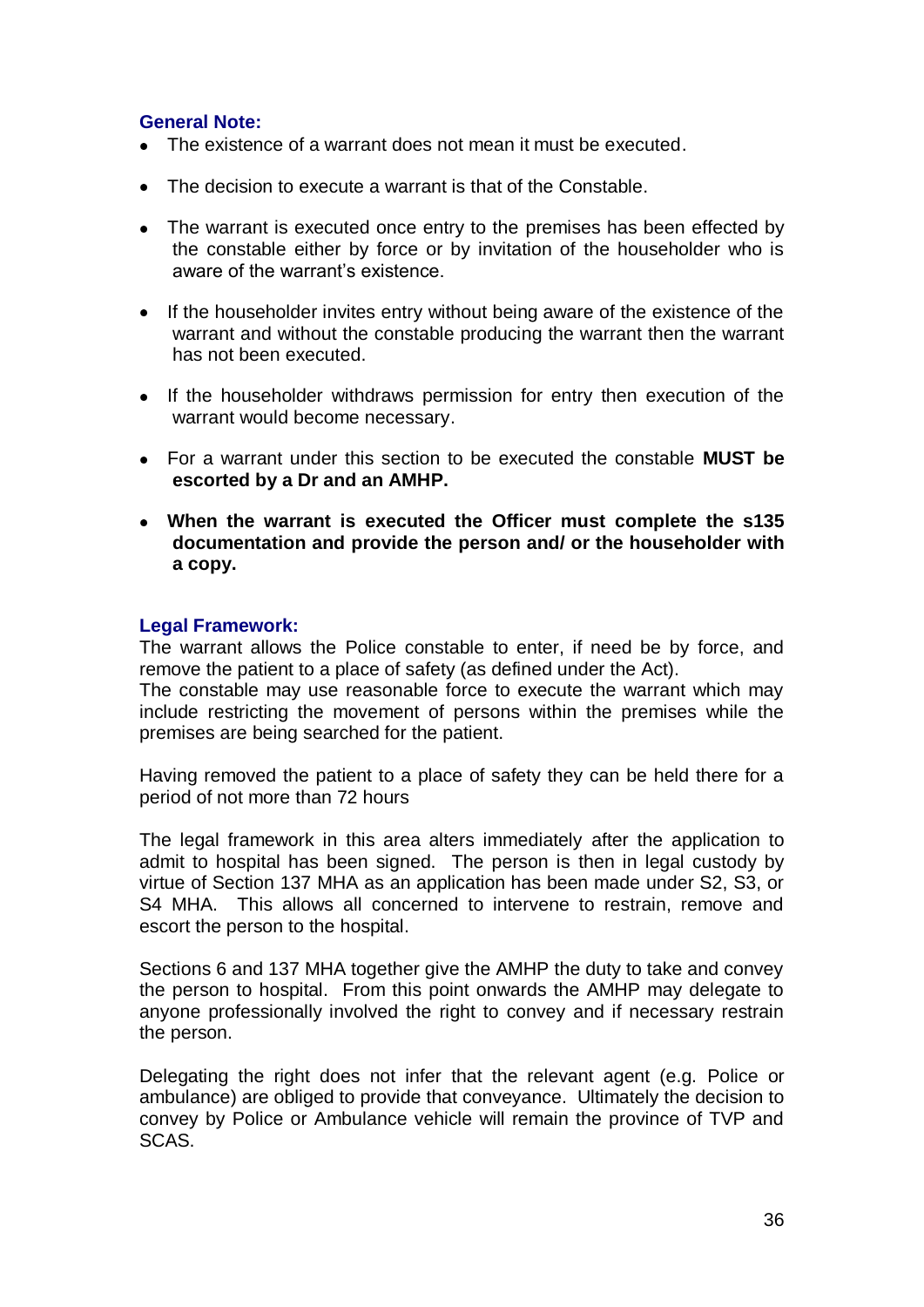### General Note:

- The existence of a warrant does not mean it must be executed.
- The decision to execute a warrant is that of the Constable.
- The warrant is executed once entry to the premises has been effected by the constable either by force or by invitation of the householder who is aware of the warrant's existence.
- If the householder invites entry without being aware of the existence of the warrant and without the constable producing the warrant then the warrant has not been executed.
- If the householder withdraws permission for entry then execution of the warrant would become necessary.
- For a warrant under this section to be executed the constable **MUST be escorted by a Dr and an AMHP.**
- **When the warrant is executed the Officer must complete the s135 documentation and provide the person and/ or the householder with a copy.**

### Legal Framework:

The warrant allows the Police constable to enter, if need be by force, and remove the patient to a place of safety (as defined under the Act).
The constable may use reasonable force to execute the warrant which may include restricting the movement of persons within the premises while the premises are being searched for the patient.

Having removed the patient to a place of safety they can be held there for a period of not more than 72 hours

The legal framework in this area alters immediately after the application to admit to hospital has been signed. The person is then in legal custody by virtue of Section 137 MHA as an application has been made under S2, S3, or S4 MHA. This allows all concerned to intervene to restrain, remove and escort the person to the hospital.

Sections 6 and 137 MHA together give the AMHP the duty to take and convey the person to hospital. From this point onwards the AMHP may delegate to anyone professionally involved the right to convey and if necessary restrain the person.

Delegating the right does not infer that the relevant agent (e.g. Police or ambulance) are obliged to provide that conveyance. Ultimately the decision to convey by Police or Ambulance vehicle will remain the province of TVP and SCAS.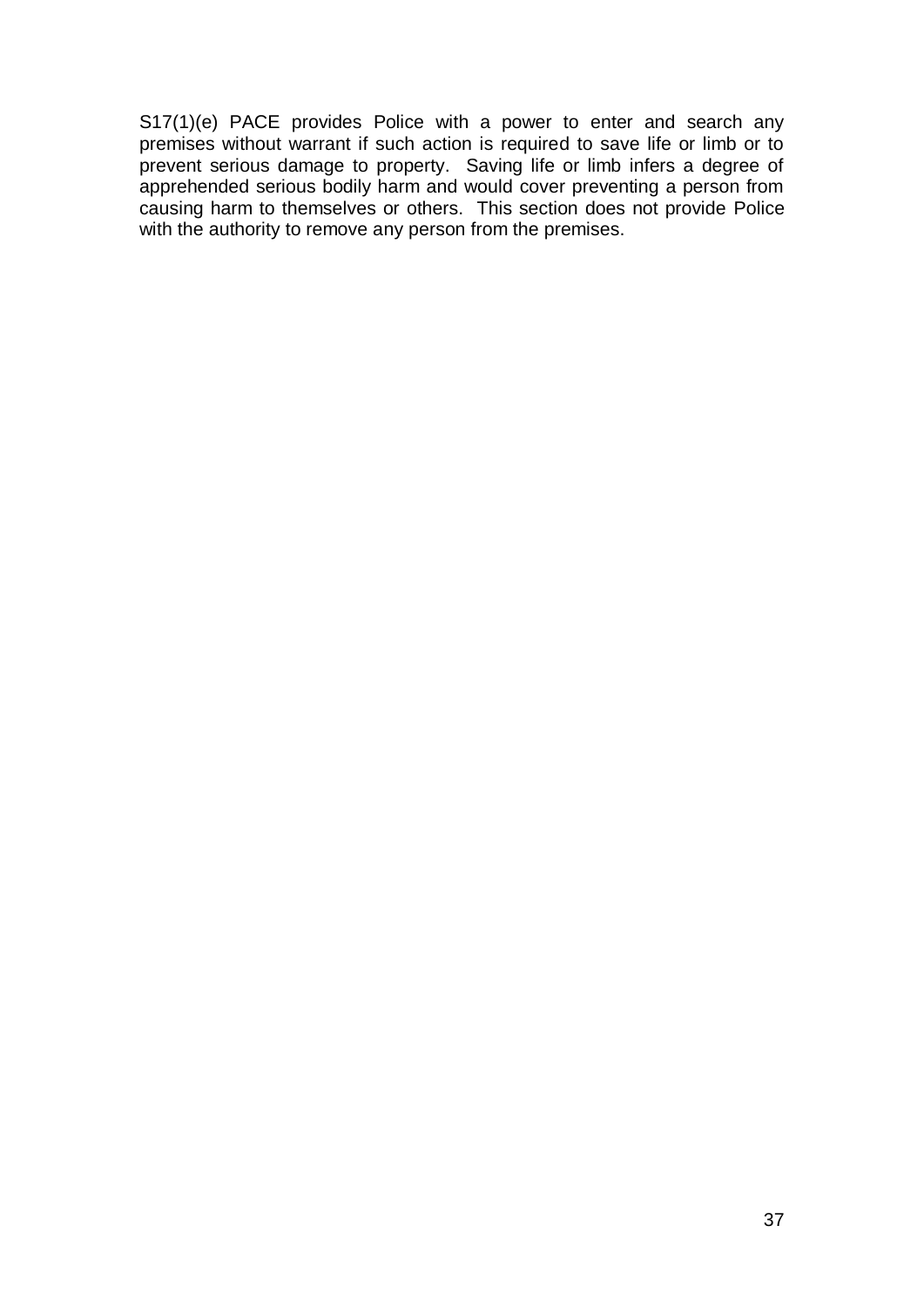S17(1)(e) PACE provides Police with a power to enter and search any premises without warrant if such action is required to save life or limb or to prevent serious damage to property. Saving life or limb infers a degree of apprehended serious bodily harm and would cover preventing a person from causing harm to themselves or others. This section does not provide Police with the authority to remove any person from the premises.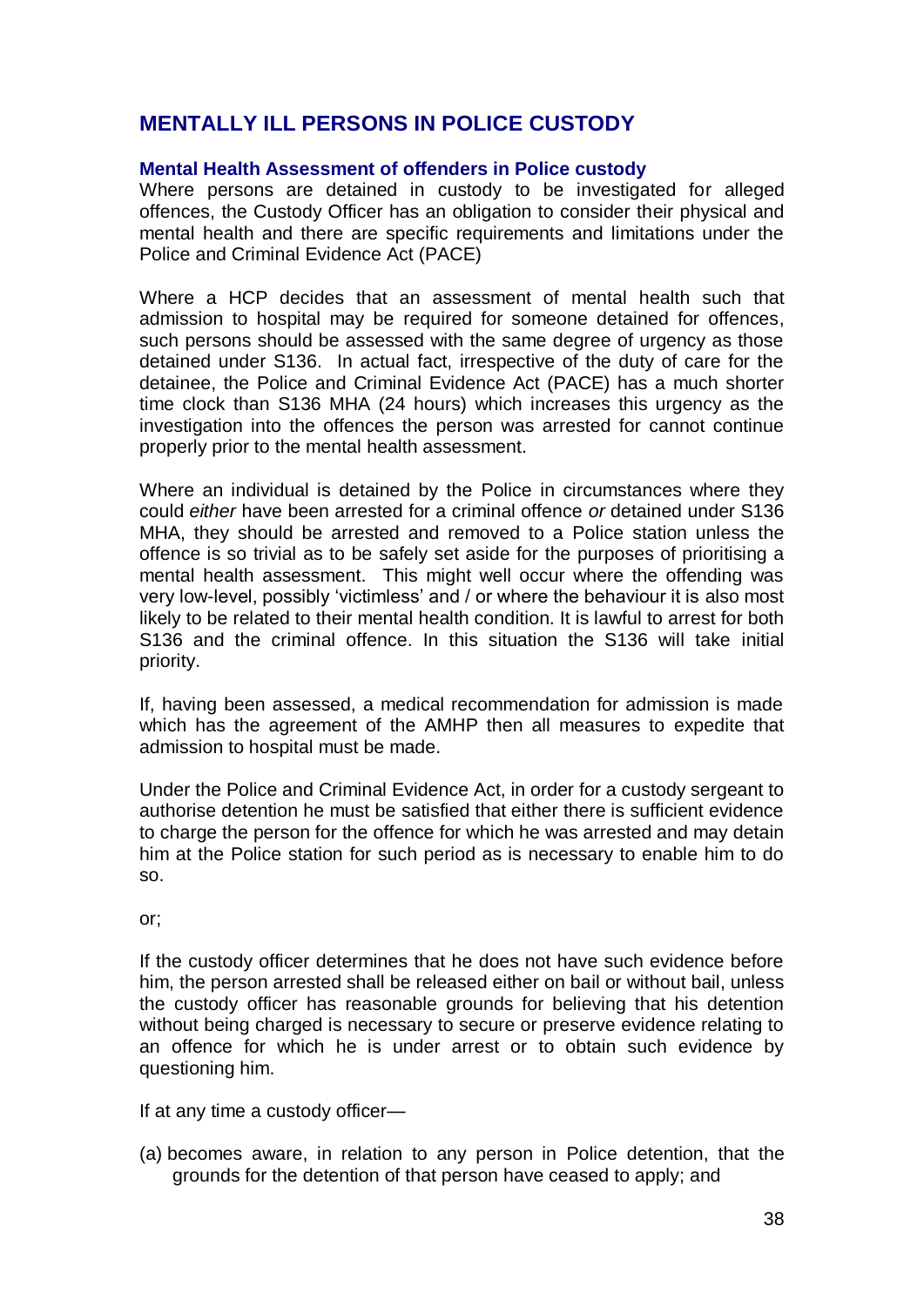## MENTALLY ILL PERSONS IN POLICE CUSTODY

### Mental Health Assessment of offenders in Police custody

Where persons are detained in custody to be investigated for alleged offences, the Custody Officer has an obligation to consider their physical and mental health and there are specific requirements and limitations under the Police and Criminal Evidence Act (PACE)

Where a HCP decides that an assessment of mental health such that admission to hospital may be required for someone detained for offences, such persons should be assessed with the same degree of urgency as those detained under S136. In actual fact, irrespective of the duty of care for the detainee, the Police and Criminal Evidence Act (PACE) has a much shorter time clock than S136 MHA (24 hours) which increases this urgency as the investigation into the offences the person was arrested for cannot continue properly prior to the mental health assessment.

Where an individual is detained by the Police in circumstances where they could *either* have been arrested for a criminal offence *or* detained under S136 MHA, they should be arrested and removed to a Police station unless the offence is so trivial as to be safely set aside for the purposes of prioritising a mental health assessment. This might well occur where the offending was very low-level, possibly 'victimless' and / or where the behaviour it is also most likely to be related to their mental health condition. It is lawful to arrest for both S136 and the criminal offence. In this situation the S136 will take initial priority.

If, having been assessed, a medical recommendation for admission is made which has the agreement of the AMHP then all measures to expedite that admission to hospital must be made.

Under the Police and Criminal Evidence Act, in order for a custody sergeant to authorise detention he must be satisfied that either there is sufficient evidence to charge the person for the offence for which he was arrested and may detain him at the Police station for such period as is necessary to enable him to do so.

or;

If the custody officer determines that he does not have such evidence before him, the person arrested shall be released either on bail or without bail, unless the custody officer has reasonable grounds for believing that his detention without being charged is necessary to secure or preserve evidence relating to an offence for which he is under arrest or to obtain such evidence by questioning him.

If at any time a custody officer—

(a) becomes aware, in relation to any person in Police detention, that the grounds for the detention of that person have ceased to apply; and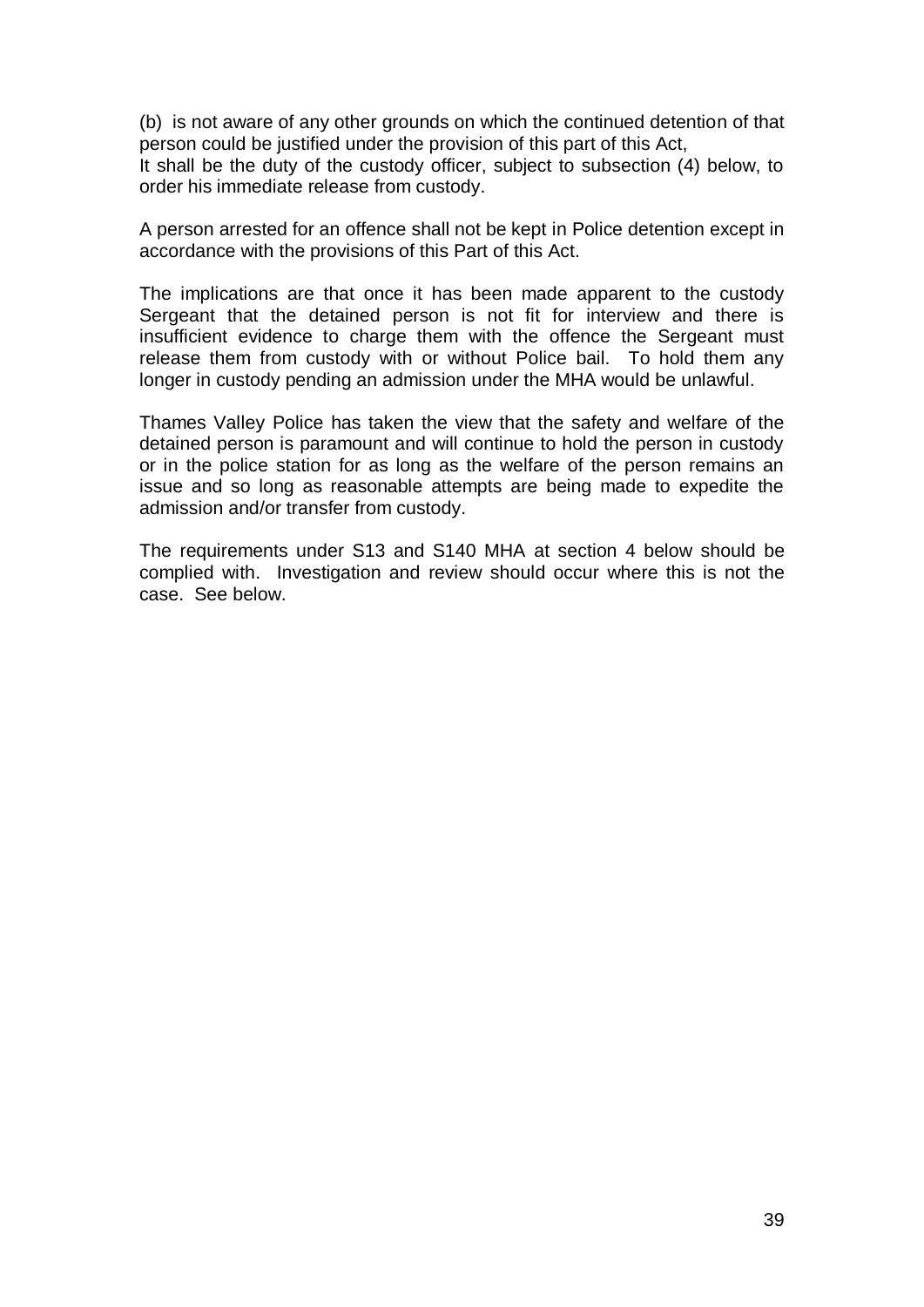(b) is not aware of any other grounds on which the continued detention of that person could be justified under the provision of this part of this Act,
It shall be the duty of the custody officer, subject to subsection (4) below, to order his immediate release from custody.

A person arrested for an offence shall not be kept in Police detention except in accordance with the provisions of this Part of this Act.

The implications are that once it has been made apparent to the custody Sergeant that the detained person is not fit for interview and there is insufficient evidence to charge them with the offence the Sergeant must release them from custody with or without Police bail. To hold them any longer in custody pending an admission under the MHA would be unlawful.

Thames Valley Police has taken the view that the safety and welfare of the detained person is paramount and will continue to hold the person in custody or in the police station for as long as the welfare of the person remains an issue and so long as reasonable attempts are being made to expedite the admission and/or transfer from custody.

The requirements under S13 and S140 MHA at section 4 below should be complied with. Investigation and review should occur where this is not the case. See below.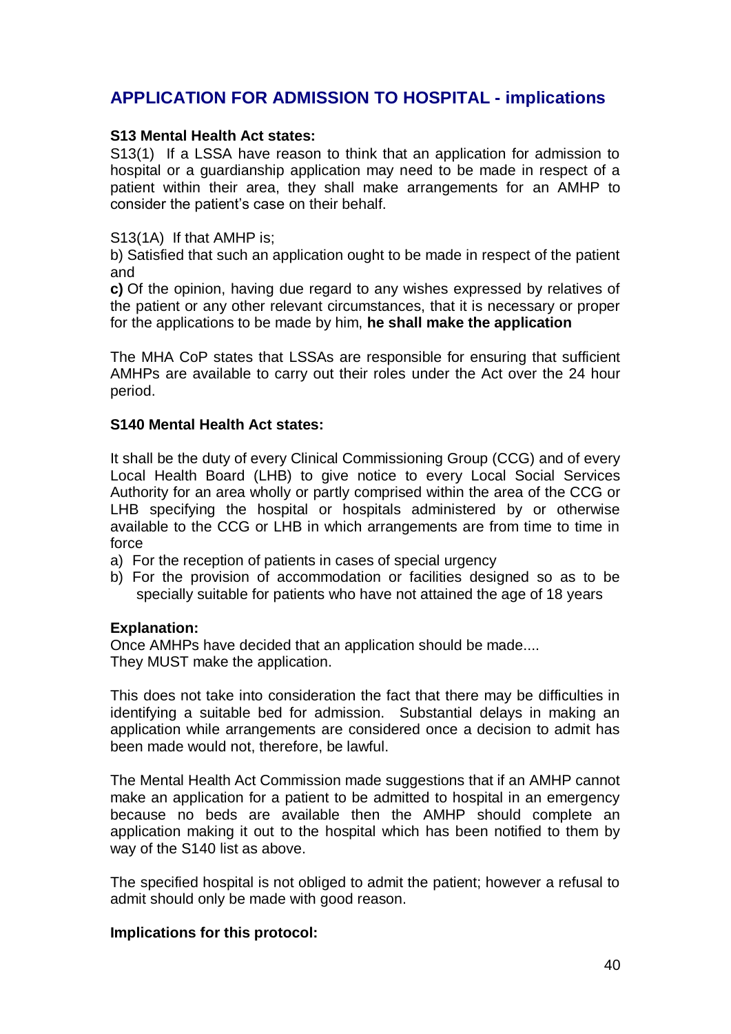## APPLICATION FOR ADMISSION TO HOSPITAL - implications

**S13 Mental Health Act states:**

S13(1) If a LSSA have reason to think that an application for admission to hospital or a guardianship application may need to be made in respect of a patient within their area, they shall make arrangements for an AMHP to consider the patient's case on their behalf.

S13(1A) If that AMHP is;

b) Satisfied that such an application ought to be made in respect of the patient and

**c)** Of the opinion, having due regard to any wishes expressed by relatives of the patient or any other relevant circumstances, that it is necessary or proper for the applications to be made by him, **he shall make the application**

The MHA CoP states that LSSAs are responsible for ensuring that sufficient AMHPs are available to carry out their roles under the Act over the 24 hour period.

**S140 Mental Health Act states:**

It shall be the duty of every Clinical Commissioning Group (CCG) and of every Local Health Board (LHB) to give notice to every Local Social Services Authority for an area wholly or partly comprised within the area of the CCG or LHB specifying the hospital or hospitals administered by or otherwise available to the CCG or LHB in which arrangements are from time to time in force

a) For the reception of patients in cases of special urgency
b) For the provision of accommodation or facilities designed so as to be specially suitable for patients who have not attained the age of 18 years

**Explanation:**

Once AMHPs have decided that an application should be made....
They MUST make the application.

This does not take into consideration the fact that there may be difficulties in identifying a suitable bed for admission. Substantial delays in making an application while arrangements are considered once a decision to admit has been made would not, therefore, be lawful.

The Mental Health Act Commission made suggestions that if an AMHP cannot make an application for a patient to be admitted to hospital in an emergency because no beds are available then the AMHP should complete an application making it out to the hospital which has been notified to them by way of the S140 list as above.

The specified hospital is not obliged to admit the patient; however a refusal to admit should only be made with good reason.

**Implications for this protocol:**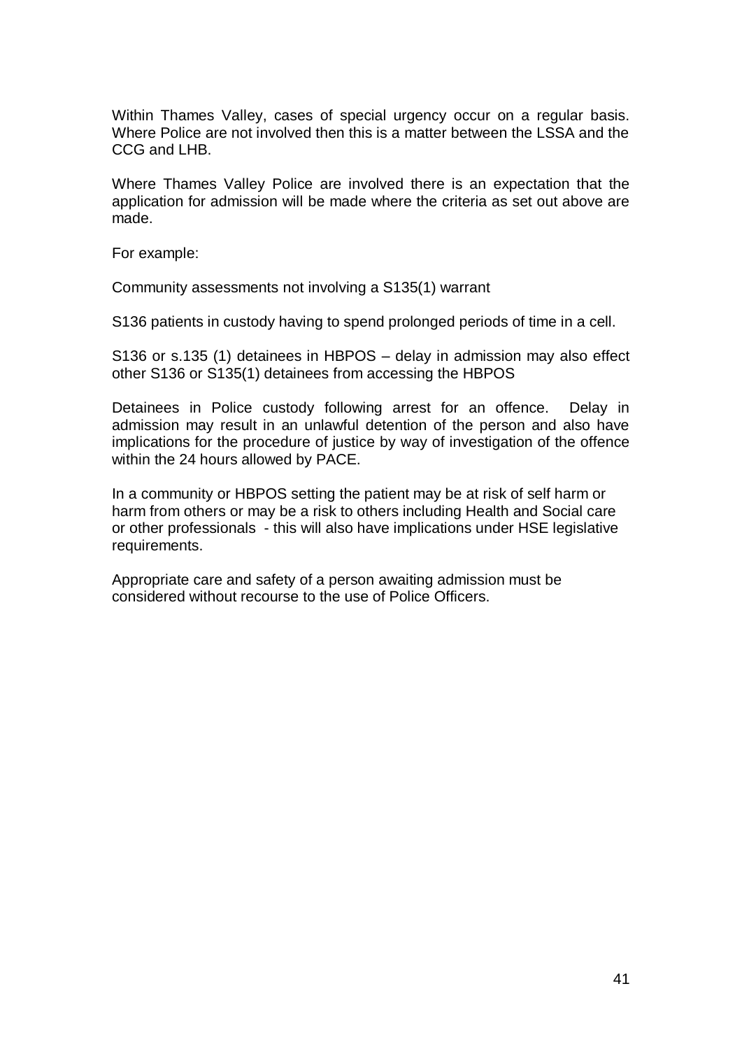Within Thames Valley, cases of special urgency occur on a regular basis. Where Police are not involved then this is a matter between the LSSA and the CCG and LHB.

Where Thames Valley Police are involved there is an expectation that the application for admission will be made where the criteria as set out above are made.

For example:

Community assessments not involving a S135(1) warrant

S136 patients in custody having to spend prolonged periods of time in a cell.

S136 or s.135 (1) detainees in HBPOS – delay in admission may also effect other S136 or S135(1) detainees from accessing the HBPOS

Detainees in Police custody following arrest for an offence. Delay in admission may result in an unlawful detention of the person and also have implications for the procedure of justice by way of investigation of the offence within the 24 hours allowed by PACE.

In a community or HBPOS setting the patient may be at risk of self harm or harm from others or may be a risk to others including Health and Social care or other professionals - this will also have implications under HSE legislative requirements.

Appropriate care and safety of a person awaiting admission must be considered without recourse to the use of Police Officers.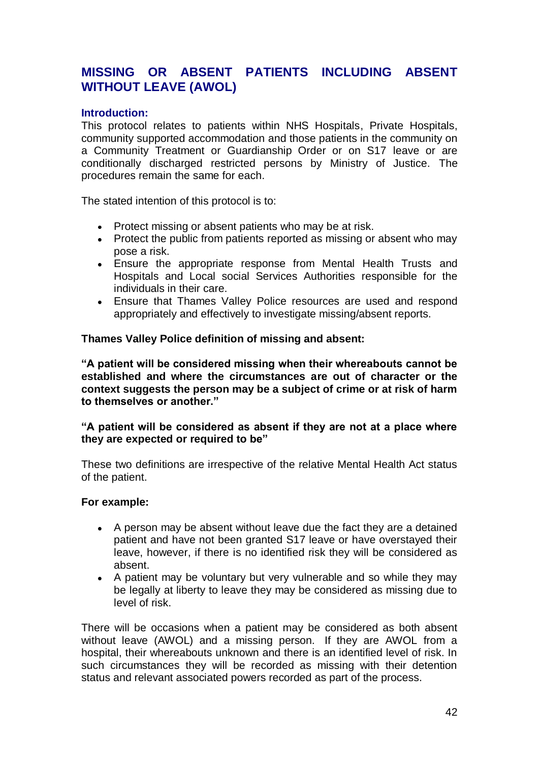## MISSING OR ABSENT PATIENTS INCLUDING ABSENT WITHOUT LEAVE (AWOL)

### Introduction:

This protocol relates to patients within NHS Hospitals, Private Hospitals, community supported accommodation and those patients in the community on a Community Treatment or Guardianship Order or on S17 leave or are conditionally discharged restricted persons by Ministry of Justice. The procedures remain the same for each.

The stated intention of this protocol is to:

- Protect missing or absent patients who may be at risk.
- Protect the public from patients reported as missing or absent who may pose a risk.
- Ensure the appropriate response from Mental Health Trusts and Hospitals and Local social Services Authorities responsible for the individuals in their care.
- Ensure that Thames Valley Police resources are used and respond appropriately and effectively to investigate missing/absent reports.

**Thames Valley Police definition of missing and absent:**

**"A patient will be considered missing when their whereabouts cannot be established and where the circumstances are out of character or the context suggests the person may be a subject of crime or at risk of harm to themselves or another."**

**"A patient will be considered as absent if they are not at a place where they are expected or required to be"**

These two definitions are irrespective of the relative Mental Health Act status of the patient.

**For example:**

- A person may be absent without leave due the fact they are a detained patient and have not been granted S17 leave or have overstayed their leave, however, if there is no identified risk they will be considered as absent.
- A patient may be voluntary but very vulnerable and so while they may be legally at liberty to leave they may be considered as missing due to level of risk.

There will be occasions when a patient may be considered as both absent without leave (AWOL) and a missing person. If they are AWOL from a hospital, their whereabouts unknown and there is an identified level of risk. In such circumstances they will be recorded as missing with their detention status and relevant associated powers recorded as part of the process.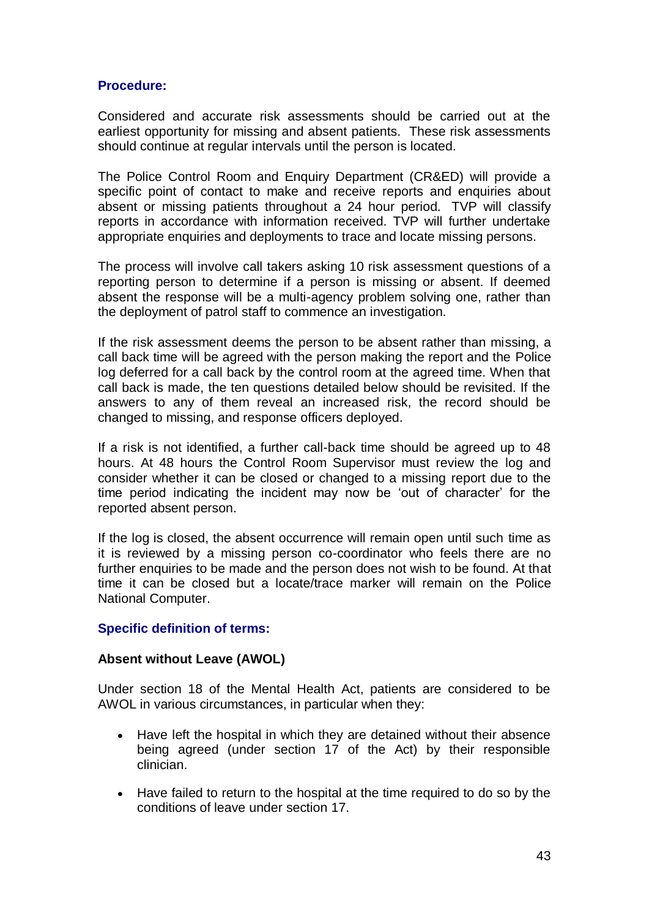## Procedure:

Considered and accurate risk assessments should be carried out at the earliest opportunity for missing and absent patients. These risk assessments should continue at regular intervals until the person is located.

The Police Control Room and Enquiry Department (CR&ED) will provide a specific point of contact to make and receive reports and enquiries about absent or missing patients throughout a 24 hour period. TVP will classify reports in accordance with information received. TVP will further undertake appropriate enquiries and deployments to trace and locate missing persons.

The process will involve call takers asking 10 risk assessment questions of a reporting person to determine if a person is missing or absent. If deemed absent the response will be a multi-agency problem solving one, rather than the deployment of patrol staff to commence an investigation.

If the risk assessment deems the person to be absent rather than missing, a call back time will be agreed with the person making the report and the Police log deferred for a call back by the control room at the agreed time. When that call back is made, the ten questions detailed below should be revisited. If the answers to any of them reveal an increased risk, the record should be changed to missing, and response officers deployed.

If a risk is not identified, a further call-back time should be agreed up to 48 hours. At 48 hours the Control Room Supervisor must review the log and consider whether it can be closed or changed to a missing report due to the time period indicating the incident may now be 'out of character' for the reported absent person.

If the log is closed, the absent occurrence will remain open until such time as it is reviewed by a missing person co-coordinator who feels there are no further enquiries to be made and the person does not wish to be found. At that time it can be closed but a locate/trace marker will remain on the Police National Computer.

## Specific definition of terms:

### Absent without Leave (AWOL)

Under section 18 of the Mental Health Act, patients are considered to be AWOL in various circumstances, in particular when they:

- Have left the hospital in which they are detained without their absence being agreed (under section 17 of the Act) by their responsible clinician.
- Have failed to return to the hospital at the time required to do so by the conditions of leave under section 17.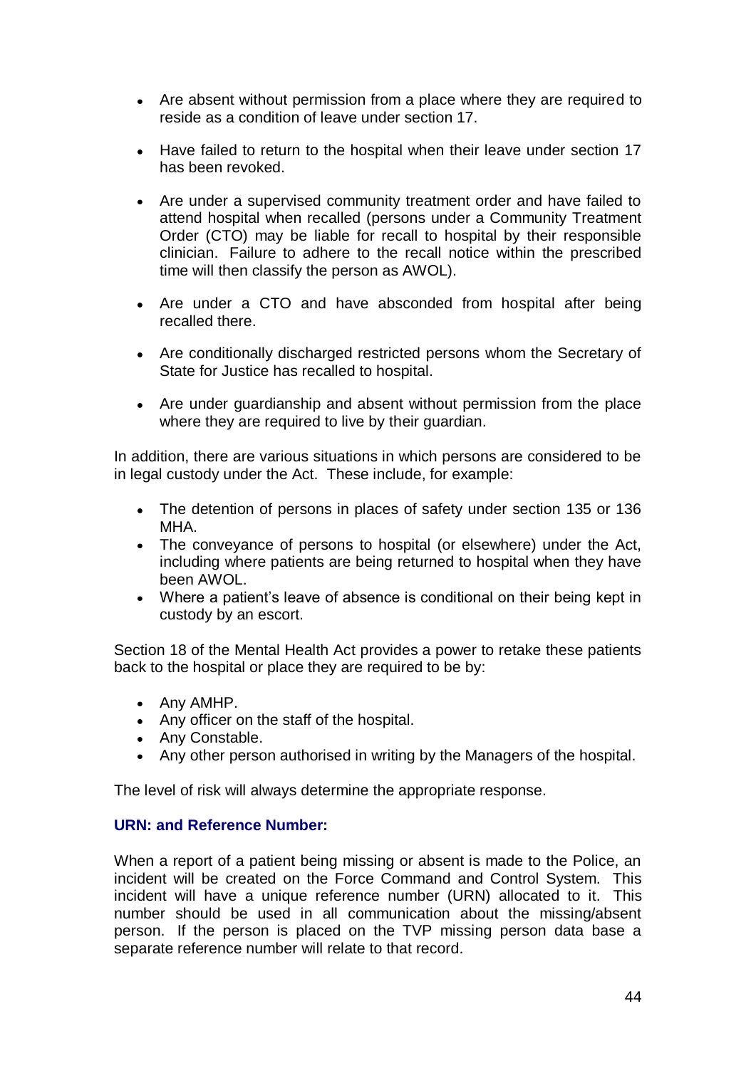- Are absent without permission from a place where they are required to reside as a condition of leave under section 17.

- Have failed to return to the hospital when their leave under section 17 has been revoked.

- Are under a supervised community treatment order and have failed to attend hospital when recalled (persons under a Community Treatment Order (CTO) may be liable for recall to hospital by their responsible clinician. Failure to adhere to the recall notice within the prescribed time will then classify the person as AWOL).

- Are under a CTO and have absconded from hospital after being recalled there.

- Are conditionally discharged restricted persons whom the Secretary of State for Justice has recalled to hospital.

- Are under guardianship and absent without permission from the place where they are required to live by their guardian.

In addition, there are various situations in which persons are considered to be in legal custody under the Act. These include, for example:

- The detention of persons in places of safety under section 135 or 136 MHA.
- The conveyance of persons to hospital (or elsewhere) under the Act, including where patients are being returned to hospital when they have been AWOL.
- Where a patient's leave of absence is conditional on their being kept in custody by an escort.

Section 18 of the Mental Health Act provides a power to retake these patients back to the hospital or place they are required to be by:

- Any AMHP.
- Any officer on the staff of the hospital.
- Any Constable.
- Any other person authorised in writing by the Managers of the hospital.

The level of risk will always determine the appropriate response.

### URN: and Reference Number:

When a report of a patient being missing or absent is made to the Police, an incident will be created on the Force Command and Control System. This incident will have a unique reference number (URN) allocated to it. This number should be used in all communication about the missing/absent person. If the person is placed on the TVP missing person data base a separate reference number will relate to that record.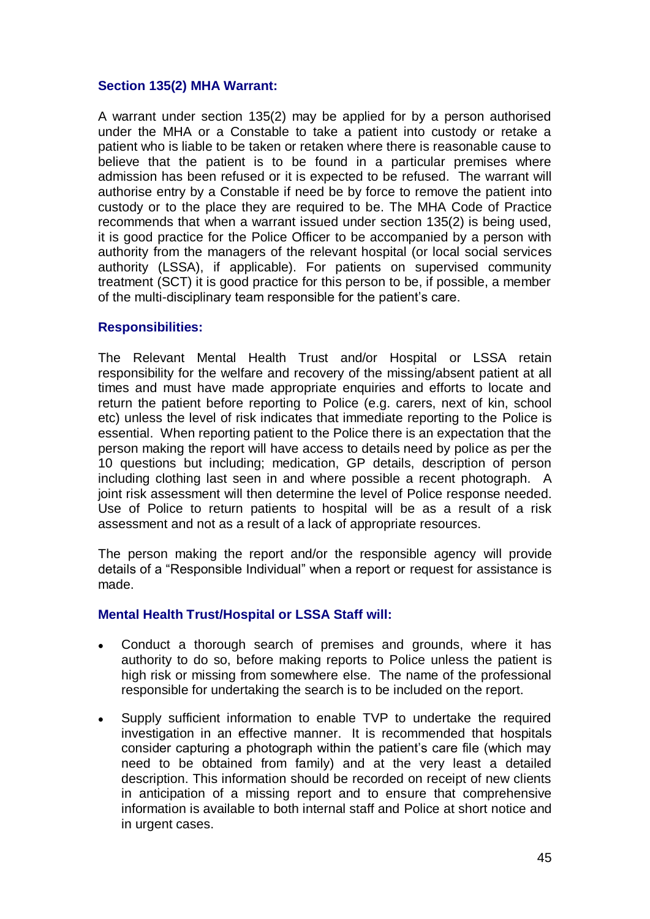### Section 135(2) MHA Warrant:

A warrant under section 135(2) may be applied for by a person authorised under the MHA or a Constable to take a patient into custody or retake a patient who is liable to be taken or retaken where there is reasonable cause to believe that the patient is to be found in a particular premises where admission has been refused or it is expected to be refused. The warrant will authorise entry by a Constable if need be by force to remove the patient into custody or to the place they are required to be. The MHA Code of Practice recommends that when a warrant issued under section 135(2) is being used, it is good practice for the Police Officer to be accompanied by a person with authority from the managers of the relevant hospital (or local social services authority (LSSA), if applicable). For patients on supervised community treatment (SCT) it is good practice for this person to be, if possible, a member of the multi-disciplinary team responsible for the patient's care.

### Responsibilities:

The Relevant Mental Health Trust and/or Hospital or LSSA retain responsibility for the welfare and recovery of the missing/absent patient at all times and must have made appropriate enquiries and efforts to locate and return the patient before reporting to Police (e.g. carers, next of kin, school etc) unless the level of risk indicates that immediate reporting to the Police is essential. When reporting patient to the Police there is an expectation that the person making the report will have access to details need by police as per the 10 questions but including; medication, GP details, description of person including clothing last seen in and where possible a recent photograph. A joint risk assessment will then determine the level of Police response needed. Use of Police to return patients to hospital will be as a result of a risk assessment and not as a result of a lack of appropriate resources.

The person making the report and/or the responsible agency will provide details of a "Responsible Individual" when a report or request for assistance is made.

### Mental Health Trust/Hospital or LSSA Staff will:

- Conduct a thorough search of premises and grounds, where it has authority to do so, before making reports to Police unless the patient is high risk or missing from somewhere else. The name of the professional responsible for undertaking the search is to be included on the report.
- Supply sufficient information to enable TVP to undertake the required investigation in an effective manner. It is recommended that hospitals consider capturing a photograph within the patient's care file (which may need to be obtained from family) and at the very least a detailed description. This information should be recorded on receipt of new clients in anticipation of a missing report and to ensure that comprehensive information is available to both internal staff and Police at short notice and in urgent cases.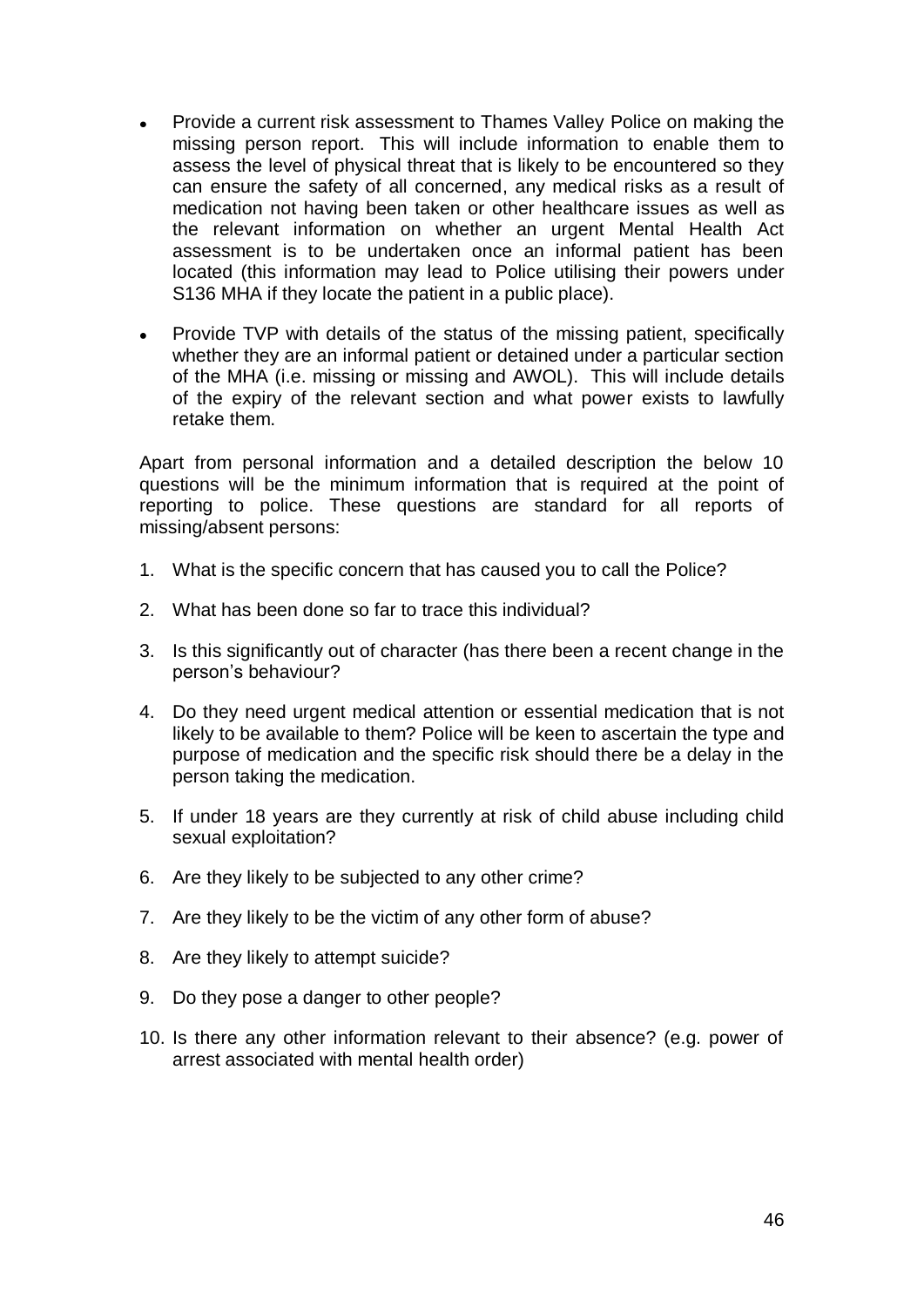- Provide a current risk assessment to Thames Valley Police on making the missing person report. This will include information to enable them to assess the level of physical threat that is likely to be encountered so they can ensure the safety of all concerned, any medical risks as a result of medication not having been taken or other healthcare issues as well as the relevant information on whether an urgent Mental Health Act assessment is to be undertaken once an informal patient has been located (this information may lead to Police utilising their powers under S136 MHA if they locate the patient in a public place).

- Provide TVP with details of the status of the missing patient, specifically whether they are an informal patient or detained under a particular section of the MHA (i.e. missing or missing and AWOL). This will include details of the expiry of the relevant section and what power exists to lawfully retake them.

Apart from personal information and a detailed description the below 10 questions will be the minimum information that is required at the point of reporting to police. These questions are standard for all reports of missing/absent persons:

1. What is the specific concern that has caused you to call the Police?

2. What has been done so far to trace this individual?

3. Is this significantly out of character (has there been a recent change in the person's behaviour?

4. Do they need urgent medical attention or essential medication that is not likely to be available to them? Police will be keen to ascertain the type and purpose of medication and the specific risk should there be a delay in the person taking the medication.

5. If under 18 years are they currently at risk of child abuse including child sexual exploitation?

6. Are they likely to be subjected to any other crime?

7. Are they likely to be the victim of any other form of abuse?

8. Are they likely to attempt suicide?

9. Do they pose a danger to other people?

10. Is there any other information relevant to their absence? (e.g. power of arrest associated with mental health order)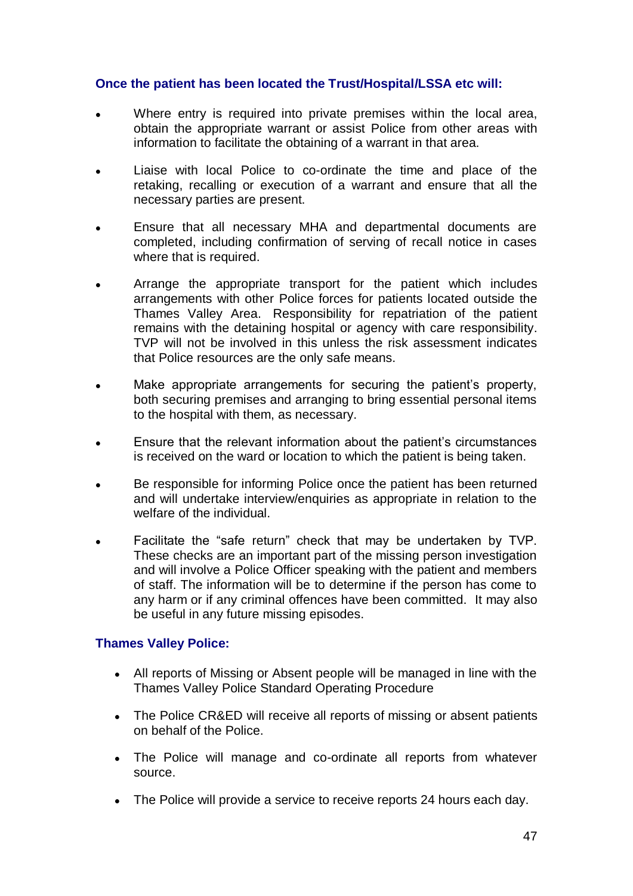**Once the patient has been located the Trust/Hospital/LSSA etc will:**

- Where entry is required into private premises within the local area, obtain the appropriate warrant or assist Police from other areas with information to facilitate the obtaining of a warrant in that area.
- Liaise with local Police to co-ordinate the time and place of the retaking, recalling or execution of a warrant and ensure that all the necessary parties are present.
- Ensure that all necessary MHA and departmental documents are completed, including confirmation of serving of recall notice in cases where that is required.
- Arrange the appropriate transport for the patient which includes arrangements with other Police forces for patients located outside the Thames Valley Area. Responsibility for repatriation of the patient remains with the detaining hospital or agency with care responsibility. TVP will not be involved in this unless the risk assessment indicates that Police resources are the only safe means.
- Make appropriate arrangements for securing the patient's property, both securing premises and arranging to bring essential personal items to the hospital with them, as necessary.
- Ensure that the relevant information about the patient's circumstances is received on the ward or location to which the patient is being taken.
- Be responsible for informing Police once the patient has been returned and will undertake interview/enquiries as appropriate in relation to the welfare of the individual.
- Facilitate the "safe return" check that may be undertaken by TVP. These checks are an important part of the missing person investigation and will involve a Police Officer speaking with the patient and members of staff. The information will be to determine if the person has come to any harm or if any criminal offences have been committed. It may also be useful in any future missing episodes.

**Thames Valley Police:**

- All reports of Missing or Absent people will be managed in line with the Thames Valley Police Standard Operating Procedure
- The Police CR&ED will receive all reports of missing or absent patients on behalf of the Police.
- The Police will manage and co-ordinate all reports from whatever source.
- The Police will provide a service to receive reports 24 hours each day.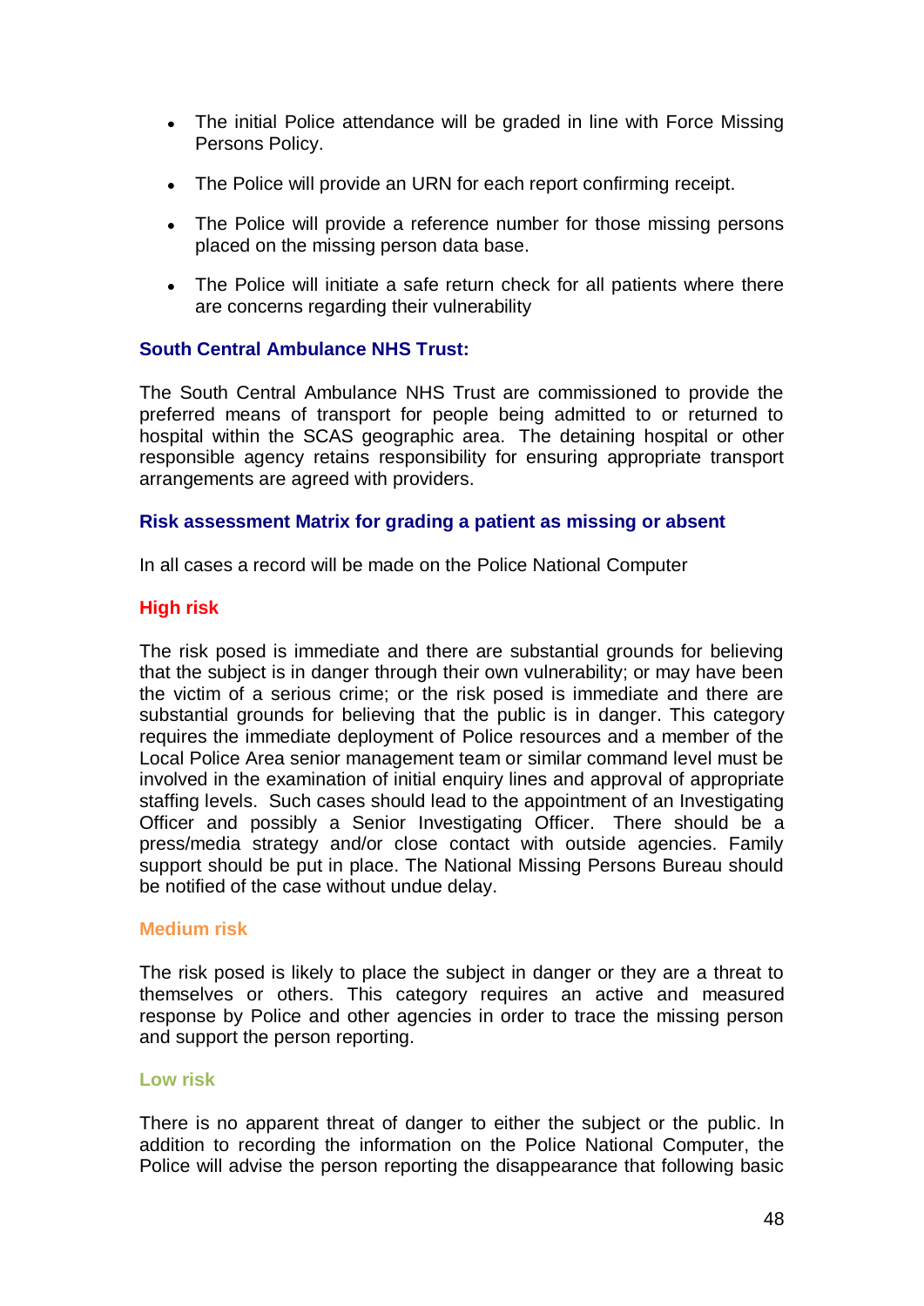- The initial Police attendance will be graded in line with Force Missing Persons Policy.
- The Police will provide an URN for each report confirming receipt.
- The Police will provide a reference number for those missing persons placed on the missing person data base.
- The Police will initiate a safe return check for all patients where there are concerns regarding their vulnerability

### South Central Ambulance NHS Trust:

The South Central Ambulance NHS Trust are commissioned to provide the preferred means of transport for people being admitted to or returned to hospital within the SCAS geographic area. The detaining hospital or other responsible agency retains responsibility for ensuring appropriate transport arrangements are agreed with providers.

### Risk assessment Matrix for grading a patient as missing or absent

In all cases a record will be made on the Police National Computer

#### High risk

The risk posed is immediate and there are substantial grounds for believing that the subject is in danger through their own vulnerability; or may have been the victim of a serious crime; or the risk posed is immediate and there are substantial grounds for believing that the public is in danger. This category requires the immediate deployment of Police resources and a member of the Local Police Area senior management team or similar command level must be involved in the examination of initial enquiry lines and approval of appropriate staffing levels. Such cases should lead to the appointment of an Investigating Officer and possibly a Senior Investigating Officer. There should be a press/media strategy and/or close contact with outside agencies. Family support should be put in place. The National Missing Persons Bureau should be notified of the case without undue delay.

#### Medium risk

The risk posed is likely to place the subject in danger or they are a threat to themselves or others. This category requires an active and measured response by Police and other agencies in order to trace the missing person and support the person reporting.

#### Low risk

There is no apparent threat of danger to either the subject or the public. In addition to recording the information on the Police National Computer, the Police will advise the person reporting the disappearance that following basic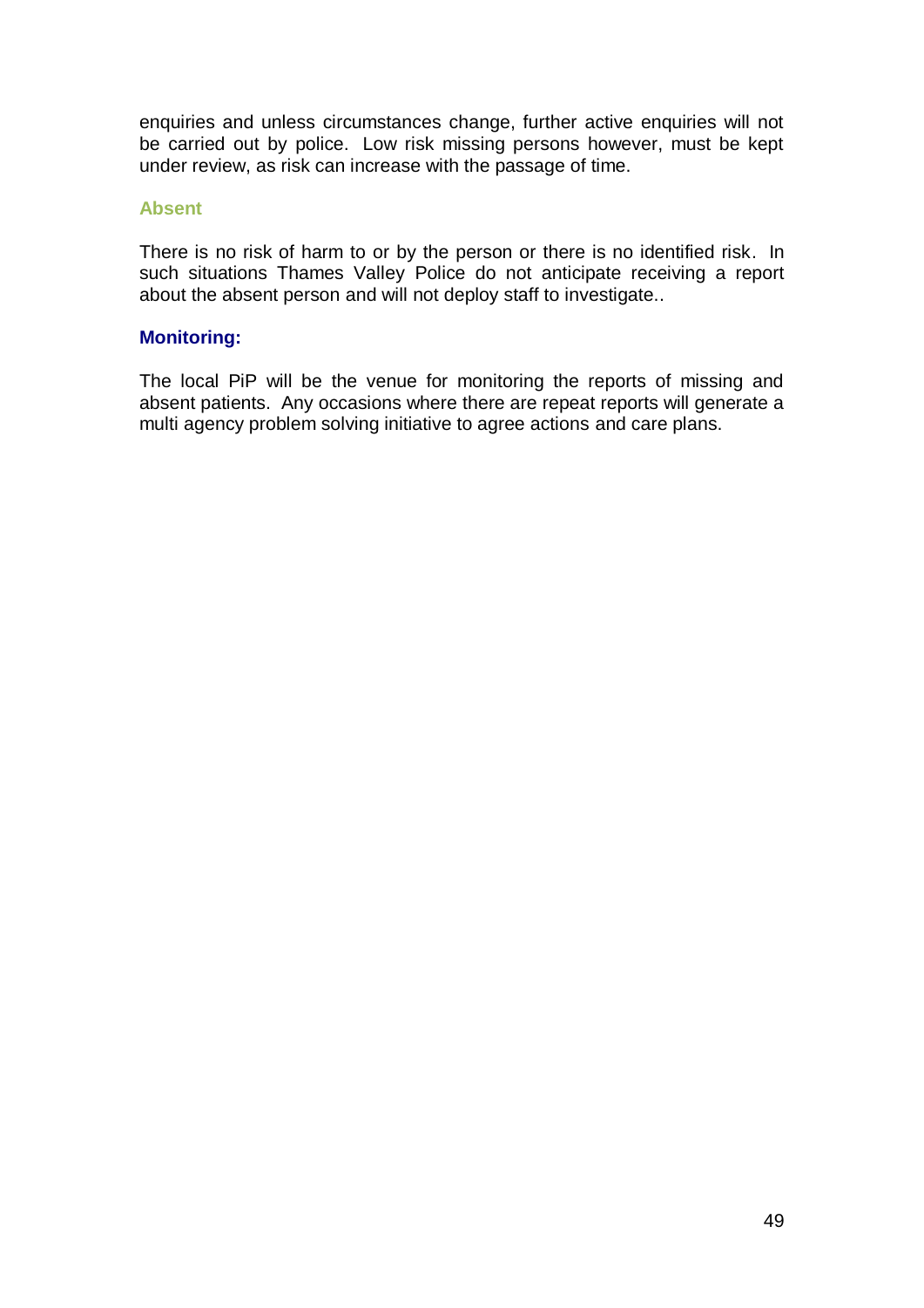enquiries and unless circumstances change, further active enquiries will not be carried out by police. Low risk missing persons however, must be kept under review, as risk can increase with the passage of time.

### Absent

There is no risk of harm to or by the person or there is no identified risk. In such situations Thames Valley Police do not anticipate receiving a report about the absent person and will not deploy staff to investigate..

### Monitoring:

The local PiP will be the venue for monitoring the reports of missing and absent patients. Any occasions where there are repeat reports will generate a multi agency problem solving initiative to agree actions and care plans.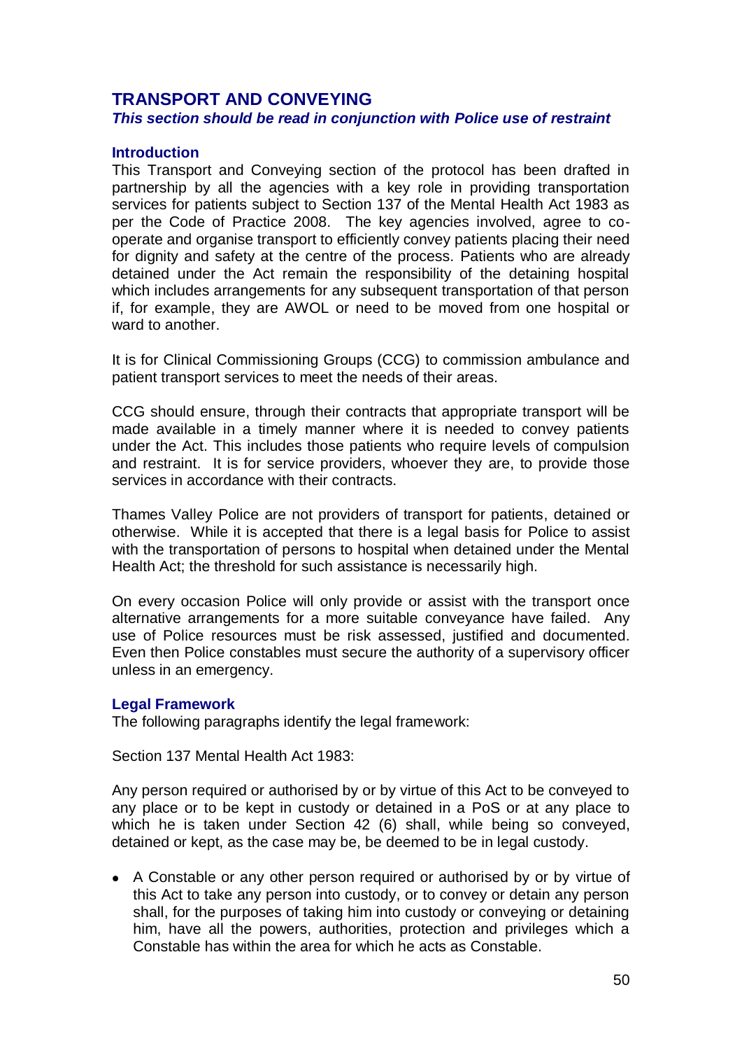## TRANSPORT AND CONVEYING

***This section should be read in conjunction with Police use of restraint***

### Introduction

This Transport and Conveying section of the protocol has been drafted in partnership by all the agencies with a key role in providing transportation services for patients subject to Section 137 of the Mental Health Act 1983 as per the Code of Practice 2008. The key agencies involved, agree to co-operate and organise transport to efficiently convey patients placing their need for dignity and safety at the centre of the process. Patients who are already detained under the Act remain the responsibility of the detaining hospital which includes arrangements for any subsequent transportation of that person if, for example, they are AWOL or need to be moved from one hospital or ward to another.

It is for Clinical Commissioning Groups (CCG) to commission ambulance and patient transport services to meet the needs of their areas.

CCG should ensure, through their contracts that appropriate transport will be made available in a timely manner where it is needed to convey patients under the Act. This includes those patients who require levels of compulsion and restraint. It is for service providers, whoever they are, to provide those services in accordance with their contracts.

Thames Valley Police are not providers of transport for patients, detained or otherwise. While it is accepted that there is a legal basis for Police to assist with the transportation of persons to hospital when detained under the Mental Health Act; the threshold for such assistance is necessarily high.

On every occasion Police will only provide or assist with the transport once alternative arrangements for a more suitable conveyance have failed. Any use of Police resources must be risk assessed, justified and documented. Even then Police constables must secure the authority of a supervisory officer unless in an emergency.

### Legal Framework

The following paragraphs identify the legal framework:

Section 137 Mental Health Act 1983:

Any person required or authorised by or by virtue of this Act to be conveyed to any place or to be kept in custody or detained in a PoS or at any place to which he is taken under Section 42 (6) shall, while being so conveyed, detained or kept, as the case may be, be deemed to be in legal custody.

- A Constable or any other person required or authorised by or by virtue of this Act to take any person into custody, or to convey or detain any person shall, for the purposes of taking him into custody or conveying or detaining him, have all the powers, authorities, protection and privileges which a Constable has within the area for which he acts as Constable.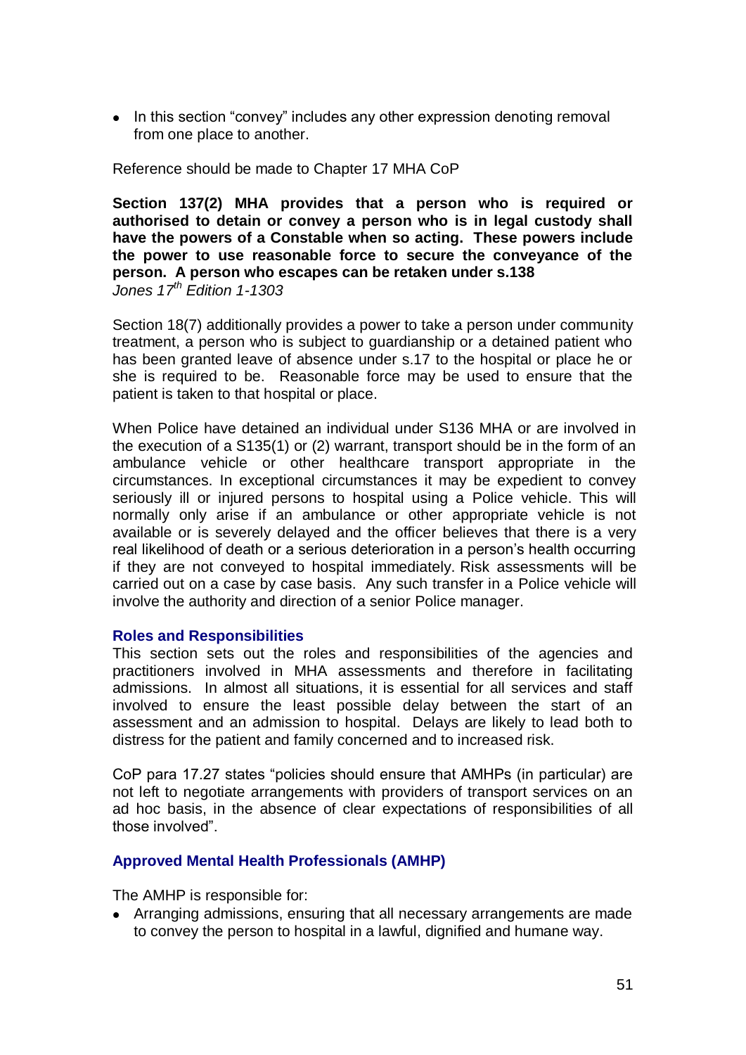- In this section "convey" includes any other expression denoting removal from one place to another.

Reference should be made to Chapter 17 MHA CoP

**Section 137(2) MHA provides that a person who is required or authorised to detain or convey a person who is in legal custody shall have the powers of a Constable when so acting. These powers include the power to use reasonable force to secure the conveyance of the person. A person who escapes can be retaken under s.138**
*Jones 17th Edition 1-1303*

Section 18(7) additionally provides a power to take a person under community treatment, a person who is subject to guardianship or a detained patient who has been granted leave of absence under s.17 to the hospital or place he or she is required to be. Reasonable force may be used to ensure that the patient is taken to that hospital or place.

When Police have detained an individual under S136 MHA or are involved in the execution of a S135(1) or (2) warrant, transport should be in the form of an ambulance vehicle or other healthcare transport appropriate in the circumstances. In exceptional circumstances it may be expedient to convey seriously ill or injured persons to hospital using a Police vehicle. This will normally only arise if an ambulance or other appropriate vehicle is not available or is severely delayed and the officer believes that there is a very real likelihood of death or a serious deterioration in a person's health occurring if they are not conveyed to hospital immediately. Risk assessments will be carried out on a case by case basis. Any such transfer in a Police vehicle will involve the authority and direction of a senior Police manager.

### Roles and Responsibilities

This section sets out the roles and responsibilities of the agencies and practitioners involved in MHA assessments and therefore in facilitating admissions. In almost all situations, it is essential for all services and staff involved to ensure the least possible delay between the start of an assessment and an admission to hospital. Delays are likely to lead both to distress for the patient and family concerned and to increased risk.

CoP para 17.27 states "policies should ensure that AMHPs (in particular) are not left to negotiate arrangements with providers of transport services on an ad hoc basis, in the absence of clear expectations of responsibilities of all those involved".

### Approved Mental Health Professionals (AMHP)

The AMHP is responsible for:

- Arranging admissions, ensuring that all necessary arrangements are made to convey the person to hospital in a lawful, dignified and humane way.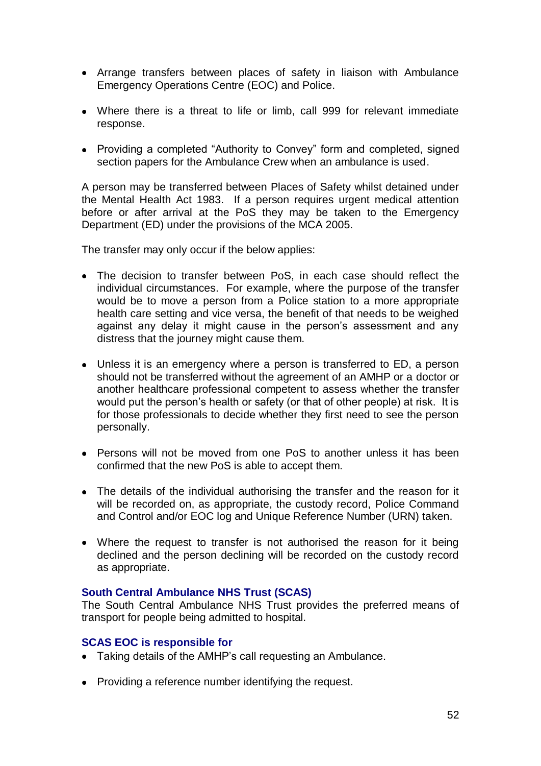- Arrange transfers between places of safety in liaison with Ambulance Emergency Operations Centre (EOC) and Police.
- Where there is a threat to life or limb, call 999 for relevant immediate response.
- Providing a completed "Authority to Convey" form and completed, signed section papers for the Ambulance Crew when an ambulance is used.

A person may be transferred between Places of Safety whilst detained under the Mental Health Act 1983. If a person requires urgent medical attention before or after arrival at the PoS they may be taken to the Emergency Department (ED) under the provisions of the MCA 2005.

The transfer may only occur if the below applies:

- The decision to transfer between PoS, in each case should reflect the individual circumstances. For example, where the purpose of the transfer would be to move a person from a Police station to a more appropriate health care setting and vice versa, the benefit of that needs to be weighed against any delay it might cause in the person's assessment and any distress that the journey might cause them.
- Unless it is an emergency where a person is transferred to ED, a person should not be transferred without the agreement of an AMHP or a doctor or another healthcare professional competent to assess whether the transfer would put the person's health or safety (or that of other people) at risk. It is for those professionals to decide whether they first need to see the person personally.
- Persons will not be moved from one PoS to another unless it has been confirmed that the new PoS is able to accept them.
- The details of the individual authorising the transfer and the reason for it will be recorded on, as appropriate, the custody record, Police Command and Control and/or EOC log and Unique Reference Number (URN) taken.
- Where the request to transfer is not authorised the reason for it being declined and the person declining will be recorded on the custody record as appropriate.

### South Central Ambulance NHS Trust (SCAS)

The South Central Ambulance NHS Trust provides the preferred means of transport for people being admitted to hospital.

### SCAS EOC is responsible for

- Taking details of the AMHP's call requesting an Ambulance.
- Providing a reference number identifying the request.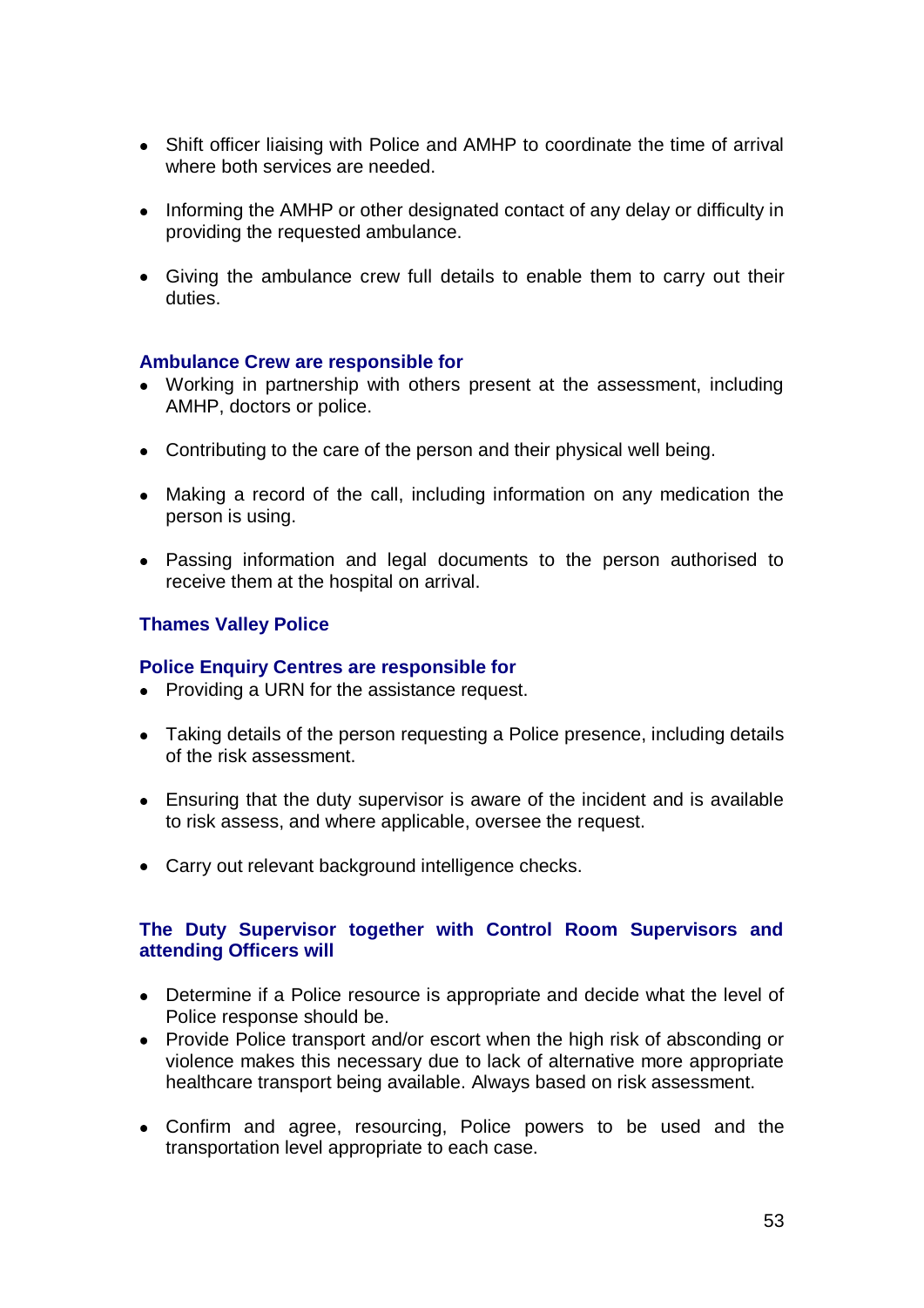- Shift officer liaising with Police and AMHP to coordinate the time of arrival where both services are needed.

- Informing the AMHP or other designated contact of any delay or difficulty in providing the requested ambulance.

- Giving the ambulance crew full details to enable them to carry out their duties.

### Ambulance Crew are responsible for

- Working in partnership with others present at the assessment, including AMHP, doctors or police.

- Contributing to the care of the person and their physical well being.

- Making a record of the call, including information on any medication the person is using.

- Passing information and legal documents to the person authorised to receive them at the hospital on arrival.

### Thames Valley Police

### Police Enquiry Centres are responsible for

- Providing a URN for the assistance request.

- Taking details of the person requesting a Police presence, including details of the risk assessment.

- Ensuring that the duty supervisor is aware of the incident and is available to risk assess, and where applicable, oversee the request.

- Carry out relevant background intelligence checks.

### The Duty Supervisor together with Control Room Supervisors and attending Officers will

- Determine if a Police resource is appropriate and decide what the level of Police response should be.
- Provide Police transport and/or escort when the high risk of absconding or violence makes this necessary due to lack of alternative more appropriate healthcare transport being available. Always based on risk assessment.

- Confirm and agree, resourcing, Police powers to be used and the transportation level appropriate to each case.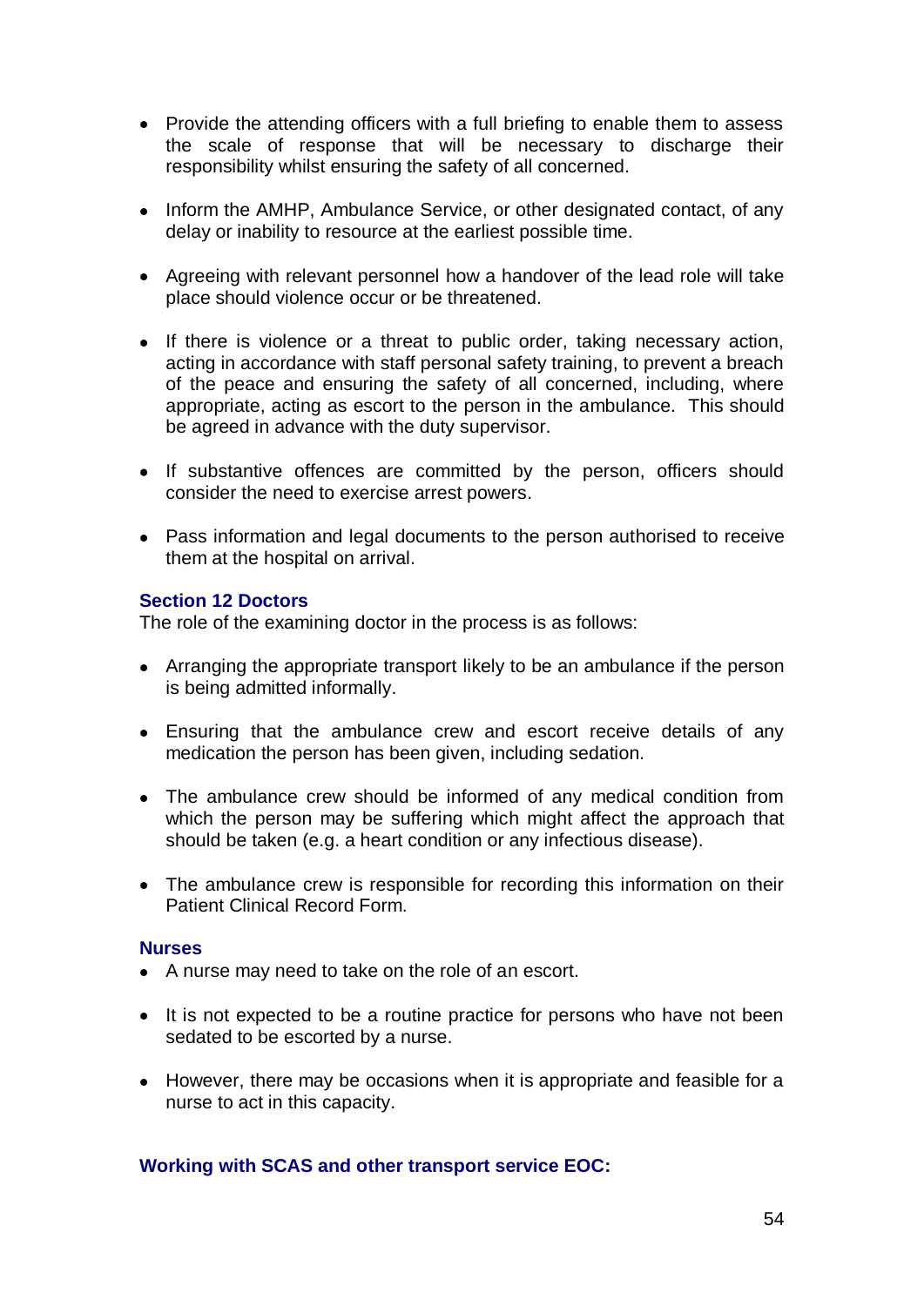- Provide the attending officers with a full briefing to enable them to assess the scale of response that will be necessary to discharge their responsibility whilst ensuring the safety of all concerned.

- Inform the AMHP, Ambulance Service, or other designated contact, of any delay or inability to resource at the earliest possible time.

- Agreeing with relevant personnel how a handover of the lead role will take place should violence occur or be threatened.

- If there is violence or a threat to public order, taking necessary action, acting in accordance with staff personal safety training, to prevent a breach of the peace and ensuring the safety of all concerned, including, where appropriate, acting as escort to the person in the ambulance. This should be agreed in advance with the duty supervisor.

- If substantive offences are committed by the person, officers should consider the need to exercise arrest powers.

- Pass information and legal documents to the person authorised to receive them at the hospital on arrival.

### Section 12 Doctors

The role of the examining doctor in the process is as follows:

- Arranging the appropriate transport likely to be an ambulance if the person is being admitted informally.

- Ensuring that the ambulance crew and escort receive details of any medication the person has been given, including sedation.

- The ambulance crew should be informed of any medical condition from which the person may be suffering which might affect the approach that should be taken (e.g. a heart condition or any infectious disease).

- The ambulance crew is responsible for recording this information on their Patient Clinical Record Form.

### Nurses

- A nurse may need to take on the role of an escort.

- It is not expected to be a routine practice for persons who have not been sedated to be escorted by a nurse.

- However, there may be occasions when it is appropriate and feasible for a nurse to act in this capacity.

### Working with SCAS and other transport service EOC: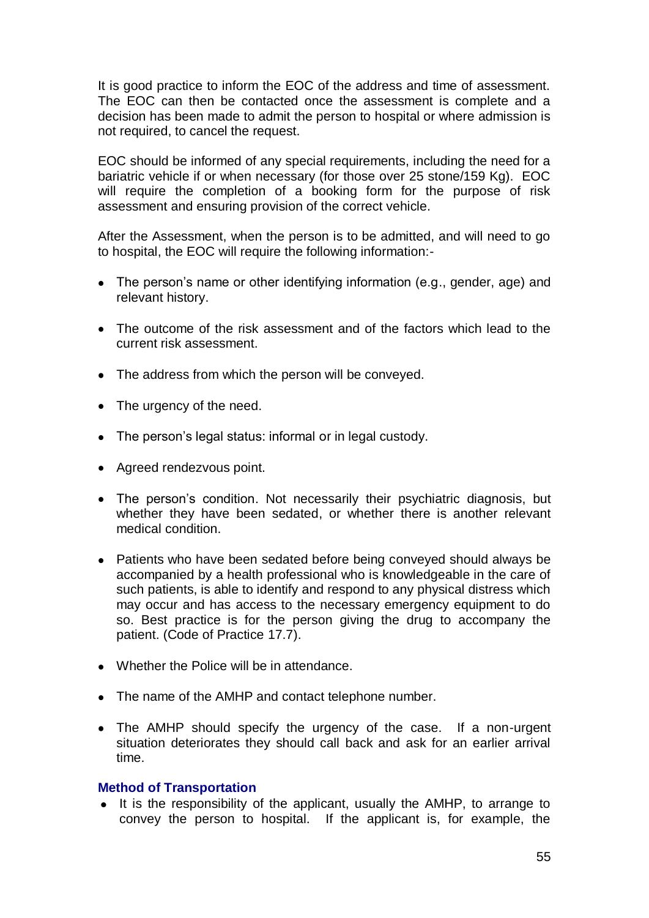It is good practice to inform the EOC of the address and time of assessment. The EOC can then be contacted once the assessment is complete and a decision has been made to admit the person to hospital or where admission is not required, to cancel the request.

EOC should be informed of any special requirements, including the need for a bariatric vehicle if or when necessary (for those over 25 stone/159 Kg). EOC will require the completion of a booking form for the purpose of risk assessment and ensuring provision of the correct vehicle.

After the Assessment, when the person is to be admitted, and will need to go to hospital, the EOC will require the following information:-

- The person's name or other identifying information (e.g., gender, age) and relevant history.
- The outcome of the risk assessment and of the factors which lead to the current risk assessment.
- The address from which the person will be conveyed.
- The urgency of the need.
- The person's legal status: informal or in legal custody.
- Agreed rendezvous point.
- The person's condition. Not necessarily their psychiatric diagnosis, but whether they have been sedated, or whether there is another relevant medical condition.
- Patients who have been sedated before being conveyed should always be accompanied by a health professional who is knowledgeable in the care of such patients, is able to identify and respond to any physical distress which may occur and has access to the necessary emergency equipment to do so. Best practice is for the person giving the drug to accompany the patient. (Code of Practice 17.7).
- Whether the Police will be in attendance.
- The name of the AMHP and contact telephone number.
- The AMHP should specify the urgency of the case. If a non-urgent situation deteriorates they should call back and ask for an earlier arrival time.

### Method of Transportation

- It is the responsibility of the applicant, usually the AMHP, to arrange to convey the person to hospital. If the applicant is, for example, the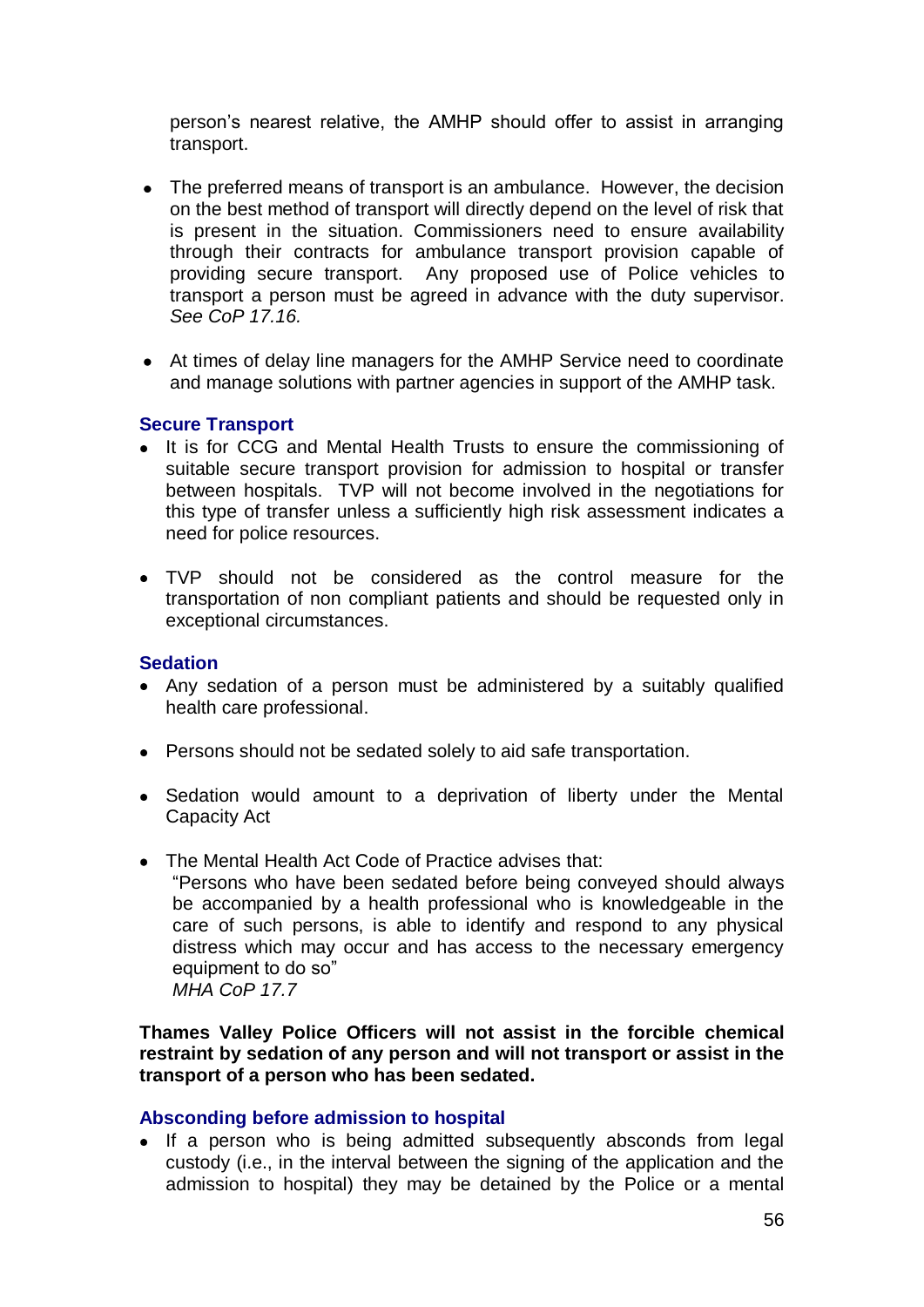person's nearest relative, the AMHP should offer to assist in arranging transport.

- The preferred means of transport is an ambulance. However, the decision on the best method of transport will directly depend on the level of risk that is present in the situation. Commissioners need to ensure availability through their contracts for ambulance transport provision capable of providing secure transport. Any proposed use of Police vehicles to transport a person must be agreed in advance with the duty supervisor. *See CoP 17.16.*

- At times of delay line managers for the AMHP Service need to coordinate and manage solutions with partner agencies in support of the AMHP task.

### Secure Transport

- It is for CCG and Mental Health Trusts to ensure the commissioning of suitable secure transport provision for admission to hospital or transfer between hospitals. TVP will not become involved in the negotiations for this type of transfer unless a sufficiently high risk assessment indicates a need for police resources.

- TVP should not be considered as the control measure for the transportation of non compliant patients and should be requested only in exceptional circumstances.

### Sedation

- Any sedation of a person must be administered by a suitably qualified health care professional.

- Persons should not be sedated solely to aid safe transportation.

- Sedation would amount to a deprivation of liberty under the Mental Capacity Act

- The Mental Health Act Code of Practice advises that:
  "Persons who have been sedated before being conveyed should always be accompanied by a health professional who is knowledgeable in the care of such persons, is able to identify and respond to any physical distress which may occur and has access to the necessary emergency equipment to do so"
  *MHA CoP 17.7*

**Thames Valley Police Officers will not assist in the forcible chemical restraint by sedation of any person and will not transport or assist in the transport of a person who has been sedated.**

### Absconding before admission to hospital

- If a person who is being admitted subsequently absconds from legal custody (i.e., in the interval between the signing of the application and the admission to hospital) they may be detained by the Police or a mental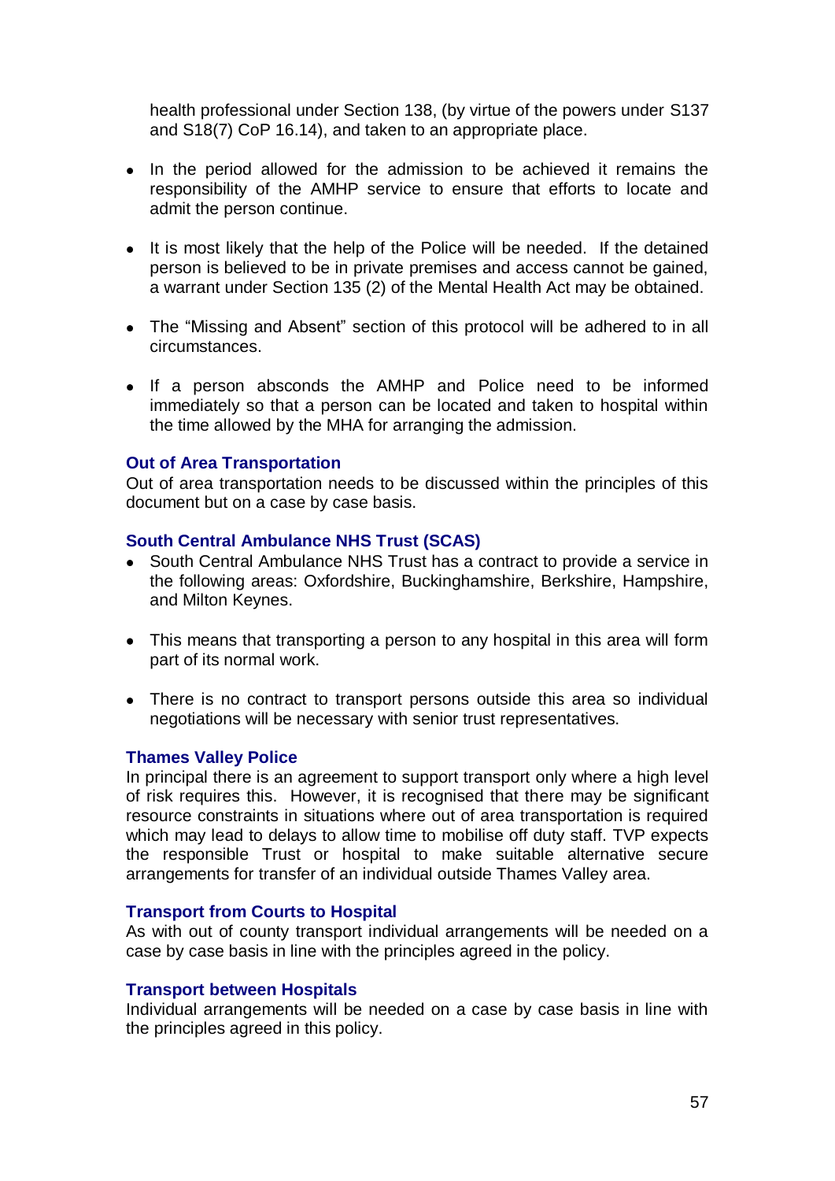health professional under Section 138, (by virtue of the powers under S137 and S18(7) CoP 16.14), and taken to an appropriate place.

- In the period allowed for the admission to be achieved it remains the responsibility of the AMHP service to ensure that efforts to locate and admit the person continue.
- It is most likely that the help of the Police will be needed. If the detained person is believed to be in private premises and access cannot be gained, a warrant under Section 135 (2) of the Mental Health Act may be obtained.
- The "Missing and Absent" section of this protocol will be adhered to in all circumstances.
- If a person absconds the AMHP and Police need to be informed immediately so that a person can be located and taken to hospital within the time allowed by the MHA for arranging the admission.

### Out of Area Transportation

Out of area transportation needs to be discussed within the principles of this document but on a case by case basis.

### South Central Ambulance NHS Trust (SCAS)

- South Central Ambulance NHS Trust has a contract to provide a service in the following areas: Oxfordshire, Buckinghamshire, Berkshire, Hampshire, and Milton Keynes.
- This means that transporting a person to any hospital in this area will form part of its normal work.
- There is no contract to transport persons outside this area so individual negotiations will be necessary with senior trust representatives.

### Thames Valley Police

In principal there is an agreement to support transport only where a high level of risk requires this. However, it is recognised that there may be significant resource constraints in situations where out of area transportation is required which may lead to delays to allow time to mobilise off duty staff. TVP expects the responsible Trust or hospital to make suitable alternative secure arrangements for transfer of an individual outside Thames Valley area.

### Transport from Courts to Hospital

As with out of county transport individual arrangements will be needed on a case by case basis in line with the principles agreed in the policy.

### Transport between Hospitals

Individual arrangements will be needed on a case by case basis in line with the principles agreed in this policy.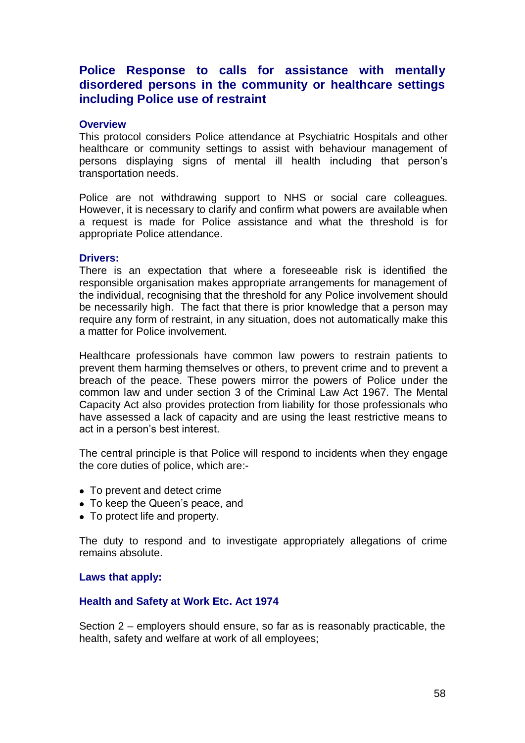## Police Response to calls for assistance with mentally disordered persons in the community or healthcare settings including Police use of restraint

### Overview

This protocol considers Police attendance at Psychiatric Hospitals and other healthcare or community settings to assist with behaviour management of persons displaying signs of mental ill health including that person's transportation needs.

Police are not withdrawing support to NHS or social care colleagues. However, it is necessary to clarify and confirm what powers are available when a request is made for Police assistance and what the threshold is for appropriate Police attendance.

### Drivers:

There is an expectation that where a foreseeable risk is identified the responsible organisation makes appropriate arrangements for management of the individual, recognising that the threshold for any Police involvement should be necessarily high. The fact that there is prior knowledge that a person may require any form of restraint, in any situation, does not automatically make this a matter for Police involvement.

Healthcare professionals have common law powers to restrain patients to prevent them harming themselves or others, to prevent crime and to prevent a breach of the peace. These powers mirror the powers of Police under the common law and under section 3 of the Criminal Law Act 1967. The Mental Capacity Act also provides protection from liability for those professionals who have assessed a lack of capacity and are using the least restrictive means to act in a person's best interest.

The central principle is that Police will respond to incidents when they engage the core duties of police, which are:-

- To prevent and detect crime
- To keep the Queen's peace, and
- To protect life and property.

The duty to respond and to investigate appropriately allegations of crime remains absolute.

### Laws that apply:

### Health and Safety at Work Etc. Act 1974

Section 2 – employers should ensure, so far as is reasonably practicable, the health, safety and welfare at work of all employees;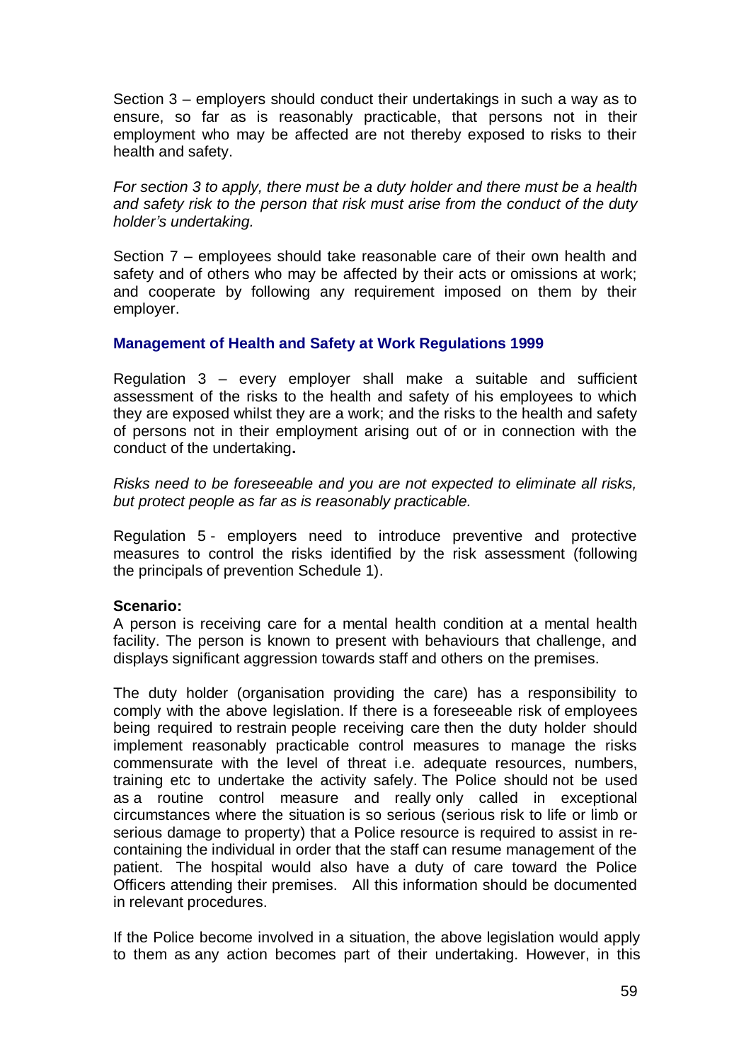Section 3 – employers should conduct their undertakings in such a way as to ensure, so far as is reasonably practicable, that persons not in their employment who may be affected are not thereby exposed to risks to their health and safety.

*For section 3 to apply, there must be a duty holder and there must be a health and safety risk to the person that risk must arise from the conduct of the duty holder's undertaking.*

Section 7 – employees should take reasonable care of their own health and safety and of others who may be affected by their acts or omissions at work; and cooperate by following any requirement imposed on them by their employer.

### Management of Health and Safety at Work Regulations 1999

Regulation 3 – every employer shall make a suitable and sufficient assessment of the risks to the health and safety of his employees to which they are exposed whilst they are a work; and the risks to the health and safety of persons not in their employment arising out of or in connection with the conduct of the undertaking**.**

*Risks need to be foreseeable and you are not expected to eliminate all risks, but protect people as far as is reasonably practicable.*

Regulation 5 - employers need to introduce preventive and protective measures to control the risks identified by the risk assessment (following the principals of prevention Schedule 1).

**Scenario:**

A person is receiving care for a mental health condition at a mental health facility. The person is known to present with behaviours that challenge, and displays significant aggression towards staff and others on the premises.

The duty holder (organisation providing the care) has a responsibility to comply with the above legislation. If there is a foreseeable risk of employees being required to restrain people receiving care then the duty holder should implement reasonably practicable control measures to manage the risks commensurate with the level of threat i.e. adequate resources, numbers, training etc to undertake the activity safely. The Police should not be used as a routine control measure and really only called in exceptional circumstances where the situation is so serious (serious risk to life or limb or serious damage to property) that a Police resource is required to assist in re-containing the individual in order that the staff can resume management of the patient. The hospital would also have a duty of care toward the Police Officers attending their premises. All this information should be documented in relevant procedures.

If the Police become involved in a situation, the above legislation would apply to them as any action becomes part of their undertaking. However, in this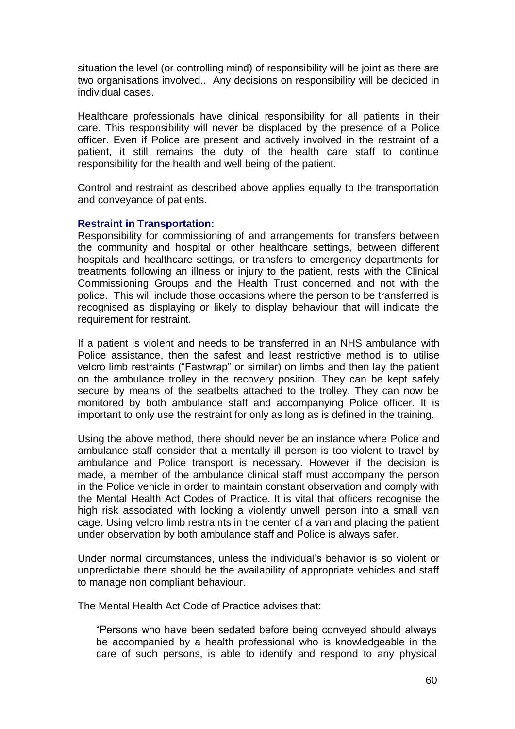situation the level (or controlling mind) of responsibility will be joint as there are two organisations involved.. Any decisions on responsibility will be decided in individual cases.

Healthcare professionals have clinical responsibility for all patients in their care. This responsibility will never be displaced by the presence of a Police officer. Even if Police are present and actively involved in the restraint of a patient, it still remains the duty of the health care staff to continue responsibility for the health and well being of the patient.

Control and restraint as described above applies equally to the transportation and conveyance of patients.

**Restraint in Transportation:**
Responsibility for commissioning of and arrangements for transfers between the community and hospital or other healthcare settings, between different hospitals and healthcare settings, or transfers to emergency departments for treatments following an illness or injury to the patient, rests with the Clinical Commissioning Groups and the Health Trust concerned and not with the police. This will include those occasions where the person to be transferred is recognised as displaying or likely to display behaviour that will indicate the requirement for restraint.

If a patient is violent and needs to be transferred in an NHS ambulance with Police assistance, then the safest and least restrictive method is to utilise velcro limb restraints ("Fastwrap" or similar) on limbs and then lay the patient on the ambulance trolley in the recovery position. They can be kept safely secure by means of the seatbelts attached to the trolley. They can now be monitored by both ambulance staff and accompanying Police officer. It is important to only use the restraint for only as long as is defined in the training.

Using the above method, there should never be an instance where Police and ambulance staff consider that a mentally ill person is too violent to travel by ambulance and Police transport is necessary. However if the decision is made, a member of the ambulance clinical staff must accompany the person in the Police vehicle in order to maintain constant observation and comply with the Mental Health Act Codes of Practice. It is vital that officers recognise the high risk associated with locking a violently unwell person into a small van cage. Using velcro limb restraints in the center of a van and placing the patient under observation by both ambulance staff and Police is always safer.

Under normal circumstances, unless the individual's behavior is so violent or unpredictable there should be the availability of appropriate vehicles and staff to manage non compliant behaviour.

The Mental Health Act Code of Practice advises that:

> "Persons who have been sedated before being conveyed should always be accompanied by a health professional who is knowledgeable in the care of such persons, is able to identify and respond to any physical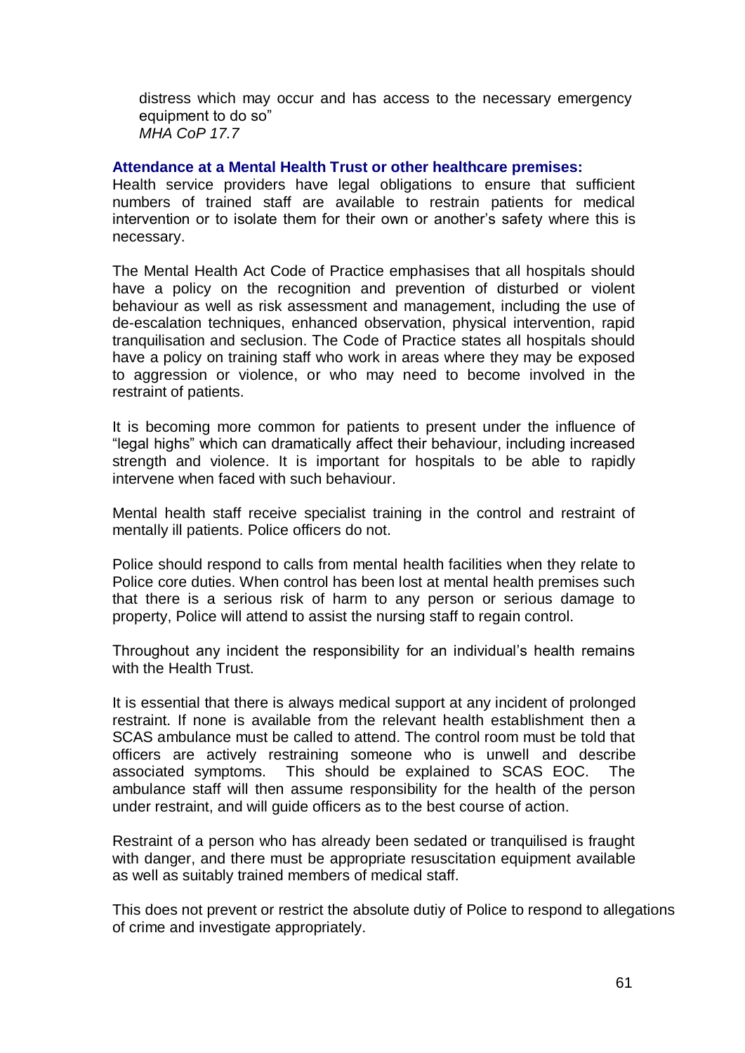distress which may occur and has access to the necessary emergency equipment to do so"
*MHA CoP 17.7*

**Attendance at a Mental Health Trust or other healthcare premises:**

Health service providers have legal obligations to ensure that sufficient numbers of trained staff are available to restrain patients for medical intervention or to isolate them for their own or another's safety where this is necessary.

The Mental Health Act Code of Practice emphasises that all hospitals should have a policy on the recognition and prevention of disturbed or violent behaviour as well as risk assessment and management, including the use of de-escalation techniques, enhanced observation, physical intervention, rapid tranquilisation and seclusion. The Code of Practice states all hospitals should have a policy on training staff who work in areas where they may be exposed to aggression or violence, or who may need to become involved in the restraint of patients.

It is becoming more common for patients to present under the influence of "legal highs" which can dramatically affect their behaviour, including increased strength and violence. It is important for hospitals to be able to rapidly intervene when faced with such behaviour.

Mental health staff receive specialist training in the control and restraint of mentally ill patients. Police officers do not.

Police should respond to calls from mental health facilities when they relate to Police core duties. When control has been lost at mental health premises such that there is a serious risk of harm to any person or serious damage to property, Police will attend to assist the nursing staff to regain control.

Throughout any incident the responsibility for an individual's health remains with the Health Trust.

It is essential that there is always medical support at any incident of prolonged restraint. If none is available from the relevant health establishment then a SCAS ambulance must be called to attend. The control room must be told that officers are actively restraining someone who is unwell and describe associated symptoms. This should be explained to SCAS EOC. The ambulance staff will then assume responsibility for the health of the person under restraint, and will guide officers as to the best course of action.

Restraint of a person who has already been sedated or tranquilised is fraught with danger, and there must be appropriate resuscitation equipment available as well as suitably trained members of medical staff.

This does not prevent or restrict the absolute dutiy of Police to respond to allegations of crime and investigate appropriately.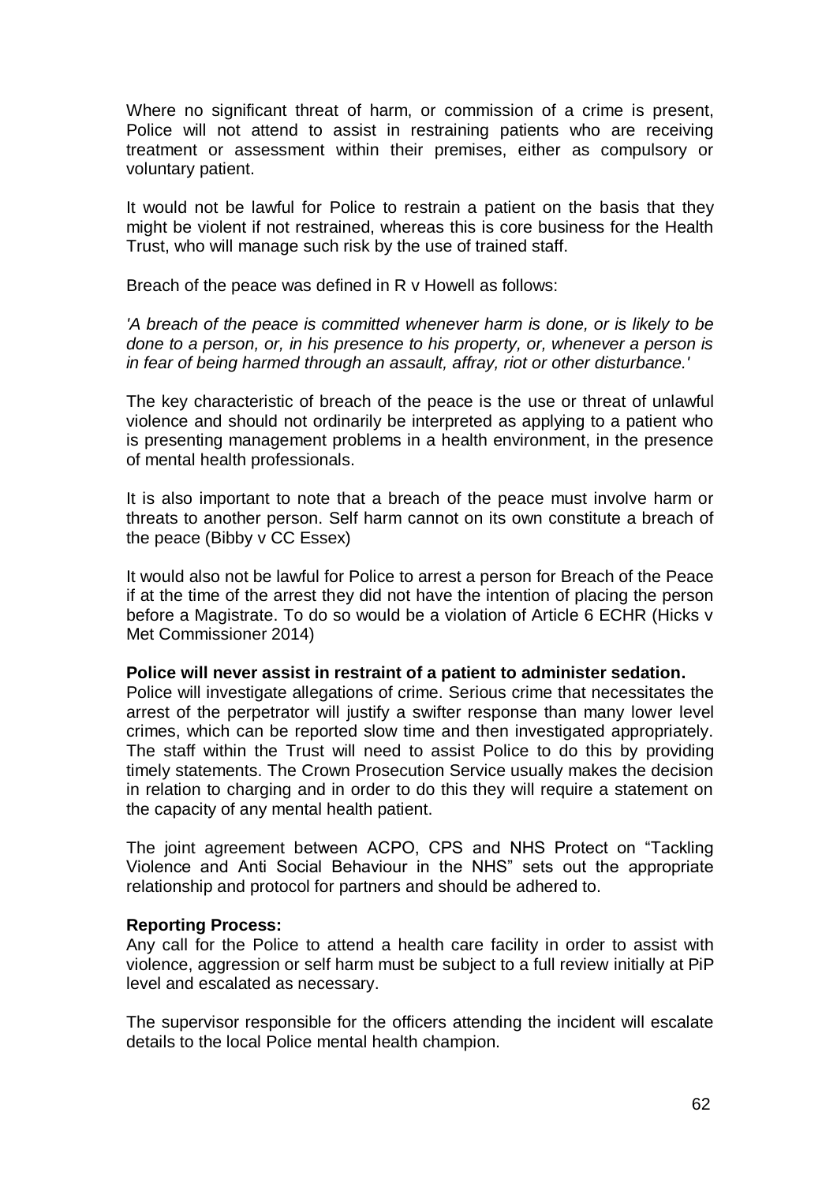Where no significant threat of harm, or commission of a crime is present, Police will not attend to assist in restraining patients who are receiving treatment or assessment within their premises, either as compulsory or voluntary patient.

It would not be lawful for Police to restrain a patient on the basis that they might be violent if not restrained, whereas this is core business for the Health Trust, who will manage such risk by the use of trained staff.

Breach of the peace was defined in R v Howell as follows:

*'A breach of the peace is committed whenever harm is done, or is likely to be done to a person, or, in his presence to his property, or, whenever a person is in fear of being harmed through an assault, affray, riot or other disturbance.'*

The key characteristic of breach of the peace is the use or threat of unlawful violence and should not ordinarily be interpreted as applying to a patient who is presenting management problems in a health environment, in the presence of mental health professionals.

It is also important to note that a breach of the peace must involve harm or threats to another person. Self harm cannot on its own constitute a breach of the peace (Bibby v CC Essex)

It would also not be lawful for Police to arrest a person for Breach of the Peace if at the time of the arrest they did not have the intention of placing the person before a Magistrate. To do so would be a violation of Article 6 ECHR (Hicks v Met Commissioner 2014)

**Police will never assist in restraint of a patient to administer sedation.**
Police will investigate allegations of crime. Serious crime that necessitates the arrest of the perpetrator will justify a swifter response than many lower level crimes, which can be reported slow time and then investigated appropriately. The staff within the Trust will need to assist Police to do this by providing timely statements. The Crown Prosecution Service usually makes the decision in relation to charging and in order to do this they will require a statement on the capacity of any mental health patient.

The joint agreement between ACPO, CPS and NHS Protect on "Tackling Violence and Anti Social Behaviour in the NHS" sets out the appropriate relationship and protocol for partners and should be adhered to.

**Reporting Process:**
Any call for the Police to attend a health care facility in order to assist with violence, aggression or self harm must be subject to a full review initially at PiP level and escalated as necessary.

The supervisor responsible for the officers attending the incident will escalate details to the local Police mental health champion.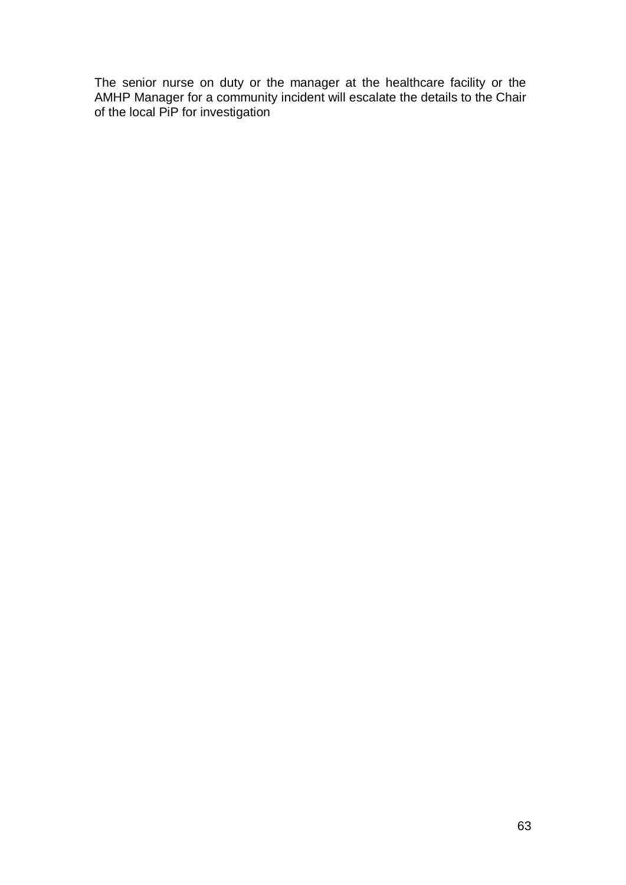The senior nurse on duty or the manager at the healthcare facility or the AMHP Manager for a community incident will escalate the details to the Chair of the local PiP for investigation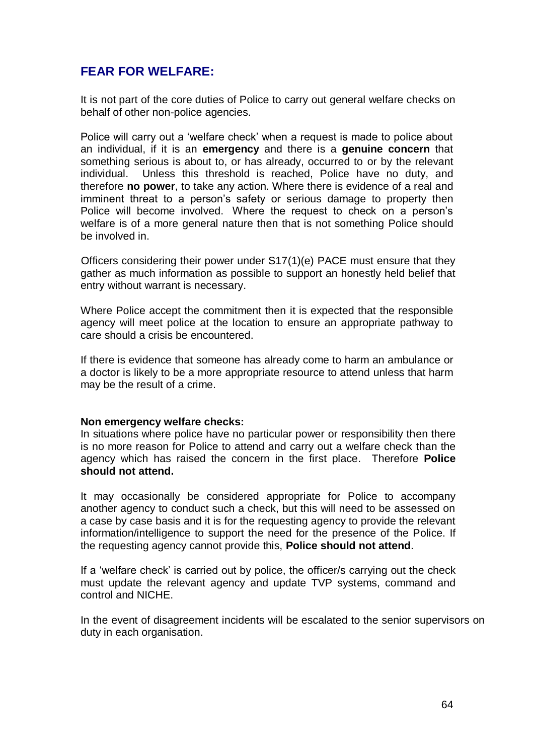## FEAR FOR WELFARE:

It is not part of the core duties of Police to carry out general welfare checks on behalf of other non-police agencies.

Police will carry out a 'welfare check' when a request is made to police about an individual, if it is an **emergency** and there is a **genuine concern** that something serious is about to, or has already, occurred to or by the relevant individual. Unless this threshold is reached, Police have no duty, and therefore **no power**, to take any action. Where there is evidence of a real and imminent threat to a person's safety or serious damage to property then Police will become involved. Where the request to check on a person's welfare is of a more general nature then that is not something Police should be involved in.

Officers considering their power under S17(1)(e) PACE must ensure that they gather as much information as possible to support an honestly held belief that entry without warrant is necessary.

Where Police accept the commitment then it is expected that the responsible agency will meet police at the location to ensure an appropriate pathway to care should a crisis be encountered.

If there is evidence that someone has already come to harm an ambulance or a doctor is likely to be a more appropriate resource to attend unless that harm may be the result of a crime.

**Non emergency welfare checks:**
In situations where police have no particular power or responsibility then there is no more reason for Police to attend and carry out a welfare check than the agency which has raised the concern in the first place. Therefore **Police should not attend.**

It may occasionally be considered appropriate for Police to accompany another agency to conduct such a check, but this will need to be assessed on a case by case basis and it is for the requesting agency to provide the relevant information/intelligence to support the need for the presence of the Police. If the requesting agency cannot provide this, **Police should not attend**.

If a 'welfare check' is carried out by police, the officer/s carrying out the check must update the relevant agency and update TVP systems, command and control and NICHE.

In the event of disagreement incidents will be escalated to the senior supervisors on duty in each organisation.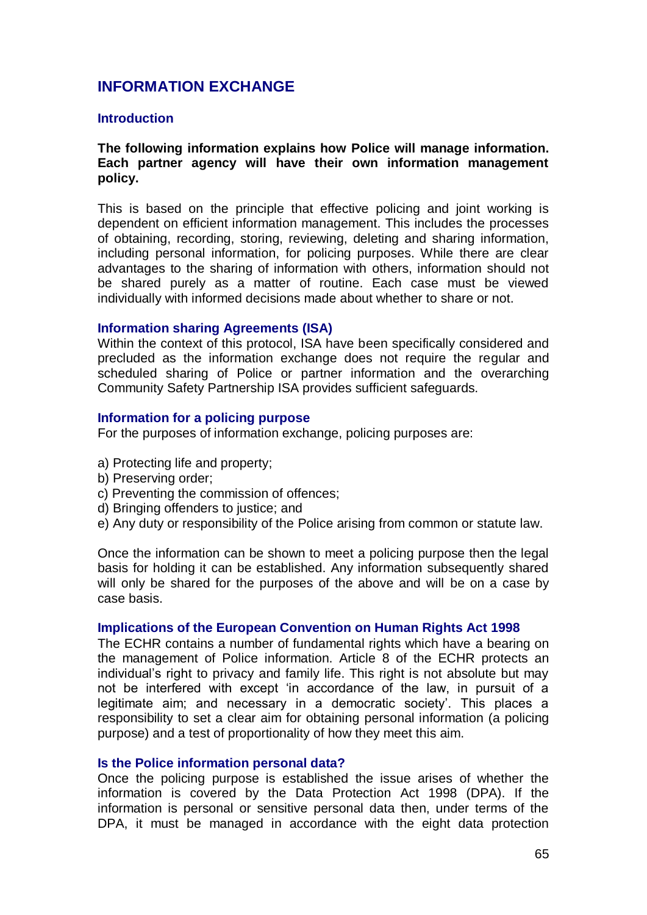## INFORMATION EXCHANGE

### Introduction

**The following information explains how Police will manage information. Each partner agency will have their own information management policy.**

This is based on the principle that effective policing and joint working is dependent on efficient information management. This includes the processes of obtaining, recording, storing, reviewing, deleting and sharing information, including personal information, for policing purposes. While there are clear advantages to the sharing of information with others, information should not be shared purely as a matter of routine. Each case must be viewed individually with informed decisions made about whether to share or not.

### Information sharing Agreements (ISA)

Within the context of this protocol, ISA have been specifically considered and precluded as the information exchange does not require the regular and scheduled sharing of Police or partner information and the overarching Community Safety Partnership ISA provides sufficient safeguards.

### Information for a policing purpose

For the purposes of information exchange, policing purposes are:

a) Protecting life and property;
b) Preserving order;
c) Preventing the commission of offences;
d) Bringing offenders to justice; and
e) Any duty or responsibility of the Police arising from common or statute law.

Once the information can be shown to meet a policing purpose then the legal basis for holding it can be established. Any information subsequently shared will only be shared for the purposes of the above and will be on a case by case basis.

### Implications of the European Convention on Human Rights Act 1998

The ECHR contains a number of fundamental rights which have a bearing on the management of Police information. Article 8 of the ECHR protects an individual's right to privacy and family life. This right is not absolute but may not be interfered with except 'in accordance of the law, in pursuit of a legitimate aim; and necessary in a democratic society'. This places a responsibility to set a clear aim for obtaining personal information (a policing purpose) and a test of proportionality of how they meet this aim.

### Is the Police information personal data?

Once the policing purpose is established the issue arises of whether the information is covered by the Data Protection Act 1998 (DPA). If the information is personal or sensitive personal data then, under terms of the DPA, it must be managed in accordance with the eight data protection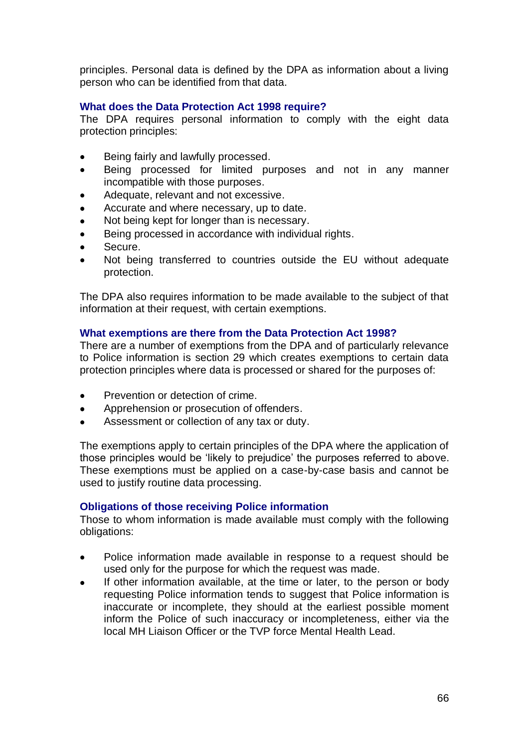principles. Personal data is defined by the DPA as information about a living person who can be identified from that data.

### What does the Data Protection Act 1998 require?

The DPA requires personal information to comply with the eight data protection principles:

- Being fairly and lawfully processed.
- Being processed for limited purposes and not in any manner incompatible with those purposes.
- Adequate, relevant and not excessive.
- Accurate and where necessary, up to date.
- Not being kept for longer than is necessary.
- Being processed in accordance with individual rights.
- Secure.
- Not being transferred to countries outside the EU without adequate protection.

The DPA also requires information to be made available to the subject of that information at their request, with certain exemptions.

### What exemptions are there from the Data Protection Act 1998?

There are a number of exemptions from the DPA and of particularly relevance to Police information is section 29 which creates exemptions to certain data protection principles where data is processed or shared for the purposes of:

- Prevention or detection of crime.
- Apprehension or prosecution of offenders.
- Assessment or collection of any tax or duty.

The exemptions apply to certain principles of the DPA where the application of those principles would be 'likely to prejudice' the purposes referred to above. These exemptions must be applied on a case-by-case basis and cannot be used to justify routine data processing.

### Obligations of those receiving Police information

Those to whom information is made available must comply with the following obligations:

- Police information made available in response to a request should be used only for the purpose for which the request was made.
- If other information available, at the time or later, to the person or body requesting Police information tends to suggest that Police information is inaccurate or incomplete, they should at the earliest possible moment inform the Police of such inaccuracy or incompleteness, either via the local MH Liaison Officer or the TVP force Mental Health Lead.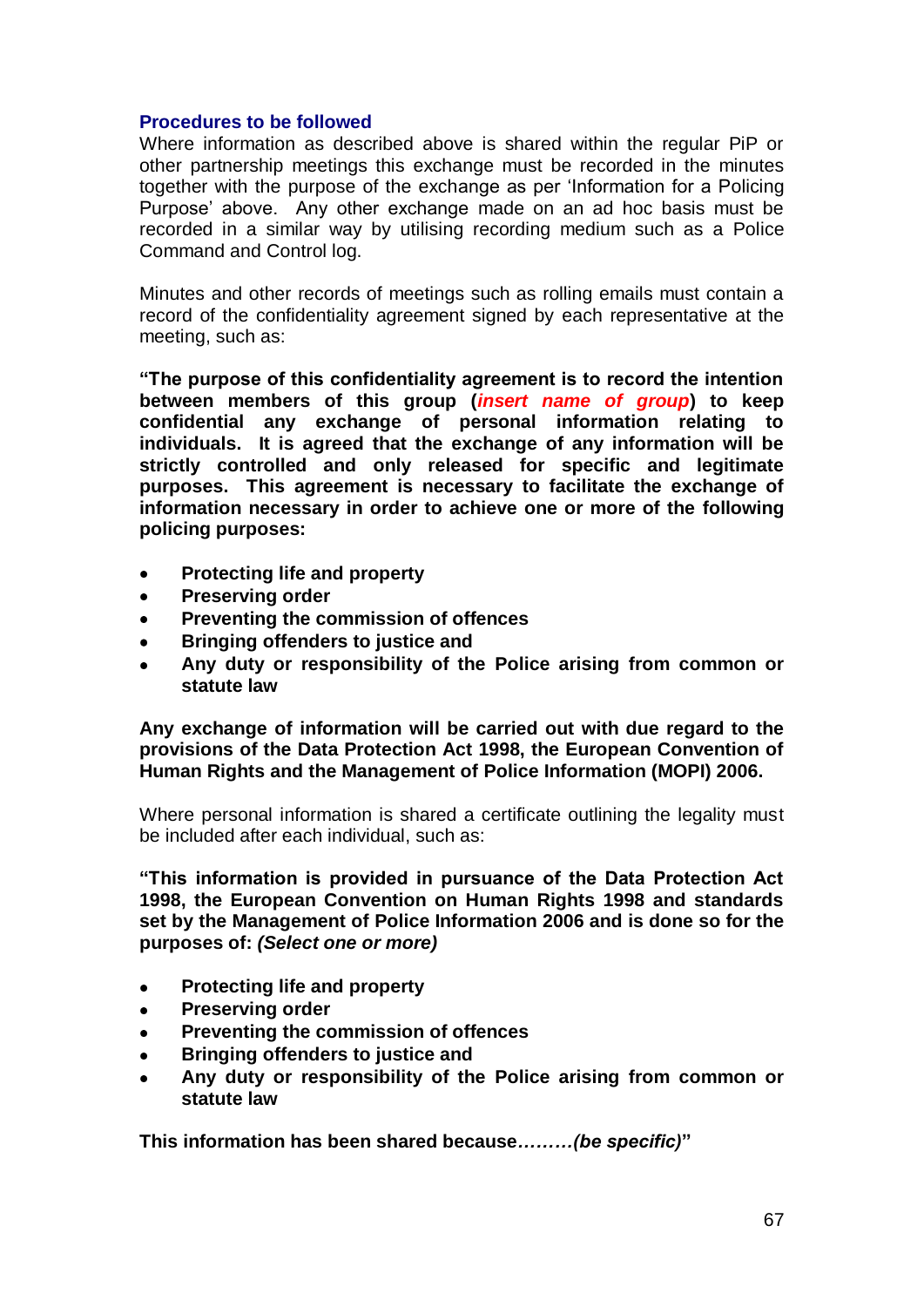## Procedures to be followed

Where information as described above is shared within the regular PiP or other partnership meetings this exchange must be recorded in the minutes together with the purpose of the exchange as per 'Information for a Policing Purpose' above. Any other exchange made on an ad hoc basis must be recorded in a similar way by utilising recording medium such as a Police Command and Control log.

Minutes and other records of meetings such as rolling emails must contain a record of the confidentiality agreement signed by each representative at the meeting, such as:

**"The purpose of this confidentiality agreement is to record the intention between members of this group (*insert name of group*) to keep confidential any exchange of personal information relating to individuals. It is agreed that the exchange of any information will be strictly controlled and only released for specific and legitimate purposes. This agreement is necessary to facilitate the exchange of information necessary in order to achieve one or more of the following policing purposes:**

- **Protecting life and property**
- **Preserving order**
- **Preventing the commission of offences**
- **Bringing offenders to justice and**
- **Any duty or responsibility of the Police arising from common or statute law**

**Any exchange of information will be carried out with due regard to the provisions of the Data Protection Act 1998, the European Convention of Human Rights and the Management of Police Information (MOPI) 2006.**

Where personal information is shared a certificate outlining the legality must be included after each individual, such as:

**"This information is provided in pursuance of the Data Protection Act 1998, the European Convention on Human Rights 1998 and standards set by the Management of Police Information 2006 and is done so for the purposes of:** ***(Select one or more)***

- **Protecting life and property**
- **Preserving order**
- **Preventing the commission of offences**
- **Bringing offenders to justice and**
- **Any duty or responsibility of the Police arising from common or statute law**

**This information has been shared because*………(be specific)*"**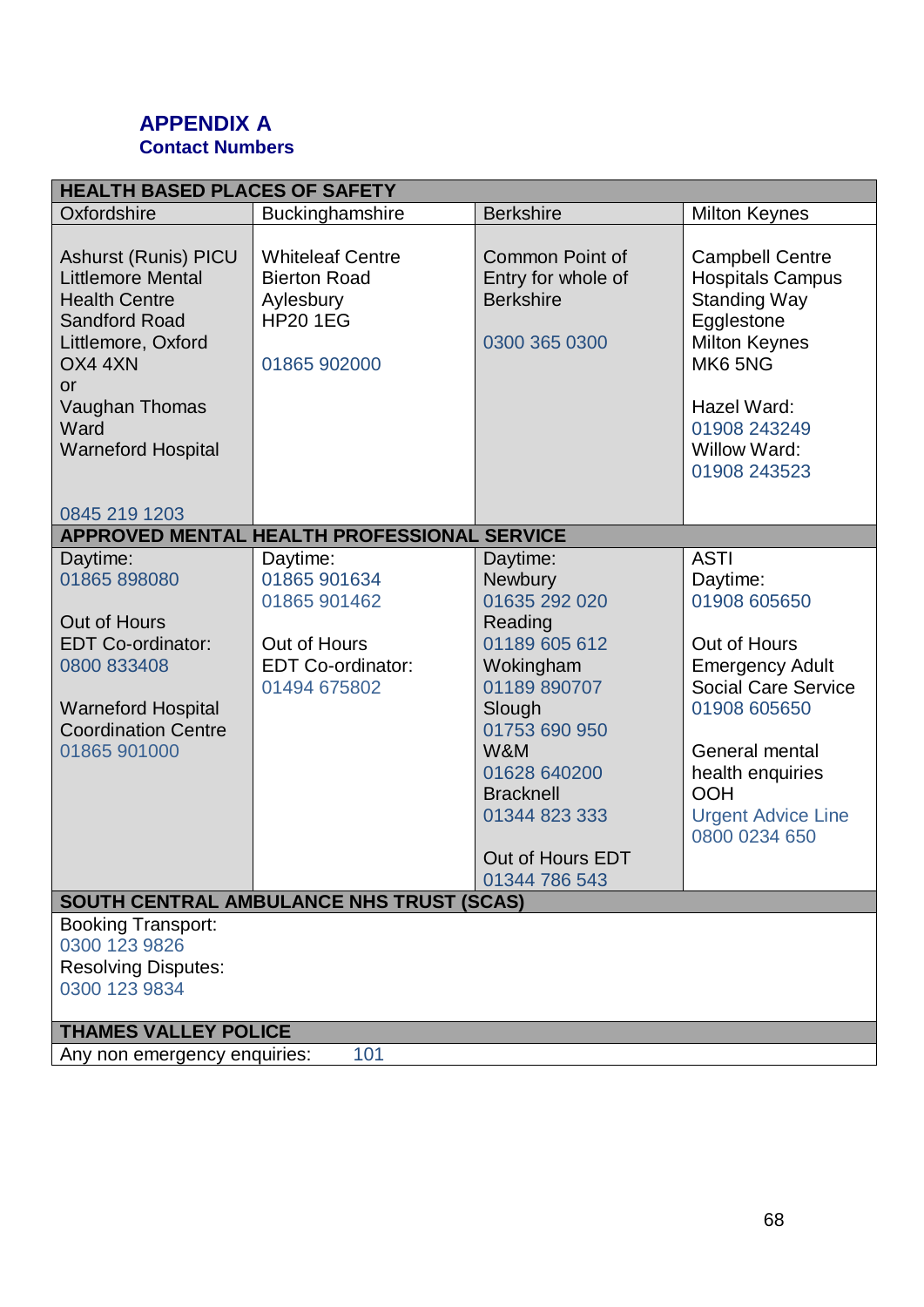## APPENDIX A
### Contact Numbers

| HEALTH BASED PLACES OF SAFETY | | | |
|---|---|---|---|
| Oxfordshire | Buckinghamshire | Berkshire | Milton Keynes |
| Ashurst (Runis) PICU<br>Littlemore Mental Health Centre<br>Sandford Road<br>Littlemore, Oxford<br>OX4 4XN<br>or<br>Vaughan Thomas Ward<br>Warneford Hospital<br><br>0845 219 1203 | Whiteleaf Centre<br>Bierton Road<br>Aylesbury<br>HP20 1EG<br><br>01865 902000 | Common Point of Entry for whole of Berkshire<br><br>0300 365 0300 | Campbell Centre<br>Hospitals Campus<br>Standing Way<br>Egglestone<br>Milton Keynes<br>MK6 5NG<br><br>Hazel Ward:<br>01908 243249<br>Willow Ward:<br>01908 243523 |
| **APPROVED MENTAL HEALTH PROFESSIONAL SERVICE** | | | |
| Daytime:<br>01865 898080<br><br>Out of Hours<br>EDT Co-ordinator:<br>0800 833408<br><br>Warneford Hospital Coordination Centre<br>01865 901000 | Daytime:<br>01865 901634<br>01865 901462<br><br>Out of Hours<br>EDT Co-ordinator:<br>01494 675802 | Daytime:<br>Newbury<br>01635 292 020<br>Reading<br>01189 605 612<br>Wokingham<br>01189 890707<br>Slough<br>01753 690 950<br>W&M<br>01628 640200<br>Bracknell<br>01344 823 333<br><br>Out of Hours EDT<br>01344 786 543 | ASTI<br>Daytime:<br>01908 605650<br><br>Out of Hours<br>Emergency Adult Social Care Service<br>01908 605650<br><br>General mental health enquiries OOH<br>Urgent Advice Line<br>0800 0234 650 |
| **SOUTH CENTRAL AMBULANCE NHS TRUST (SCAS)** | | | |
| Booking Transport:<br>0300 123 9826<br>Resolving Disputes:<br>0300 123 9834 | | | |
| **THAMES VALLEY POLICE** | | | |
| Any non emergency enquiries: 101 | | | |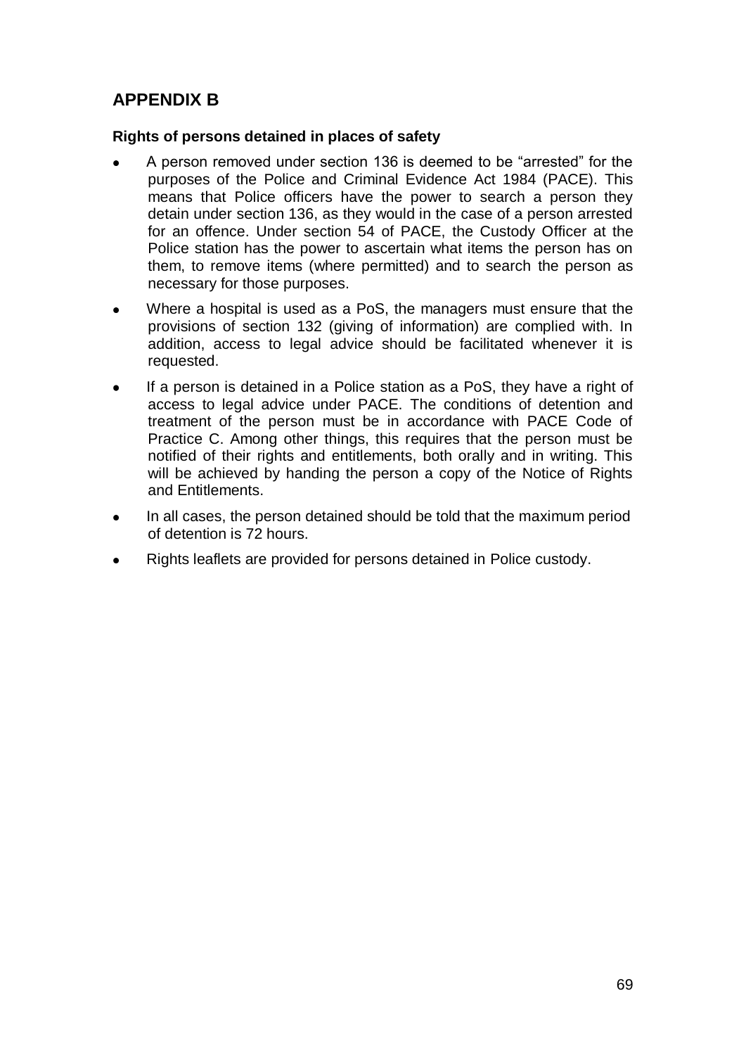## APPENDIX B

**Rights of persons detained in places of safety**

- A person removed under section 136 is deemed to be "arrested" for the purposes of the Police and Criminal Evidence Act 1984 (PACE). This means that Police officers have the power to search a person they detain under section 136, as they would in the case of a person arrested for an offence. Under section 54 of PACE, the Custody Officer at the Police station has the power to ascertain what items the person has on them, to remove items (where permitted) and to search the person as necessary for those purposes.
- Where a hospital is used as a PoS, the managers must ensure that the provisions of section 132 (giving of information) are complied with. In addition, access to legal advice should be facilitated whenever it is requested.
- If a person is detained in a Police station as a PoS, they have a right of access to legal advice under PACE. The conditions of detention and treatment of the person must be in accordance with PACE Code of Practice C. Among other things, this requires that the person must be notified of their rights and entitlements, both orally and in writing. This will be achieved by handing the person a copy of the Notice of Rights and Entitlements.
- In all cases, the person detained should be told that the maximum period of detention is 72 hours.
- Rights leaflets are provided for persons detained in Police custody.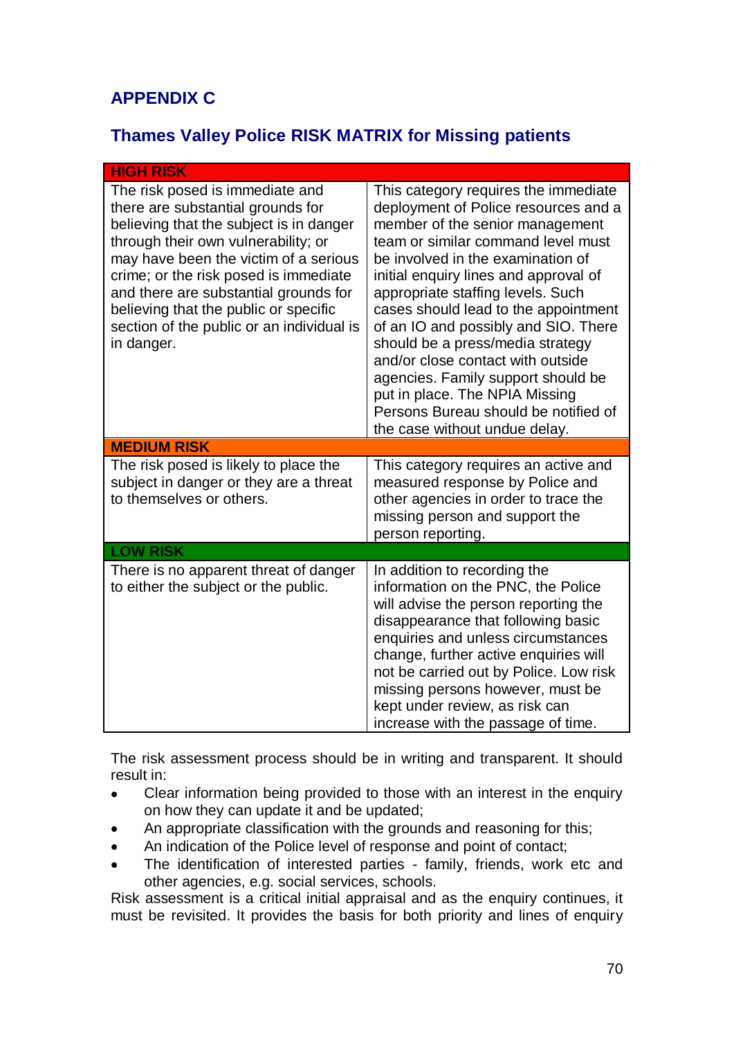## APPENDIX C

## Thames Valley Police RISK MATRIX for Missing patients

| HIGH RISK | |
|---|---|
| The risk posed is immediate and there are substantial grounds for believing that the subject is in danger through their own vulnerability; or may have been the victim of a serious crime; or the risk posed is immediate and there are substantial grounds for believing that the public or specific section of the public or an individual is in danger. | This category requires the immediate deployment of Police resources and a member of the senior management team or similar command level must be involved in the examination of initial enquiry lines and approval of appropriate staffing levels. Such cases should lead to the appointment of an IO and possibly and SIO. There should be a press/media strategy and/or close contact with outside agencies. Family support should be put in place. The NPIA Missing Persons Bureau should be notified of the case without undue delay. |
| **MEDIUM RISK** | |
| The risk posed is likely to place the subject in danger or they are a threat to themselves or others. | This category requires an active and measured response by Police and other agencies in order to trace the missing person and support the person reporting. |
| **LOW RISK** | |
| There is no apparent threat of danger to either the subject or the public. | In addition to recording the information on the PNC, the Police will advise the person reporting the disappearance that following basic enquiries and unless circumstances change, further active enquiries will not be carried out by Police. Low risk missing persons however, must be kept under review, as risk can increase with the passage of time. |

The risk assessment process should be in writing and transparent. It should result in:

- Clear information being provided to those with an interest in the enquiry on how they can update it and be updated;
- An appropriate classification with the grounds and reasoning for this;
- An indication of the Police level of response and point of contact;
- The identification of interested parties - family, friends, work etc and other agencies, e.g. social services, schools.

Risk assessment is a critical initial appraisal and as the enquiry continues, it must be revisited. It provides the basis for both priority and lines of enquiry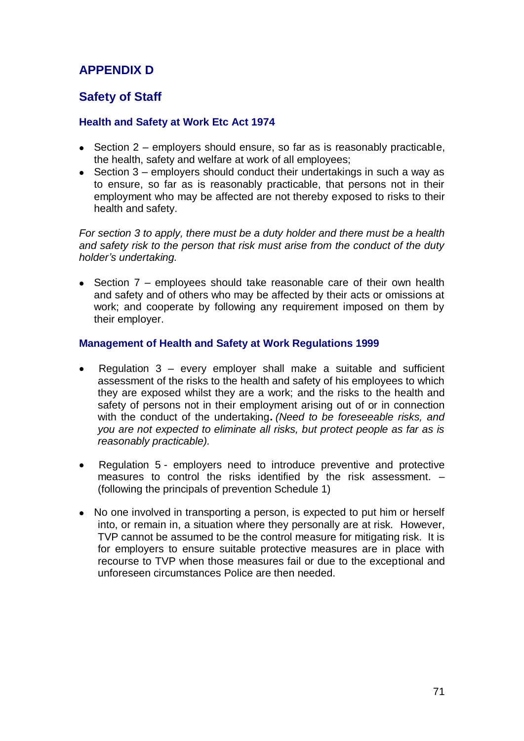# APPENDIX D

## Safety of Staff

### Health and Safety at Work Etc Act 1974

- Section 2 – employers should ensure, so far as is reasonably practicable, the health, safety and welfare at work of all employees;
- Section 3 – employers should conduct their undertakings in such a way as to ensure, so far as is reasonably practicable, that persons not in their employment who may be affected are not thereby exposed to risks to their health and safety.

*For section 3 to apply, there must be a duty holder and there must be a health and safety risk to the person that risk must arise from the conduct of the duty holder's undertaking.*

- Section 7 – employees should take reasonable care of their own health and safety and of others who may be affected by their acts or omissions at work; and cooperate by following any requirement imposed on them by their employer.

### Management of Health and Safety at Work Regulations 1999

- Regulation 3 – every employer shall make a suitable and sufficient assessment of the risks to the health and safety of his employees to which they are exposed whilst they are a work; and the risks to the health and safety of persons not in their employment arising out of or in connection with the conduct of the undertaking**.** *(Need to be foreseeable risks, and you are not expected to eliminate all risks, but protect people as far as is reasonably practicable).*

- Regulation 5 - employers need to introduce preventive and protective measures to control the risks identified by the risk assessment. – (following the principals of prevention Schedule 1)

- No one involved in transporting a person, is expected to put him or herself into, or remain in, a situation where they personally are at risk. However, TVP cannot be assumed to be the control measure for mitigating risk. It is for employers to ensure suitable protective measures are in place with recourse to TVP when those measures fail or due to the exceptional and unforeseen circumstances Police are then needed.